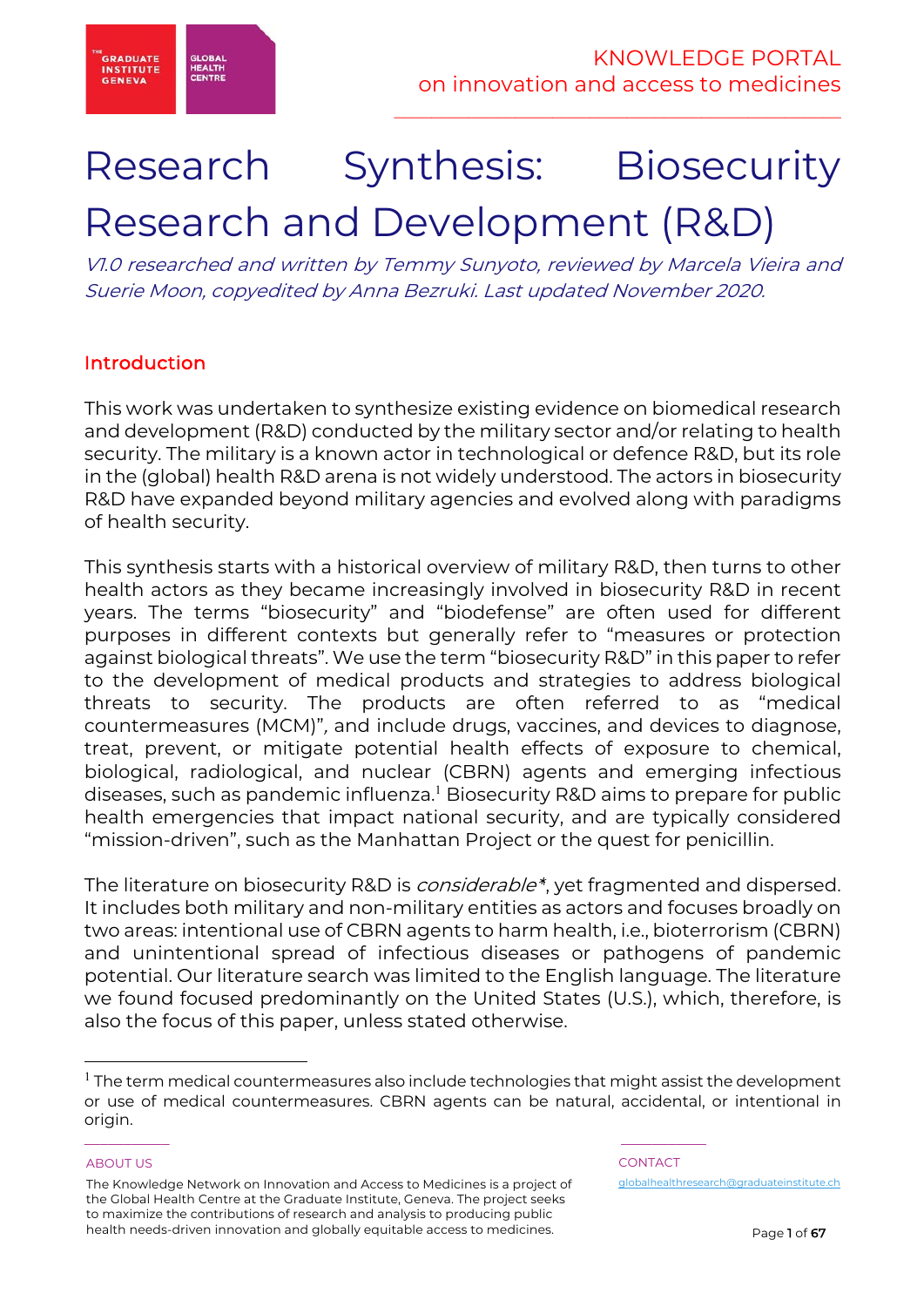# Research Synthesis: Biosecurity Research and Development (R&D)

*V1.0 researched and written by Temmy Sunyoto, reviewed by Marcela Vieira and Suerie Moon, copyedited by Anna Bezruki. Last updated November 2020.*

## Introduction

This work was undertaken to synthesize existing evidence on biomedical research and development (R&D) conducted by the military sector and/or relating to health security. The military is a known actor in technological or defence R&D, but its role in the (global) health R&D arena is not widely understood. The actors in biosecurity R&D have expanded beyond military agencies and evolved along with paradigms of health security.

This synthesis starts with a historical overview of military R&D, then turns to other health actors as they became increasingly involved in biosecurity R&D in recent years. The terms "biosecurity" and "biodefense" are often used for different purposes in different contexts but generally refer to "measures or protection against biological threats". We use the term "biosecurity R&D" in this paper to refer to the development of medical products and strategies to address biological threats to security. The products are often referred to as "medical countermeasures (MCM)", and include drugs, vaccines, and devices to diagnose, treat, prevent, or mitigate potential health effects of exposure to chemical, biological, radiological, and nuclear (CBRN) agents and emerging infectious diseases, such as pandemic influenza.[1] Biosecurity R&D aims to prepare for public health emergencies that impact national security, and are typically considered "mission-driven", such as the Manhattan Project or the quest for penicillin.

The literature on biosecurity R&D is *considerable**, yet fragmented and dispersed. It includes both military and non-military entities as actors and focuses broadly on two areas: intentional use of CBRN agents to harm health, i.e., bioterrorism (CBRN) and unintentional spread of infectious diseases or pathogens of pandemic potential. Our literature search was limited to the English language. The literature we found focused predominantly on the United States (U.S.), which, therefore, is also the focus of this paper, unless stated otherwise.

[1] The term medical countermeasures also include technologies that might assist the development or use of medical countermeasures. CBRN agents can be natural, accidental, or intentional in origin.

ABOUT US

The Knowledge Network on Innovation and Access to Medicines is a project of the Global Health Centre at the Graduate Institute, Geneva. The project seeks to maximize the contributions of research and analysis to producing public health needs-driven innovation and globally equitable access to medicines.

CONTACT

globalhealthresearch@graduateinstitute.ch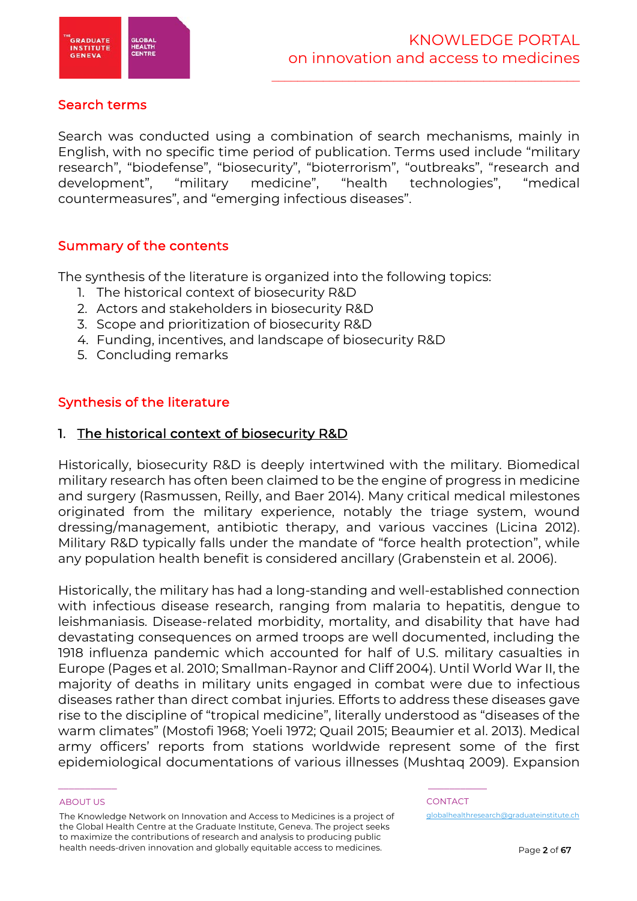## Search terms

Search was conducted using a combination of search mechanisms, mainly in English, with no specific time period of publication. Terms used include "military research", "biodefense", "biosecurity", "bioterrorism", "outbreaks", "research and development", "military medicine", "health technologies", "medical countermeasures", and "emerging infectious diseases".

## Summary of the contents

The synthesis of the literature is organized into the following topics:

1. The historical context of biosecurity R&D
2. Actors and stakeholders in biosecurity R&D
3. Scope and prioritization of biosecurity R&D
4. Funding, incentives, and landscape of biosecurity R&D
5. Concluding remarks

## Synthesis of the literature

### 1. The historical context of biosecurity R&D

Historically, biosecurity R&D is deeply intertwined with the military. Biomedical military research has often been claimed to be the engine of progress in medicine and surgery (Rasmussen, Reilly, and Baer 2014). Many critical medical milestones originated from the military experience, notably the triage system, wound dressing/management, antibiotic therapy, and various vaccines (Licina 2012). Military R&D typically falls under the mandate of "force health protection", while any population health benefit is considered ancillary (Grabenstein et al. 2006).

Historically, the military has had a long-standing and well-established connection with infectious disease research, ranging from malaria to hepatitis, dengue to leishmaniasis. Disease-related morbidity, mortality, and disability that have had devastating consequences on armed troops are well documented, including the 1918 influenza pandemic which accounted for half of U.S. military casualties in Europe (Pages et al. 2010; Smallman-Raynor and Cliff 2004). Until World War II, the majority of deaths in military units engaged in combat were due to infectious diseases rather than direct combat injuries. Efforts to address these diseases gave rise to the discipline of "tropical medicine", literally understood as "diseases of the warm climates" (Mostofi 1968; Yoeli 1972; Quail 2015; Beaumier et al. 2013). Medical army officers' reports from stations worldwide represent some of the first epidemiological documentations of various illnesses (Mushtaq 2009). Expansion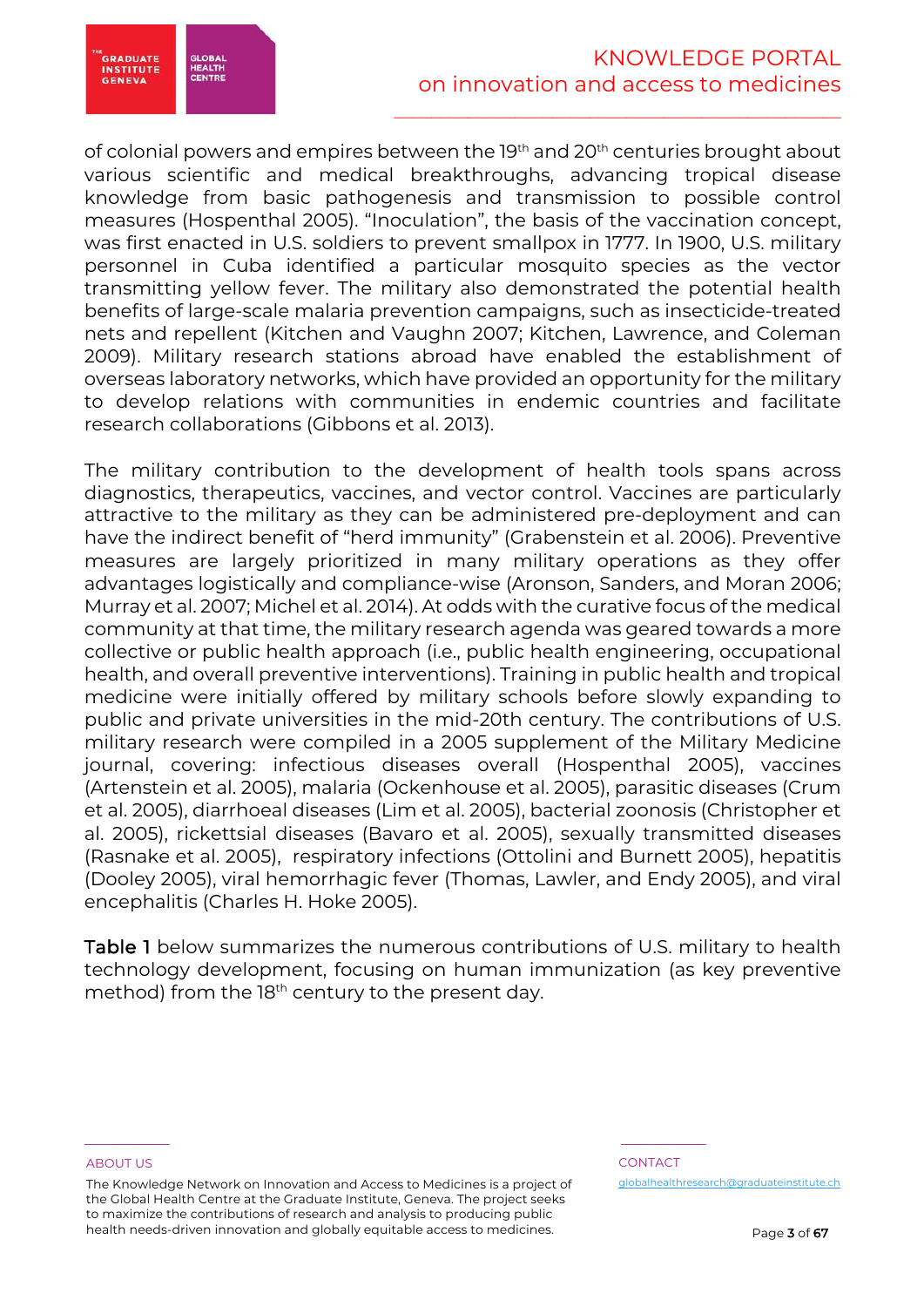of colonial powers and empires between the 19th and 20th centuries brought about various scientific and medical breakthroughs, advancing tropical disease knowledge from basic pathogenesis and transmission to possible control measures (Hospenthal 2005). "Inoculation", the basis of the vaccination concept, was first enacted in U.S. soldiers to prevent smallpox in 1777. In 1900, U.S. military personnel in Cuba identified a particular mosquito species as the vector transmitting yellow fever. The military also demonstrated the potential health benefits of large-scale malaria prevention campaigns, such as insecticide-treated nets and repellent (Kitchen and Vaughn 2007; Kitchen, Lawrence, and Coleman 2009). Military research stations abroad have enabled the establishment of overseas laboratory networks, which have provided an opportunity for the military to develop relations with communities in endemic countries and facilitate research collaborations (Gibbons et al. 2013).

The military contribution to the development of health tools spans across diagnostics, therapeutics, vaccines, and vector control. Vaccines are particularly attractive to the military as they can be administered pre-deployment and can have the indirect benefit of "herd immunity" (Grabenstein et al. 2006). Preventive measures are largely prioritized in many military operations as they offer advantages logistically and compliance-wise (Aronson, Sanders, and Moran 2006; Murray et al. 2007; Michel et al. 2014). At odds with the curative focus of the medical community at that time, the military research agenda was geared towards a more collective or public health approach (i.e., public health engineering, occupational health, and overall preventive interventions). Training in public health and tropical medicine were initially offered by military schools before slowly expanding to public and private universities in the mid-20th century. The contributions of U.S. military research were compiled in a 2005 supplement of the Military Medicine journal, covering: infectious diseases overall (Hospenthal 2005), vaccines (Artenstein et al. 2005), malaria (Ockenhouse et al. 2005), parasitic diseases (Crum et al. 2005), diarrhoeal diseases (Lim et al. 2005), bacterial zoonosis (Christopher et al. 2005), rickettsial diseases (Bavaro et al. 2005), sexually transmitted diseases (Rasnake et al. 2005), respiratory infections (Ottolini and Burnett 2005), hepatitis (Dooley 2005), viral hemorrhagic fever (Thomas, Lawler, and Endy 2005), and viral encephalitis (Charles H. Hoke 2005).

**Table 1** below summarizes the numerous contributions of U.S. military to health technology development, focusing on human immunization (as key preventive method) from the 18th century to the present day.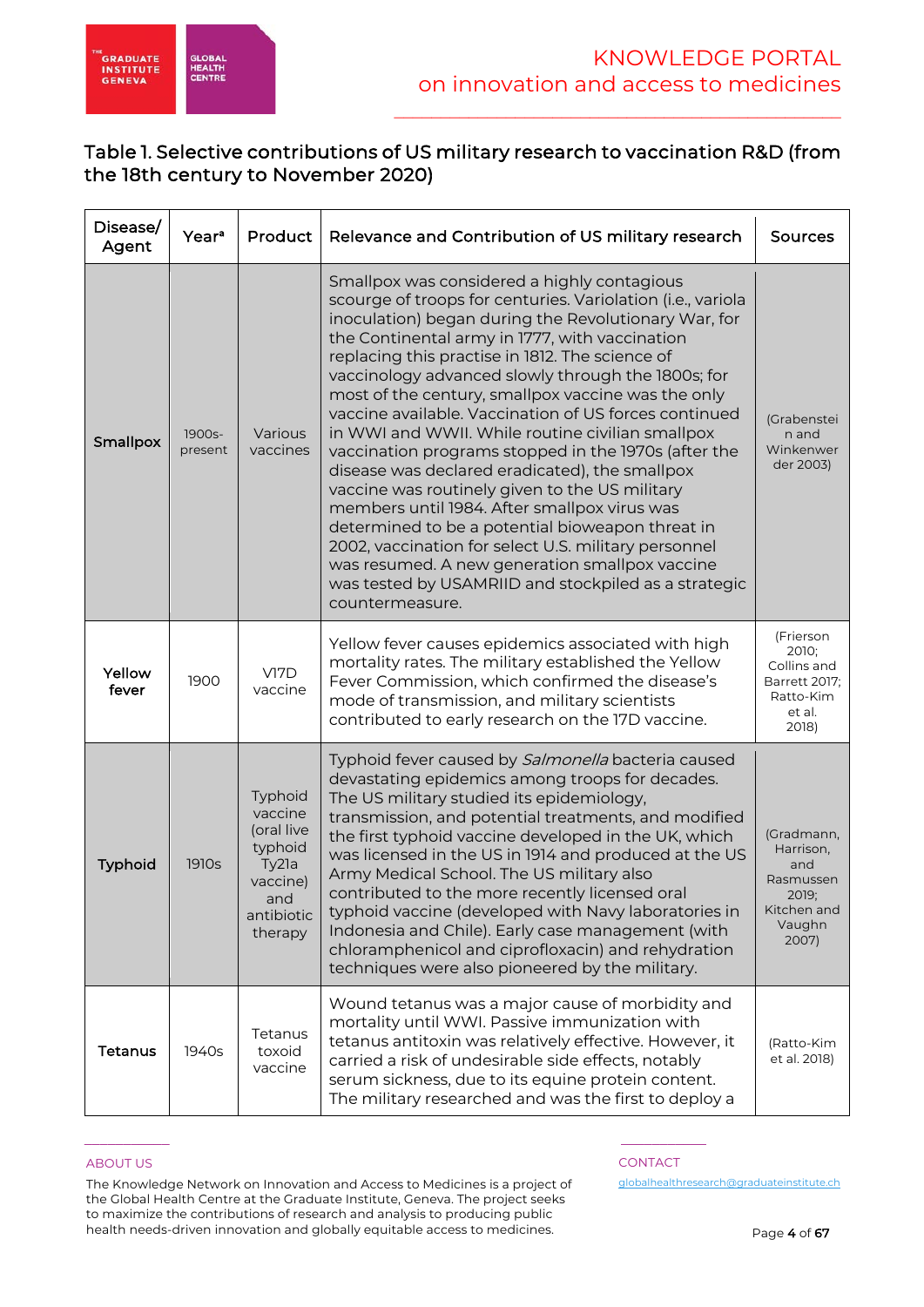### Table 1. Selective contributions of US military research to vaccination R&D (from the 18th century to November 2020)

| Disease/ Agent | Year[a] | Product | Relevance and Contribution of US military research | Sources |
|---|---|---|---|---|
| **Smallpox** | 1900s-present | Various vaccines | Smallpox was considered a highly contagious scourge of troops for centuries. Variolation (i.e., variola inoculation) began during the Revolutionary War, for the Continental army in 1777, with vaccination replacing this practise in 1812. The science of vaccinology advanced slowly through the 1800s; for most of the century, smallpox vaccine was the only vaccine available. Vaccination of US forces continued in WWI and WWII. While routine civilian smallpox vaccination programs stopped in the 1970s (after the disease was declared eradicated), the smallpox vaccine was routinely given to the US military members until 1984. After smallpox virus was determined to be a potential bioweapon threat in 2002, vaccination for select U.S. military personnel was resumed. A new generation smallpox vaccine was tested by USAMRIID and stockpiled as a strategic countermeasure. | (Grabenstein and Winkenwerder 2003) |
| **Yellow fever** | 1900 | V17D vaccine | Yellow fever causes epidemics associated with high mortality rates. The military established the Yellow Fever Commission, which confirmed the disease's mode of transmission, and military scientists contributed to early research on the 17D vaccine. | (Frierson 2010; Collins and Barrett 2017; Ratto-Kim et al. 2018) |
| **Typhoid** | 1910s | Typhoid vaccine (oral live typhoid Ty21a vaccine) and antibiotic therapy | Typhoid fever caused by *Salmonella* bacteria caused devastating epidemics among troops for decades. The US military studied its epidemiology, transmission, and potential treatments, and modified the first typhoid vaccine developed in the UK, which was licensed in the US in 1914 and produced at the US Army Medical School. The US military also contributed to the more recently licensed oral typhoid vaccine (developed with Navy laboratories in Indonesia and Chile). Early case management (with chloramphenicol and ciprofloxacin) and rehydration techniques were also pioneered by the military. | (Gradmann, Harrison, and Rasmussen 2019; Kitchen and Vaughn 2007) |
| **Tetanus** | 1940s | Tetanus toxoid vaccine | Wound tetanus was a major cause of morbidity and mortality until WWI. Passive immunization with tetanus antitoxin was relatively effective. However, it carried a risk of undesirable side effects, notably serum sickness, due to its equine protein content. The military researched and was the first to deploy a | (Ratto-Kim et al. 2018) |

ABOUT US

The Knowledge Network on Innovation and Access to Medicines is a project of the Global Health Centre at the Graduate Institute, Geneva. The project seeks to maximize the contributions of research and analysis to producing public health needs-driven innovation and globally equitable access to medicines.

CONTACT

globalhealthresearch@graduateinstitute.ch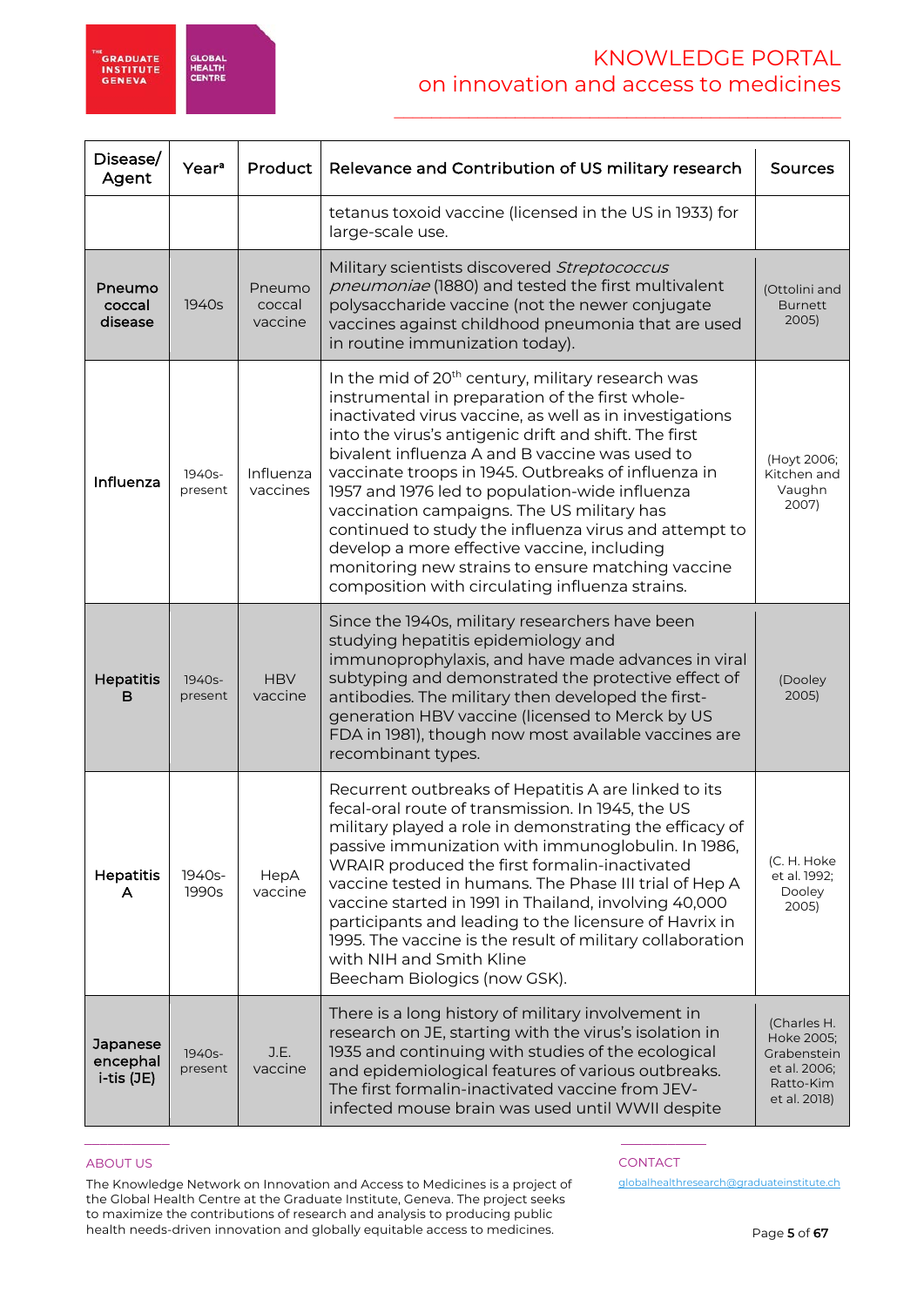| Disease/ Agent | Year[a] | Product | Relevance and Contribution of US military research | Sources |
|---|---|---|---|---|
| | | | tetanus toxoid vaccine (licensed in the US in 1933) for large-scale use. | |
| **Pneumococcal disease** | 1940s | Pneumococcal vaccine | Military scientists discovered *Streptococcus pneumoniae* (1880) and tested the first multivalent polysaccharide vaccine (not the newer conjugate vaccines against childhood pneumonia that are used in routine immunization today). | (Ottolini and Burnett 2005) |
| **Influenza** | 1940s-present | Influenza vaccines | In the mid of 20th century, military research was instrumental in preparation of the first whole-inactivated virus vaccine, as well as in investigations into the virus's antigenic drift and shift. The first bivalent influenza A and B vaccine was used to vaccinate troops in 1945. Outbreaks of influenza in 1957 and 1976 led to population-wide influenza vaccination campaigns. The US military has continued to study the influenza virus and attempt to develop a more effective vaccine, including monitoring new strains to ensure matching vaccine composition with circulating influenza strains. | (Hoyt 2006; Kitchen and Vaughn 2007) |
| **Hepatitis B** | 1940s-present | HBV vaccine | Since the 1940s, military researchers have been studying hepatitis epidemiology and immunoprophylaxis, and have made advances in viral subtyping and demonstrated the protective effect of antibodies. The military then developed the first-generation HBV vaccine (licensed to Merck by US FDA in 1981), though now most available vaccines are recombinant types. | (Dooley 2005) |
| **Hepatitis A** | 1940s-1990s | HepA vaccine | Recurrent outbreaks of Hepatitis A are linked to its fecal-oral route of transmission. In 1945, the US military played a role in demonstrating the efficacy of passive immunization with immunoglobulin. In 1986, WRAIR produced the first formalin-inactivated vaccine tested in humans. The Phase III trial of Hep A vaccine started in 1991 in Thailand, involving 40,000 participants and leading to the licensure of Havrix in 1995. The vaccine is the result of military collaboration with NIH and Smith Kline Beecham Biologics (now GSK). | (C. H. Hoke et al. 1992; Dooley 2005) |
| **Japanese encephal i-tis (JE)** | 1940s-present | J.E. vaccine | There is a long history of military involvement in research on JE, starting with the virus's isolation in 1935 and continuing with studies of the ecological and epidemiological features of various outbreaks. The first formalin-inactivated vaccine from JEV-infected mouse brain was used until WWII despite | (Charles H. Hoke 2005; Grabenstein et al. 2006; Ratto-Kim et al. 2018) |

ABOUT US

The Knowledge Network on Innovation and Access to Medicines is a project of the Global Health Centre at the Graduate Institute, Geneva. The project seeks to maximize the contributions of research and analysis to producing public health needs-driven innovation and globally equitable access to medicines.

CONTACT

globalhealthresearch@graduateinstitute.ch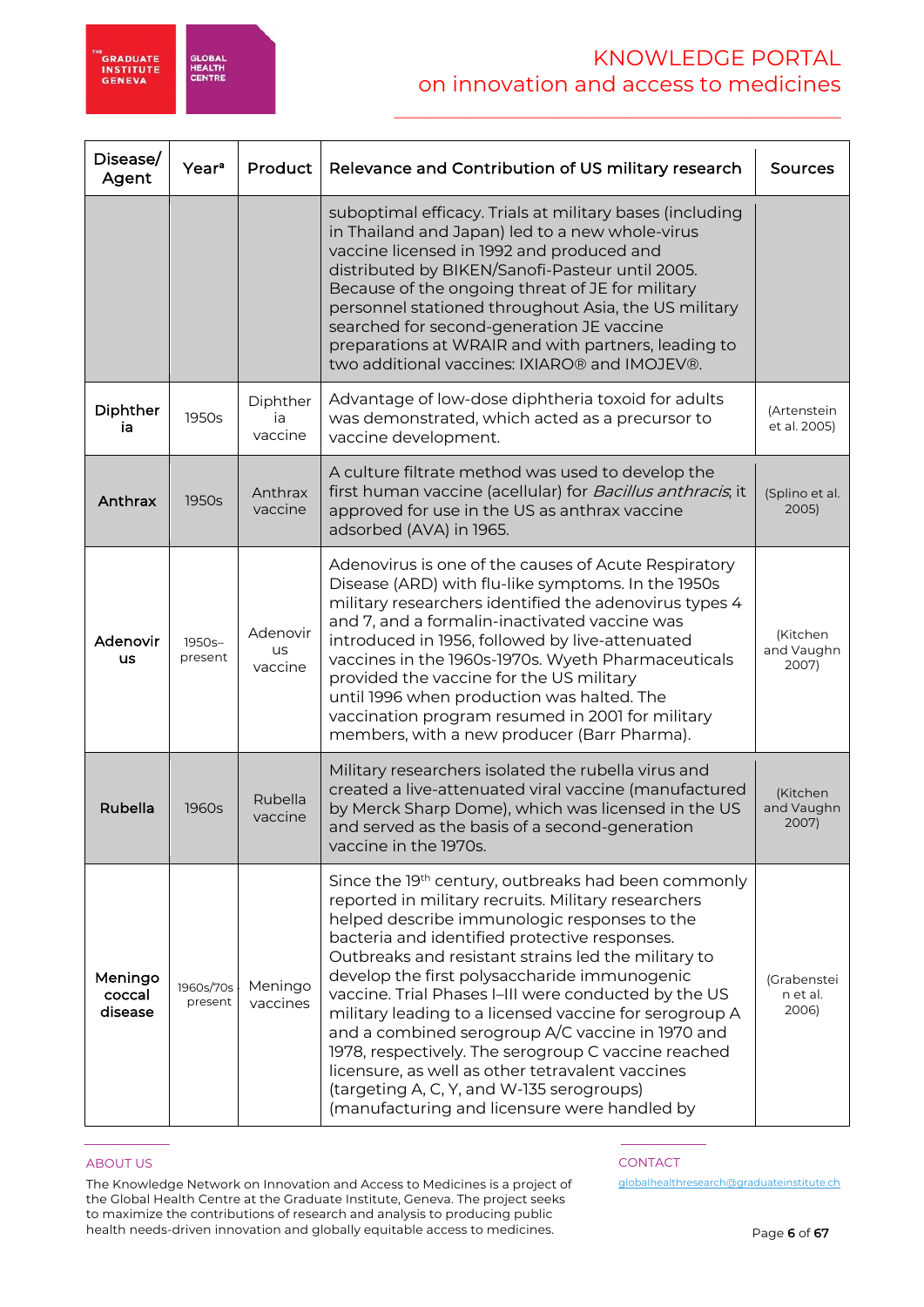| Disease/ Agent | Year[a] | Product | Relevance and Contribution of US military research | Sources |
|---|---|---|---|---|
| | | | suboptimal efficacy. Trials at military bases (including in Thailand and Japan) led to a new whole-virus vaccine licensed in 1992 and produced and distributed by BIKEN/Sanofi-Pasteur until 2005. Because of the ongoing threat of JE for military personnel stationed throughout Asia, the US military searched for second-generation JE vaccine preparations at WRAIR and with partners, leading to two additional vaccines: IXIARO® and IMOJEV®. | |
| Diphtheria | 1950s | Diphtheria vaccine | Advantage of low-dose diphtheria toxoid for adults was demonstrated, which acted as a precursor to vaccine development. | (Artenstein et al. 2005) |
| Anthrax | 1950s | Anthrax vaccine | A culture filtrate method was used to develop the first human vaccine (acellular) for *Bacillus anthracis*; it approved for use in the US as anthrax vaccine adsorbed (AVA) in 1965. | (Splino et al. 2005) |
| Adenovirus | 1950s–present | Adenovirus vaccine | Adenovirus is one of the causes of Acute Respiratory Disease (ARD) with flu-like symptoms. In the 1950s military researchers identified the adenovirus types 4 and 7, and a formalin-inactivated vaccine was introduced in 1956, followed by live-attenuated vaccines in the 1960s-1970s. Wyeth Pharmaceuticals provided the vaccine for the US military until 1996 when production was halted. The vaccination program resumed in 2001 for military members, with a new producer (Barr Pharma). | (Kitchen and Vaughn 2007) |
| Rubella | 1960s | Rubella vaccine | Military researchers isolated the rubella virus and created a live-attenuated viral vaccine (manufactured by Merck Sharp Dome), which was licensed in the US and served as the basis of a second-generation vaccine in the 1970s. | (Kitchen and Vaughn 2007) |
| Meningococcal disease | 1960s/70s-present | Meningo vaccines | Since the 19th century, outbreaks had been commonly reported in military recruits. Military researchers helped describe immunologic responses to the bacteria and identified protective responses. Outbreaks and resistant strains led the military to develop the first polysaccharide immunogenic vaccine. Trial Phases I–III were conducted by the US military leading to a licensed vaccine for serogroup A and a combined serogroup A/C vaccine in 1970 and 1978, respectively. The serogroup C vaccine reached licensure, as well as other tetravalent vaccines (targeting A, C, Y, and W-135 serogroups) (manufacturing and licensure were handled by | (Grabenstein et al. 2006) |

ABOUT US

The Knowledge Network on Innovation and Access to Medicines is a project of the Global Health Centre at the Graduate Institute, Geneva. The project seeks to maximize the contributions of research and analysis to producing public health needs-driven innovation and globally equitable access to medicines.

CONTACT

globalhealthresearch@graduateinstitute.ch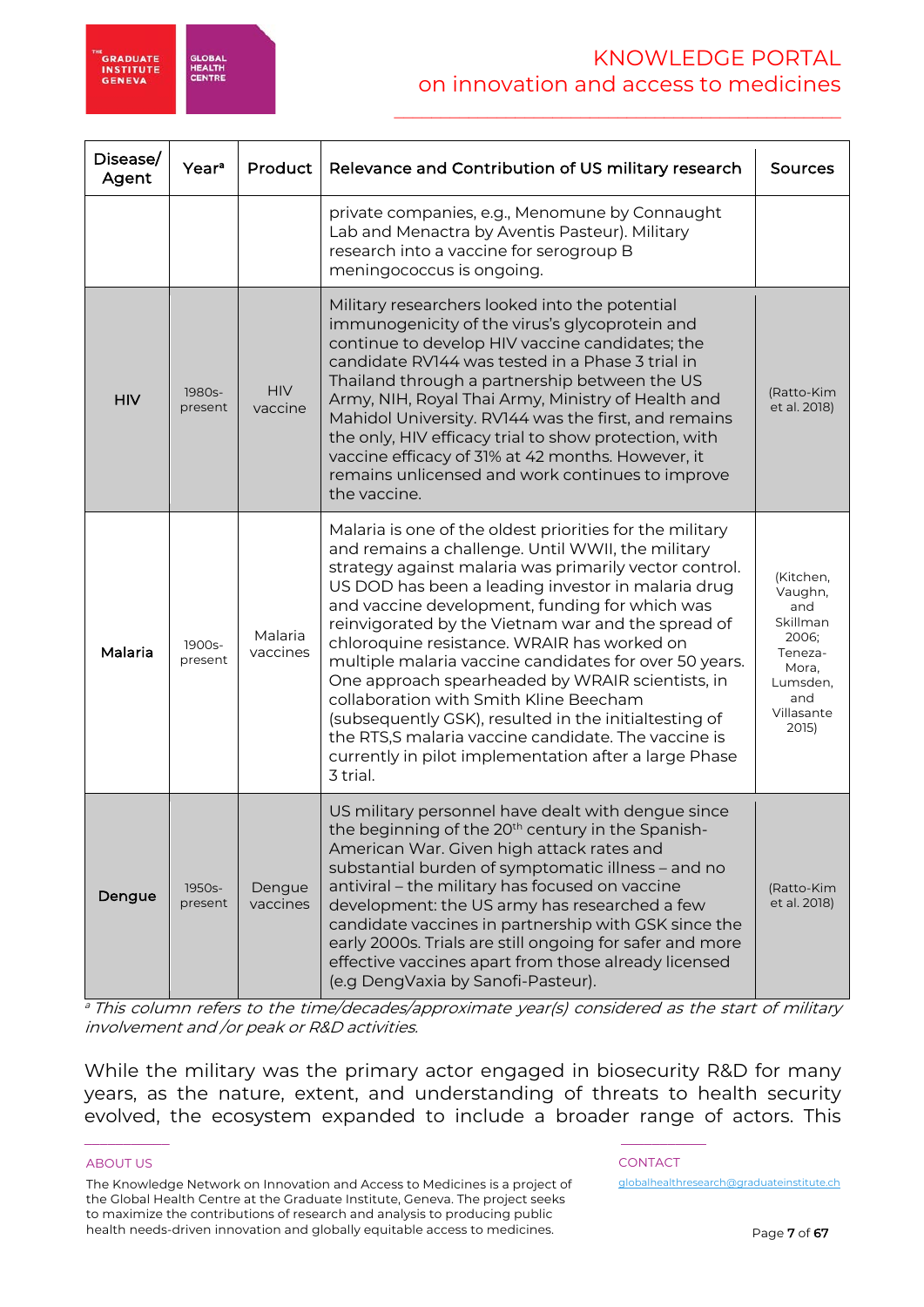| Disease/ Agent | Year[a] | Product | Relevance and Contribution of US military research | Sources |
|---|---|---|---|---|
| | | | private companies, e.g., Menomune by Connaught Lab and Menactra by Aventis Pasteur). Military research into a vaccine for serogroup B meningococcus is ongoing. | |
| **HIV** | 1980s-present | HIV vaccine | Military researchers looked into the potential immunogenicity of the virus's glycoprotein and continue to develop HIV vaccine candidates; the candidate RV144 was tested in a Phase 3 trial in Thailand through a partnership between the US Army, NIH, Royal Thai Army, Ministry of Health and Mahidol University. RV144 was the first, and remains the only, HIV efficacy trial to show protection, with vaccine efficacy of 31% at 42 months. However, it remains unlicensed and work continues to improve the vaccine. | (Ratto-Kim et al. 2018) |
| **Malaria** | 1900s-present | Malaria vaccines | Malaria is one of the oldest priorities for the military and remains a challenge. Until WWII, the military strategy against malaria was primarily vector control. US DOD has been a leading investor in malaria drug and vaccine development, funding for which was reinvigorated by the Vietnam war and the spread of chloroquine resistance. WRAIR has worked on multiple malaria vaccine candidates for over 50 years. One approach spearheaded by WRAIR scientists, in collaboration with Smith Kline Beecham (subsequently GSK), resulted in the initialtesting of the RTS,S malaria vaccine candidate. The vaccine is currently in pilot implementation after a large Phase 3 trial. | (Kitchen, Vaughn, and Skillman 2006; Teneza-Mora, Lumsden, and Villasante 2015) |
| **Dengue** | 1950s-present | Dengue vaccines | US military personnel have dealt with dengue since the beginning of the 20th century in the Spanish-American War. Given high attack rates and substantial burden of symptomatic illness – and no antiviral – the military has focused on vaccine development: the US army has researched a few candidate vaccines in partnership with GSK since the early 2000s. Trials are still ongoing for safer and more effective vaccines apart from those already licensed (e.g DengVaxia by Sanofi-Pasteur). | (Ratto-Kim et al. 2018) |

*[a] This column refers to the time/decades/approximate year(s) considered as the start of military involvement and /or peak or R&D activities.*

While the military was the primary actor engaged in biosecurity R&D for many years, as the nature, extent, and understanding of threats to health security evolved, the ecosystem expanded to include a broader range of actors. This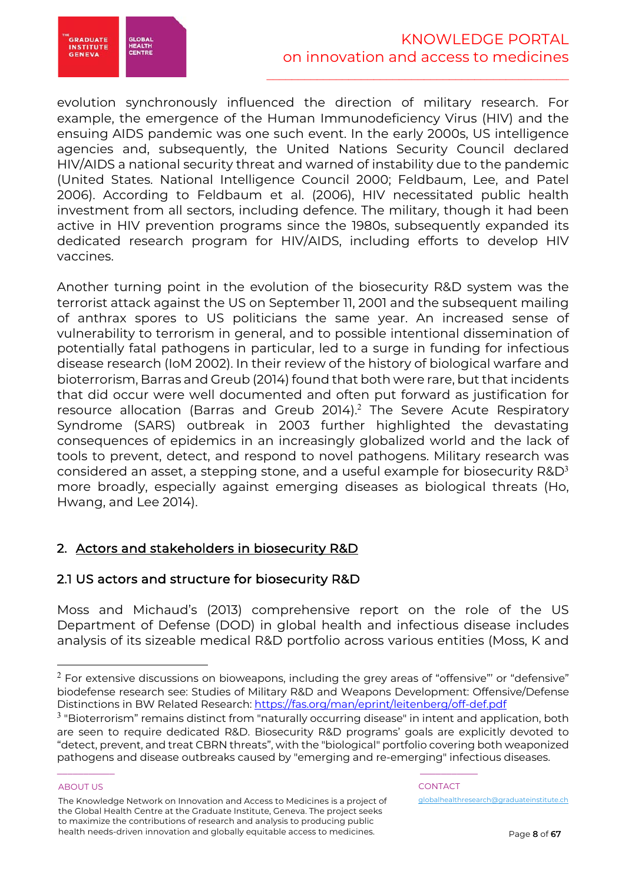evolution synchronously influenced the direction of military research. For example, the emergence of the Human Immunodeficiency Virus (HIV) and the ensuing AIDS pandemic was one such event. In the early 2000s, US intelligence agencies and, subsequently, the United Nations Security Council declared HIV/AIDS a national security threat and warned of instability due to the pandemic (United States. National Intelligence Council 2000; Feldbaum, Lee, and Patel 2006). According to Feldbaum et al. (2006), HIV necessitated public health investment from all sectors, including defence. The military, though it had been active in HIV prevention programs since the 1980s, subsequently expanded its dedicated research program for HIV/AIDS, including efforts to develop HIV vaccines.

Another turning point in the evolution of the biosecurity R&D system was the terrorist attack against the US on September 11, 2001 and the subsequent mailing of anthrax spores to US politicians the same year. An increased sense of vulnerability to terrorism in general, and to possible intentional dissemination of potentially fatal pathogens in particular, led to a surge in funding for infectious disease research (IoM 2002). In their review of the history of biological warfare and bioterrorism, Barras and Greub (2014) found that both were rare, but that incidents that did occur were well documented and often put forward as justification for resource allocation (Barras and Greub 2014).[2] The Severe Acute Respiratory Syndrome (SARS) outbreak in 2003 further highlighted the devastating consequences of epidemics in an increasingly globalized world and the lack of tools to prevent, detect, and respond to novel pathogens. Military research was considered an asset, a stepping stone, and a useful example for biosecurity R&D[3] more broadly, especially against emerging diseases as biological threats (Ho, Hwang, and Lee 2014).

## 2. Actors and stakeholders in biosecurity R&D

### 2.1 US actors and structure for biosecurity R&D

Moss and Michaud's (2013) comprehensive report on the role of the US Department of Defense (DOD) in global health and infectious disease includes analysis of its sizeable medical R&D portfolio across various entities (Moss, K and

---

[2] For extensive discussions on bioweapons, including the grey areas of "offensive"' or "defensive" biodefense research see: Studies of Military R&D and Weapons Development: Offensive/Defense Distinctions in BW Related Research: https://fas.org/man/eprint/leitenberg/off-def.pdf

[3] "Bioterrorism" remains distinct from "naturally occurring disease" in intent and application, both are seen to require dedicated R&D. Biosecurity R&D programs' goals are explicitly devoted to "detect, prevent, and treat CBRN threats", with the "biological" portfolio covering both weaponized pathogens and disease outbreaks caused by "emerging and re-emerging" infectious diseases.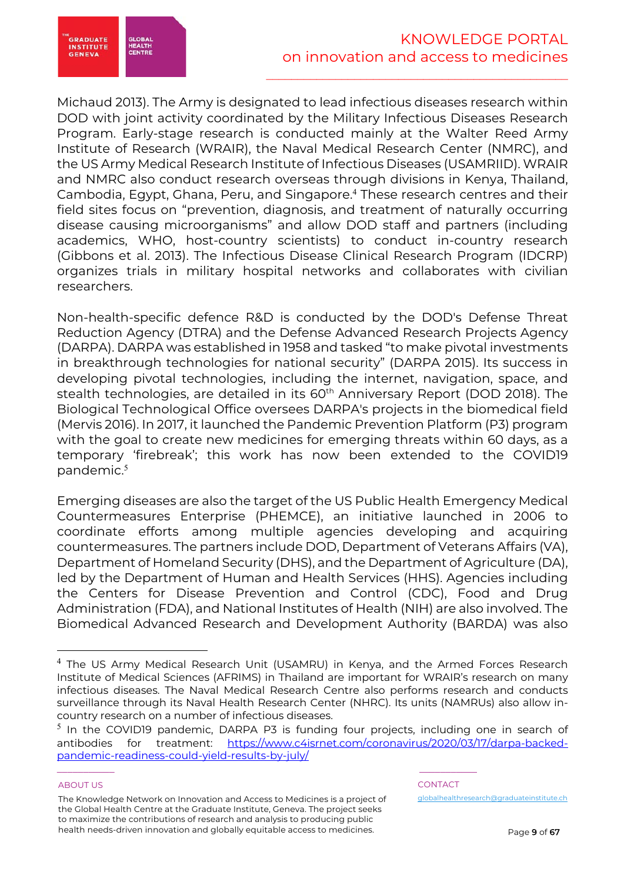Michaud 2013). The Army is designated to lead infectious diseases research within DOD with joint activity coordinated by the Military Infectious Diseases Research Program. Early-stage research is conducted mainly at the Walter Reed Army Institute of Research (WRAIR), the Naval Medical Research Center (NMRC), and the US Army Medical Research Institute of Infectious Diseases (USAMRIID). WRAIR and NMRC also conduct research overseas through divisions in Kenya, Thailand, Cambodia, Egypt, Ghana, Peru, and Singapore.[4] These research centres and their field sites focus on "prevention, diagnosis, and treatment of naturally occurring disease causing microorganisms" and allow DOD staff and partners (including academics, WHO, host-country scientists) to conduct in-country research (Gibbons et al. 2013). The Infectious Disease Clinical Research Program (IDCRP) organizes trials in military hospital networks and collaborates with civilian researchers.

Non-health-specific defence R&D is conducted by the DOD's Defense Threat Reduction Agency (DTRA) and the Defense Advanced Research Projects Agency (DARPA). DARPA was established in 1958 and tasked "to make pivotal investments in breakthrough technologies for national security" (DARPA 2015). Its success in developing pivotal technologies, including the internet, navigation, space, and stealth technologies, are detailed in its 60th Anniversary Report (DOD 2018). The Biological Technological Office oversees DARPA's projects in the biomedical field (Mervis 2016). In 2017, it launched the Pandemic Prevention Platform (P3) program with the goal to create new medicines for emerging threats within 60 days, as a temporary 'firebreak'; this work has now been extended to the COVID19 pandemic.[5]

Emerging diseases are also the target of the US Public Health Emergency Medical Countermeasures Enterprise (PHEMCE), an initiative launched in 2006 to coordinate efforts among multiple agencies developing and acquiring countermeasures. The partners include DOD, Department of Veterans Affairs (VA), Department of Homeland Security (DHS), and the Department of Agriculture (DA), led by the Department of Human and Health Services (HHS). Agencies including the Centers for Disease Prevention and Control (CDC), Food and Drug Administration (FDA), and National Institutes of Health (NIH) are also involved. The Biomedical Advanced Research and Development Authority (BARDA) was also

---

[4] The US Army Medical Research Unit (USAMRU) in Kenya, and the Armed Forces Research Institute of Medical Sciences (AFRIMS) in Thailand are important for WRAIR's research on many infectious diseases. The Naval Medical Research Centre also performs research and conducts surveillance through its Naval Health Research Center (NHRC). Its units (NAMRUs) also allow in-country research on a number of infectious diseases.

[5] In the COVID19 pandemic, DARPA P3 is funding four projects, including one in search of antibodies for treatment: https://www.c4isrnet.com/coronavirus/2020/03/17/darpa-backed-pandemic-readiness-could-yield-results-by-july/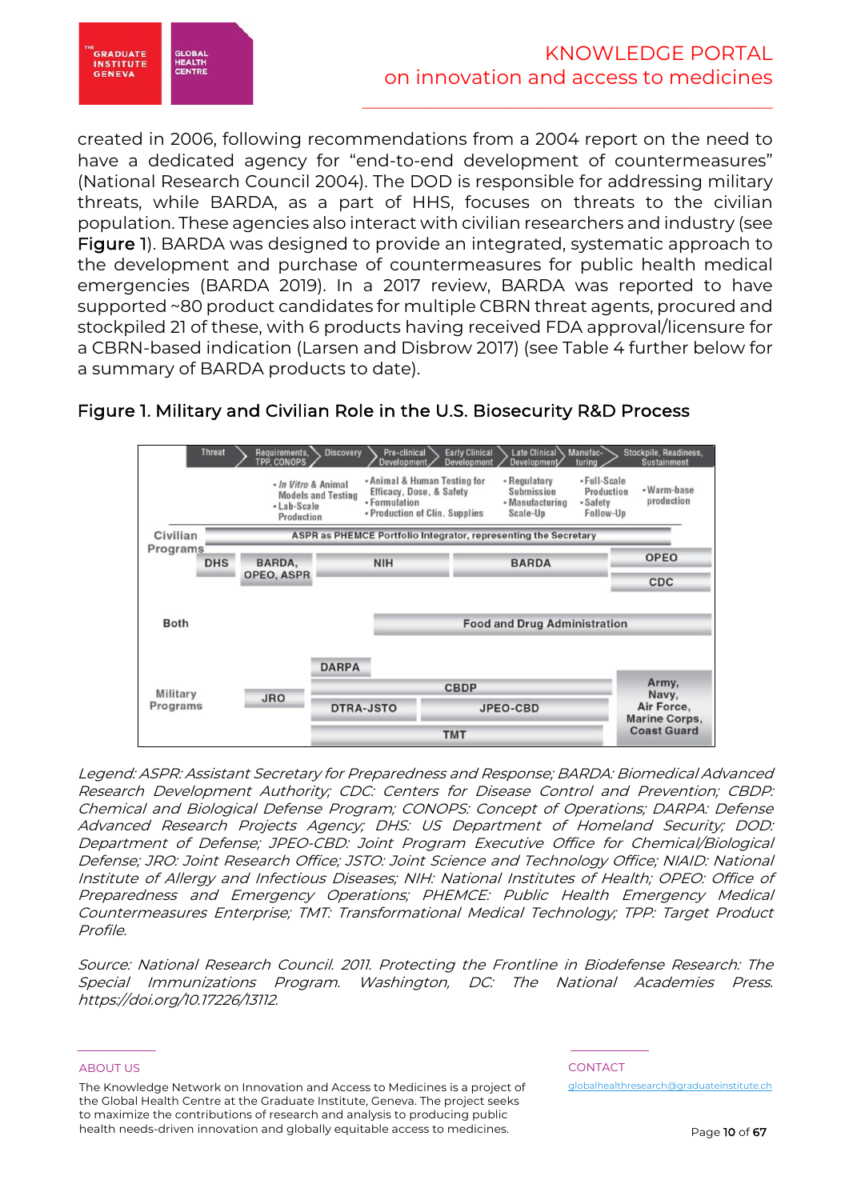created in 2006, following recommendations from a 2004 report on the need to have a dedicated agency for "end-to-end development of countermeasures" (National Research Council 2004). The DOD is responsible for addressing military threats, while BARDA, as a part of HHS, focuses on threats to the civilian population. These agencies also interact with civilian researchers and industry (see **Figure 1**). BARDA was designed to provide an integrated, systematic approach to the development and purchase of countermeasures for public health medical emergencies (BARDA 2019). In a 2017 review, BARDA was reported to have supported ~80 product candidates for multiple CBRN threat agents, procured and stockpiled 21 of these, with 6 products having received FDA approval/licensure for a CBRN-based indication (Larsen and Disbrow 2017) (see Table 4 further below for a summary of BARDA products to date).

### Figure 1. Military and Civilian Role in the U.S. Biosecurity R&D Process

*Legend: ASPR: Assistant Secretary for Preparedness and Response; BARDA: Biomedical Advanced Research Development Authority; CDC: Centers for Disease Control and Prevention; CBDP: Chemical and Biological Defense Program; CONOPS: Concept of Operations; DARPA: Defense Advanced Research Projects Agency; DHS: US Department of Homeland Security; DOD: Department of Defense; JPEO-CBD: Joint Program Executive Office for Chemical/Biological Defense; JRO: Joint Research Office; JSTO: Joint Science and Technology Office; NIAID: National Institute of Allergy and Infectious Diseases; NIH: National Institutes of Health; OPEO: Office of Preparedness and Emergency Operations; PHEMCE: Public Health Emergency Medical Countermeasures Enterprise; TMT: Transformational Medical Technology; TPP: Target Product Profile.*

*Source: National Research Council. 2011. Protecting the Frontline in Biodefense Research: The Special Immunizations Program. Washington, DC: The National Academies Press. https://doi.org/10.17226/13112.*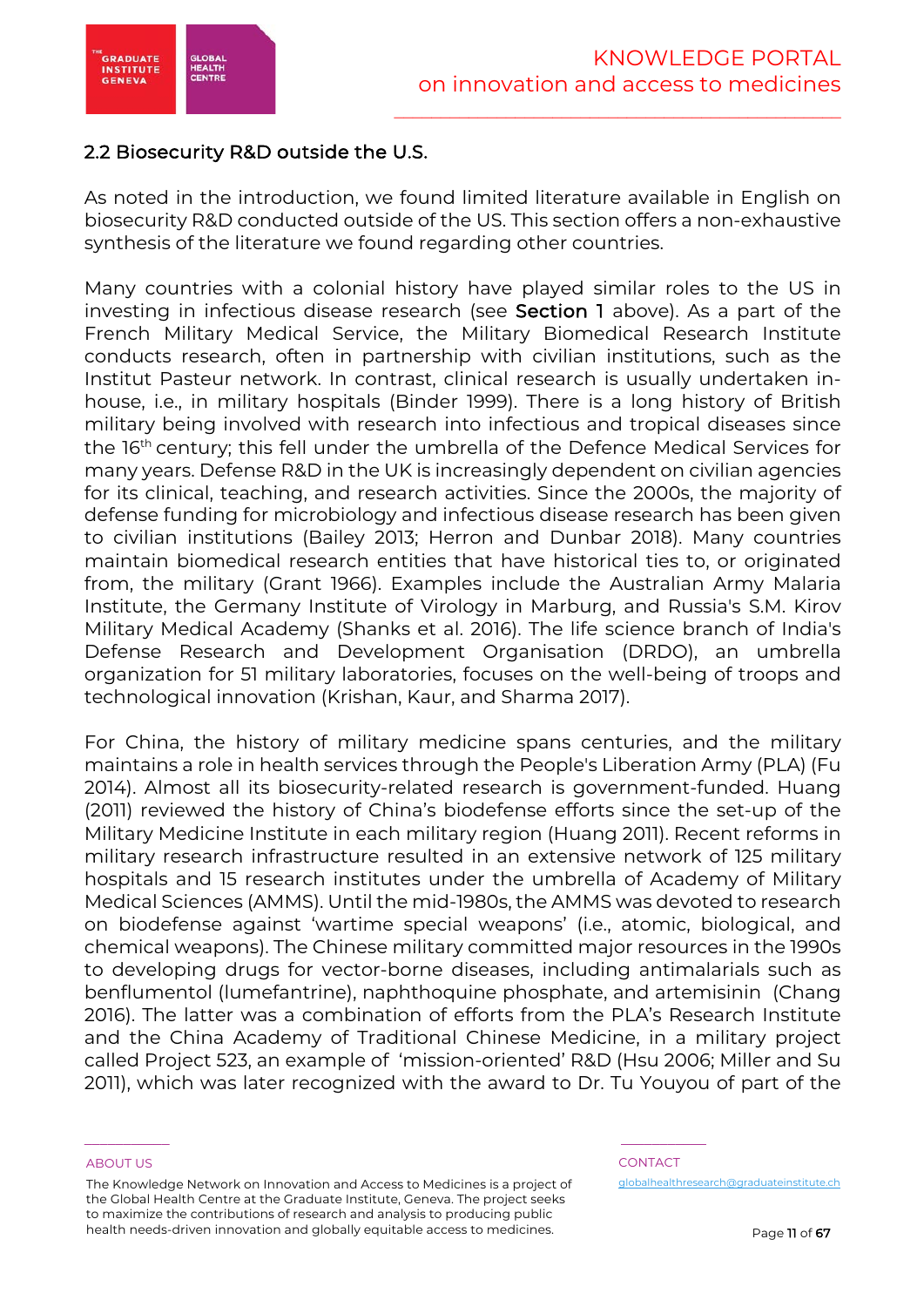## 2.2 Biosecurity R&D outside the U.S.

As noted in the introduction, we found limited literature available in English on biosecurity R&D conducted outside of the US. This section offers a non-exhaustive synthesis of the literature we found regarding other countries.

Many countries with a colonial history have played similar roles to the US in investing in infectious disease research (see **Section 1** above). As a part of the French Military Medical Service, the Military Biomedical Research Institute conducts research, often in partnership with civilian institutions, such as the Institut Pasteur network. In contrast, clinical research is usually undertaken in-house, i.e., in military hospitals (Binder 1999). There is a long history of British military being involved with research into infectious and tropical diseases since the 16th century; this fell under the umbrella of the Defence Medical Services for many years. Defense R&D in the UK is increasingly dependent on civilian agencies for its clinical, teaching, and research activities. Since the 2000s, the majority of defense funding for microbiology and infectious disease research has been given to civilian institutions (Bailey 2013; Herron and Dunbar 2018). Many countries maintain biomedical research entities that have historical ties to, or originated from, the military (Grant 1966). Examples include the Australian Army Malaria Institute, the Germany Institute of Virology in Marburg, and Russia's S.M. Kirov Military Medical Academy (Shanks et al. 2016). The life science branch of India's Defense Research and Development Organisation (DRDO), an umbrella organization for 51 military laboratories, focuses on the well-being of troops and technological innovation (Krishan, Kaur, and Sharma 2017).

For China, the history of military medicine spans centuries, and the military maintains a role in health services through the People's Liberation Army (PLA) (Fu 2014). Almost all its biosecurity-related research is government-funded. Huang (2011) reviewed the history of China's biodefense efforts since the set-up of the Military Medicine Institute in each military region (Huang 2011). Recent reforms in military research infrastructure resulted in an extensive network of 125 military hospitals and 15 research institutes under the umbrella of Academy of Military Medical Sciences (AMMS). Until the mid-1980s, the AMMS was devoted to research on biodefense against 'wartime special weapons' (i.e., atomic, biological, and chemical weapons). The Chinese military committed major resources in the 1990s to developing drugs for vector-borne diseases, including antimalarials such as benflumentol (lumefantrine), naphthoquine phosphate, and artemisinin (Chang 2016). The latter was a combination of efforts from the PLA's Research Institute and the China Academy of Traditional Chinese Medicine, in a military project called Project 523, an example of 'mission-oriented' R&D (Hsu 2006; Miller and Su 2011), which was later recognized with the award to Dr. Tu Youyou of part of the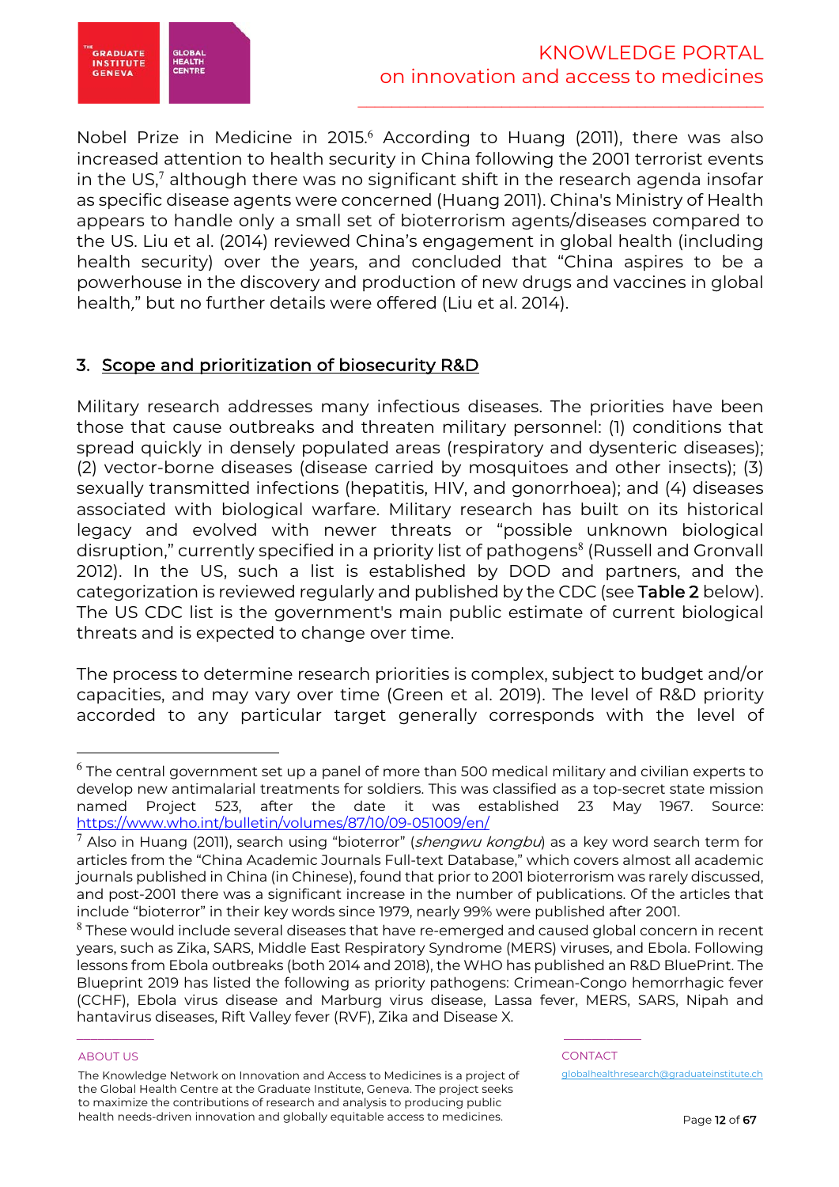Nobel Prize in Medicine in 2015.[6] According to Huang (2011), there was also increased attention to health security in China following the 2001 terrorist events in the US,[7] although there was no significant shift in the research agenda insofar as specific disease agents were concerned (Huang 2011). China's Ministry of Health appears to handle only a small set of bioterrorism agents/diseases compared to the US. Liu et al. (2014) reviewed China's engagement in global health (including health security) over the years, and concluded that "China aspires to be a powerhouse in the discovery and production of new drugs and vaccines in global health," but no further details were offered (Liu et al. 2014).

## 3. Scope and prioritization of biosecurity R&D

Military research addresses many infectious diseases. The priorities have been those that cause outbreaks and threaten military personnel: (1) conditions that spread quickly in densely populated areas (respiratory and dysenteric diseases); (2) vector-borne diseases (disease carried by mosquitoes and other insects); (3) sexually transmitted infections (hepatitis, HIV, and gonorrhoea); and (4) diseases associated with biological warfare. Military research has built on its historical legacy and evolved with newer threats or "possible unknown biological disruption," currently specified in a priority list of pathogens[8] (Russell and Gronvall 2012). In the US, such a list is established by DOD and partners, and the categorization is reviewed regularly and published by the CDC (see **Table 2** below). The US CDC list is the government's main public estimate of current biological threats and is expected to change over time.

The process to determine research priorities is complex, subject to budget and/or capacities, and may vary over time (Green et al. 2019). The level of R&D priority accorded to any particular target generally corresponds with the level of

---

[6] The central government set up a panel of more than 500 medical military and civilian experts to develop new antimalarial treatments for soldiers. This was classified as a top-secret state mission named Project 523, after the date it was established 23 May 1967. Source: https://www.who.int/bulletin/volumes/87/10/09-051009/en/

[7] Also in Huang (2011), search using "bioterror" (*shengwu kongbu*) as a key word search term for articles from the "China Academic Journals Full-text Database," which covers almost all academic journals published in China (in Chinese), found that prior to 2001 bioterrorism was rarely discussed, and post-2001 there was a significant increase in the number of publications. Of the articles that include "bioterror" in their key words since 1979, nearly 99% were published after 2001.

[8] These would include several diseases that have re-emerged and caused global concern in recent years, such as Zika, SARS, Middle East Respiratory Syndrome (MERS) viruses, and Ebola. Following lessons from Ebola outbreaks (both 2014 and 2018), the WHO has published an R&D BluePrint. The Blueprint 2019 has listed the following as priority pathogens: Crimean-Congo hemorrhagic fever (CCHF), Ebola virus disease and Marburg virus disease, Lassa fever, MERS, SARS, Nipah and hantavirus diseases, Rift Valley fever (RVF), Zika and Disease X.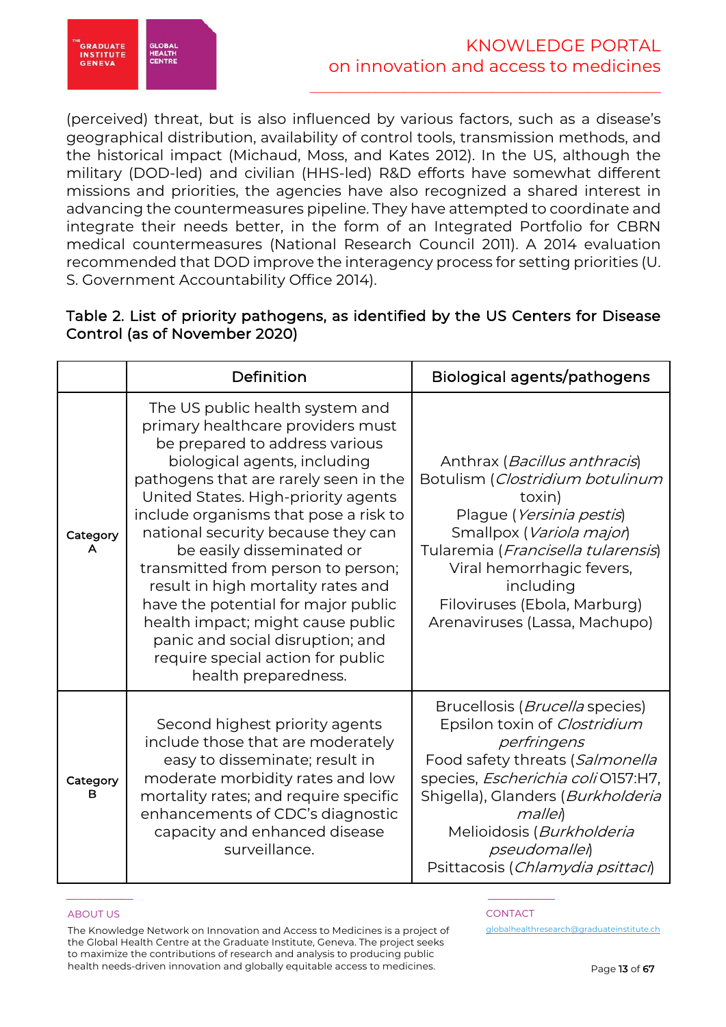(perceived) threat, but is also influenced by various factors, such as a disease's geographical distribution, availability of control tools, transmission methods, and the historical impact (Michaud, Moss, and Kates 2012). In the US, although the military (DOD-led) and civilian (HHS-led) R&D efforts have somewhat different missions and priorities, the agencies have also recognized a shared interest in advancing the countermeasures pipeline. They have attempted to coordinate and integrate their needs better, in the form of an Integrated Portfolio for CBRN medical countermeasures (National Research Council 2011). A 2014 evaluation recommended that DOD improve the interagency process for setting priorities (U. S. Government Accountability Office 2014).

**Table 2. List of priority pathogens, as identified by the US Centers for Disease Control (as of November 2020)**

| | Definition | Biological agents/pathogens |
|---|---|---|
| **Category A** | The US public health system and primary healthcare providers must be prepared to address various biological agents, including pathogens that are rarely seen in the United States. High-priority agents include organisms that pose a risk to national security because they can be easily disseminated or transmitted from person to person; result in high mortality rates and have the potential for major public health impact; might cause public panic and social disruption; and require special action for public health preparedness. | Anthrax (*Bacillus anthracis*)<br>Botulism (*Clostridium botulinum* toxin)<br>Plague (*Yersinia pestis*)<br>Smallpox (*Variola major*)<br>Tularemia (*Francisella tularensis*)<br>Viral hemorrhagic fevers, including<br>Filoviruses (Ebola, Marburg)<br>Arenaviruses (Lassa, Machupo) |
| **Category B** | Second highest priority agents include those that are moderately easy to disseminate; result in moderate morbidity rates and low mortality rates; and require specific enhancements of CDC's diagnostic capacity and enhanced disease surveillance. | Brucellosis (*Brucella* species)<br>Epsilon toxin of *Clostridium perfringens*<br>Food safety threats (*Salmonella* species, *Escherichia coli* O157:H7, Shigella), Glanders (*Burkholderia mallei*)<br>Melioidosis (*Burkholderia pseudomallei*)<br>Psittacosis (*Chlamydia psittaci*) |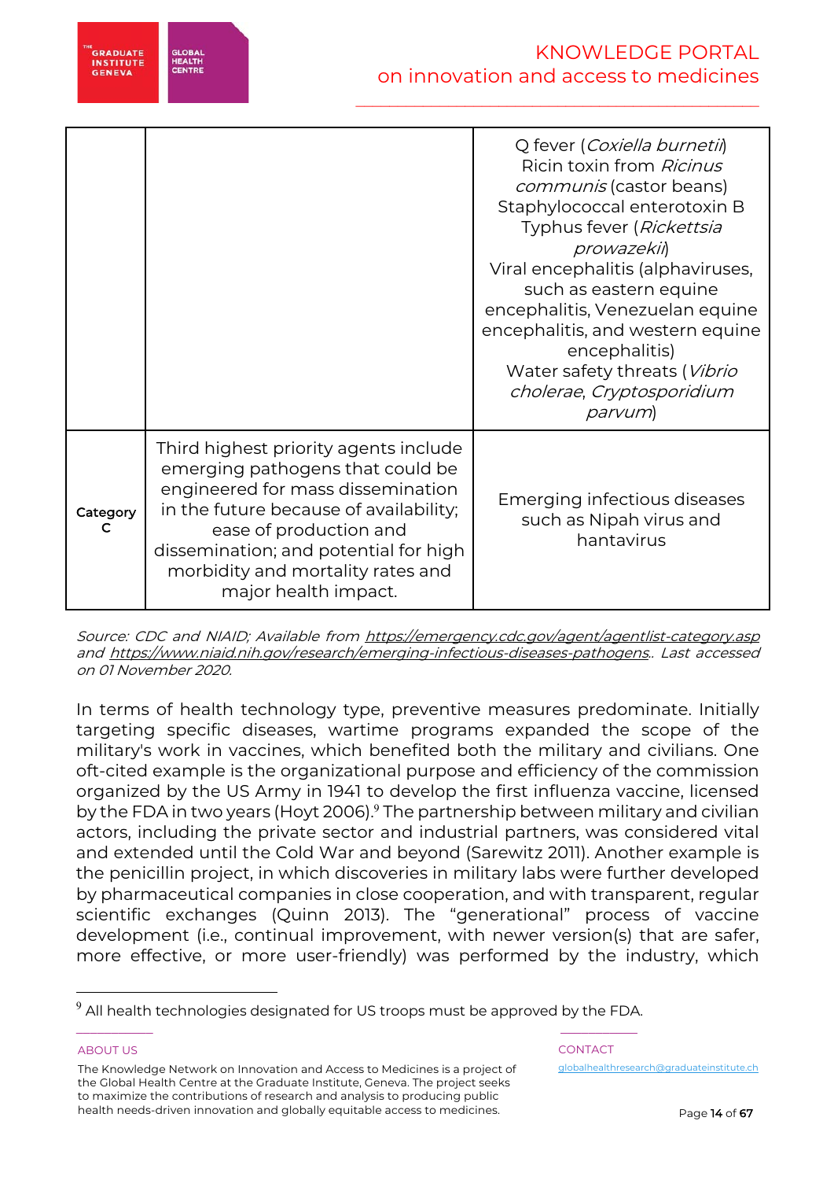| | | |
|---|---|---|
| | | Q fever (*Coxiella burnetii*)<br>Ricin toxin from *Ricinus communis* (castor beans)<br>Staphylococcal enterotoxin B<br>Typhus fever (*Rickettsia prowazekii*)<br>Viral encephalitis (alphaviruses, such as eastern equine encephalitis, Venezuelan equine encephalitis, and western equine encephalitis)<br>Water safety threats (*Vibrio cholerae*, *Cryptosporidium parvum*) |
| **Category C** | Third highest priority agents include emerging pathogens that could be engineered for mass dissemination in the future because of availability; ease of production and dissemination; and potential for high morbidity and mortality rates and major health impact. | Emerging infectious diseases such as Nipah virus and hantavirus |

*Source: CDC and NIAID; Available from https://emergency.cdc.gov/agent/agentlist-category.asp and https://www.niaid.nih.gov/research/emerging-infectious-diseases-pathogens.. Last accessed on 01 November 2020.*

In terms of health technology type, preventive measures predominate. Initially targeting specific diseases, wartime programs expanded the scope of the military's work in vaccines, which benefited both the military and civilians. One oft-cited example is the organizational purpose and efficiency of the commission organized by the US Army in 1941 to develop the first influenza vaccine, licensed by the FDA in two years (Hoyt 2006).[9] The partnership between military and civilian actors, including the private sector and industrial partners, was considered vital and extended until the Cold War and beyond (Sarewitz 2011). Another example is the penicillin project, in which discoveries in military labs were further developed by pharmaceutical companies in close cooperation, and with transparent, regular scientific exchanges (Quinn 2013). The "generational" process of vaccine development (i.e., continual improvement, with newer version(s) that are safer, more effective, or more user-friendly) was performed by the industry, which

[9] All health technologies designated for US troops must be approved by the FDA.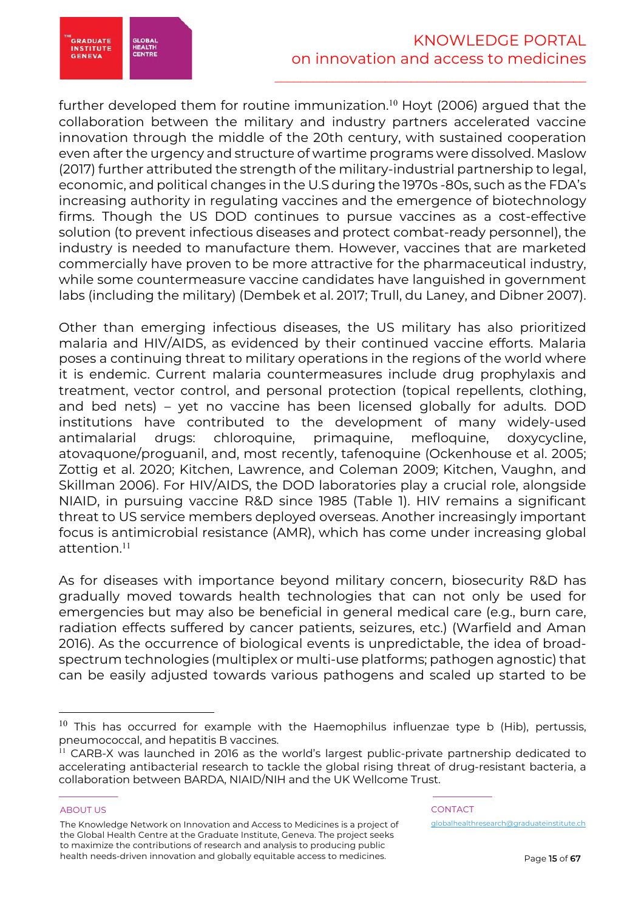further developed them for routine immunization.[10] Hoyt (2006) argued that the collaboration between the military and industry partners accelerated vaccine innovation through the middle of the 20th century, with sustained cooperation even after the urgency and structure of wartime programs were dissolved. Maslow (2017) further attributed the strength of the military-industrial partnership to legal, economic, and political changes in the U.S during the 1970s -80s, such as the FDA's increasing authority in regulating vaccines and the emergence of biotechnology firms. Though the US DOD continues to pursue vaccines as a cost-effective solution (to prevent infectious diseases and protect combat-ready personnel), the industry is needed to manufacture them. However, vaccines that are marketed commercially have proven to be more attractive for the pharmaceutical industry, while some countermeasure vaccine candidates have languished in government labs (including the military) (Dembek et al. 2017; Trull, du Laney, and Dibner 2007).

Other than emerging infectious diseases, the US military has also prioritized malaria and HIV/AIDS, as evidenced by their continued vaccine efforts. Malaria poses a continuing threat to military operations in the regions of the world where it is endemic. Current malaria countermeasures include drug prophylaxis and treatment, vector control, and personal protection (topical repellents, clothing, and bed nets) – yet no vaccine has been licensed globally for adults. DOD institutions have contributed to the development of many widely-used antimalarial drugs: chloroquine, primaquine, mefloquine, doxycycline, atovaquone/proguanil, and, most recently, tafenoquine (Ockenhouse et al. 2005; Zottig et al. 2020; Kitchen, Lawrence, and Coleman 2009; Kitchen, Vaughn, and Skillman 2006). For HIV/AIDS, the DOD laboratories play a crucial role, alongside NIAID, in pursuing vaccine R&D since 1985 (Table 1). HIV remains a significant threat to US service members deployed overseas. Another increasingly important focus is antimicrobial resistance (AMR), which has come under increasing global attention.[11]

As for diseases with importance beyond military concern, biosecurity R&D has gradually moved towards health technologies that can not only be used for emergencies but may also be beneficial in general medical care (e.g., burn care, radiation effects suffered by cancer patients, seizures, etc.) (Warfield and Aman 2016). As the occurrence of biological events is unpredictable, the idea of broad-spectrum technologies (multiplex or multi-use platforms; pathogen agnostic) that can be easily adjusted towards various pathogens and scaled up started to be

---

[10] This has occurred for example with the Haemophilus influenzae type b (Hib), pertussis, pneumococcal, and hepatitis B vaccines.

[11] CARB-X was launched in 2016 as the world's largest public-private partnership dedicated to accelerating antibacterial research to tackle the global rising threat of drug-resistant bacteria, a collaboration between BARDA, NIAID/NIH and the UK Wellcome Trust.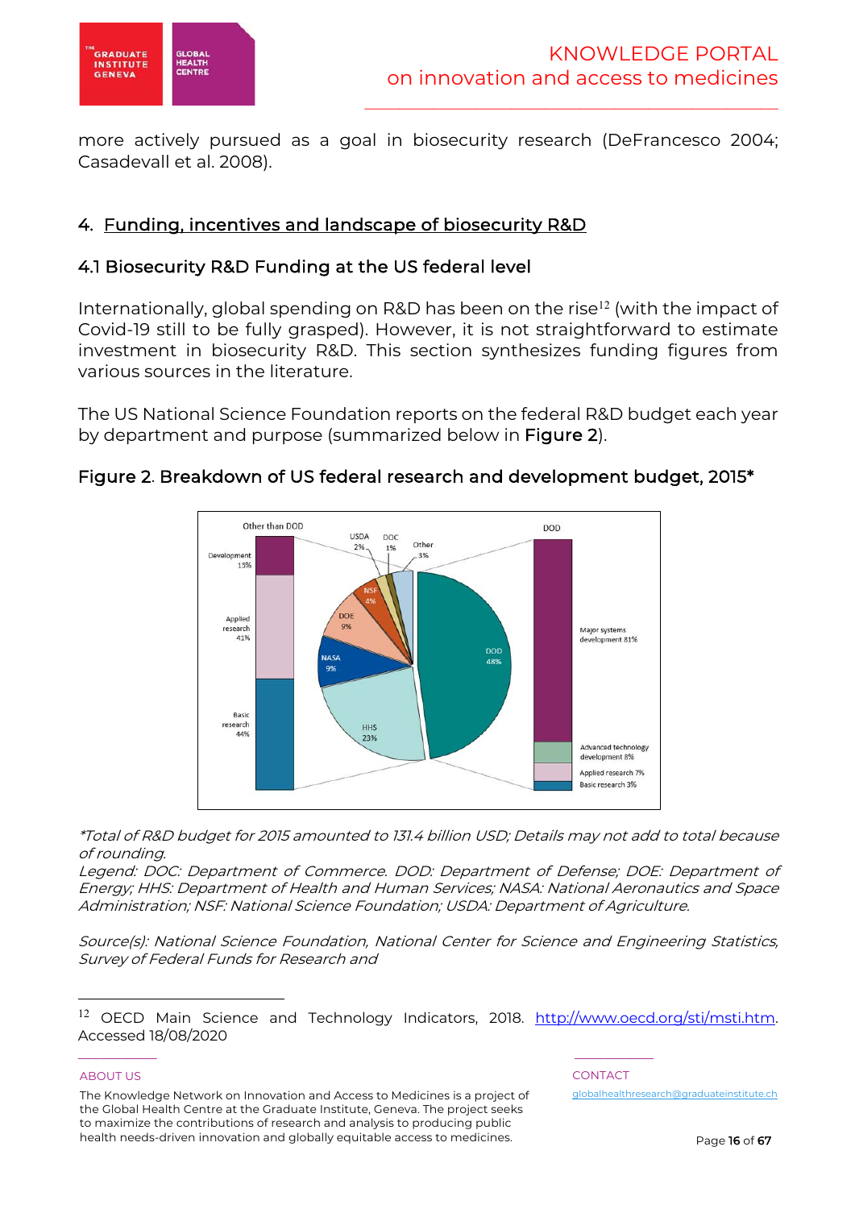more actively pursued as a goal in biosecurity research (DeFrancesco 2004; Casadevall et al. 2008).

## 4. Funding, incentives and landscape of biosecurity R&D

### 4.1 Biosecurity R&D Funding at the US federal level

Internationally, global spending on R&D has been on the rise[12] (with the impact of Covid-19 still to be fully grasped). However, it is not straightforward to estimate investment in biosecurity R&D. This section synthesizes funding figures from various sources in the literature.

The US National Science Foundation reports on the federal R&D budget each year by department and purpose (summarized below in **Figure 2**).

### Figure 2. Breakdown of US federal research and development budget, 2015*

*\*Total of R&D budget for 2015 amounted to 131.4 billion USD; Details may not add to total because of rounding.*

*Legend: DOC: Department of Commerce. DOD: Department of Defense; DOE: Department of Energy; HHS: Department of Health and Human Services; NASA: National Aeronautics and Space Administration; NSF: National Science Foundation; USDA: Department of Agriculture.*

*Source(s): National Science Foundation, National Center for Science and Engineering Statistics, Survey of Federal Funds for Research and*

---

[12] OECD Main Science and Technology Indicators, 2018. http://www.oecd.org/sti/msti.htm. Accessed 18/08/2020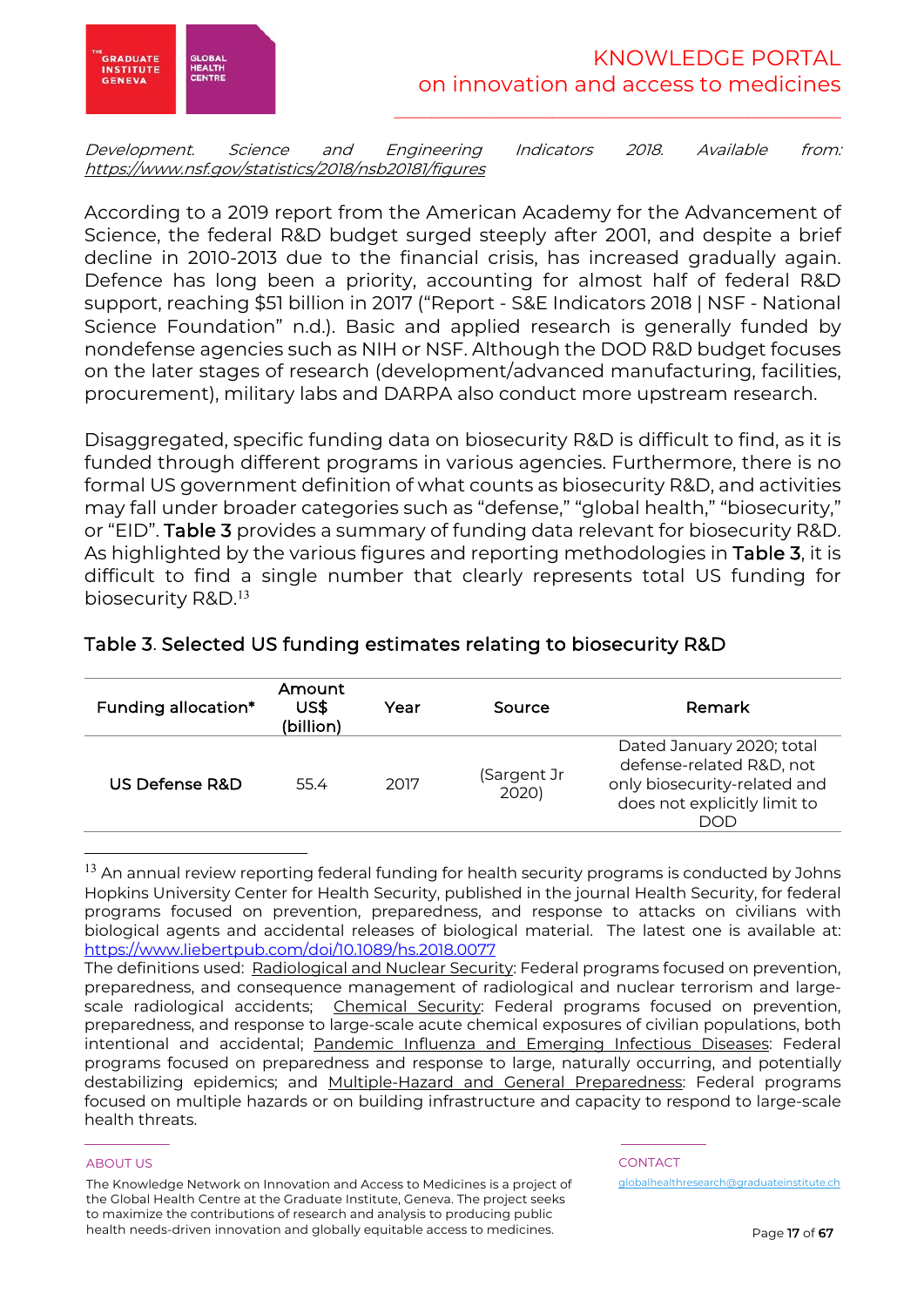*Development. Science and Engineering Indicators 2018. Available from:* *https://www.nsf.gov/statistics/2018/nsb20181/figures*

According to a 2019 report from the American Academy for the Advancement of Science, the federal R&D budget surged steeply after 2001, and despite a brief decline in 2010-2013 due to the financial crisis, has increased gradually again. Defence has long been a priority, accounting for almost half of federal R&D support, reaching $51 billion in 2017 ("Report - S&E Indicators 2018 | NSF - National Science Foundation" n.d.). Basic and applied research is generally funded by nondefense agencies such as NIH or NSF. Although the DOD R&D budget focuses on the later stages of research (development/advanced manufacturing, facilities, procurement), military labs and DARPA also conduct more upstream research.

Disaggregated, specific funding data on biosecurity R&D is difficult to find, as it is funded through different programs in various agencies. Furthermore, there is no formal US government definition of what counts as biosecurity R&D, and activities may fall under broader categories such as "defense," "global health," "biosecurity," or "EID". **Table 3** provides a summary of funding data relevant for biosecurity R&D. As highlighted by the various figures and reporting methodologies in **Table 3**, it is difficult to find a single number that clearly represents total US funding for biosecurity R&D.[13]

### Table 3. Selected US funding estimates relating to biosecurity R&D

| Funding allocation* | Amount US$ (billion) | Year | Source | Remark |
|---|---|---|---|---|
| US Defense R&D | 55.4 | 2017 | (Sargent Jr 2020) | Dated January 2020; total defense-related R&D, not only biosecurity-related and does not explicitly limit to DOD |

[13] An annual review reporting federal funding for health security programs is conducted by Johns Hopkins University Center for Health Security, published in the journal Health Security, for federal programs focused on prevention, preparedness, and response to attacks on civilians with biological agents and accidental releases of biological material. The latest one is available at: https://www.liebertpub.com/doi/10.1089/hs.2018.0077
The definitions used: Radiological and Nuclear Security: Federal programs focused on prevention, preparedness, and consequence management of radiological and nuclear terrorism and large-scale radiological accidents; Chemical Security: Federal programs focused on prevention, preparedness, and response to large-scale acute chemical exposures of civilian populations, both intentional and accidental; Pandemic Influenza and Emerging Infectious Diseases: Federal programs focused on preparedness and response to large, naturally occurring, and potentially destabilizing epidemics; and Multiple-Hazard and General Preparedness: Federal programs focused on multiple hazards or on building infrastructure and capacity to respond to large-scale health threats.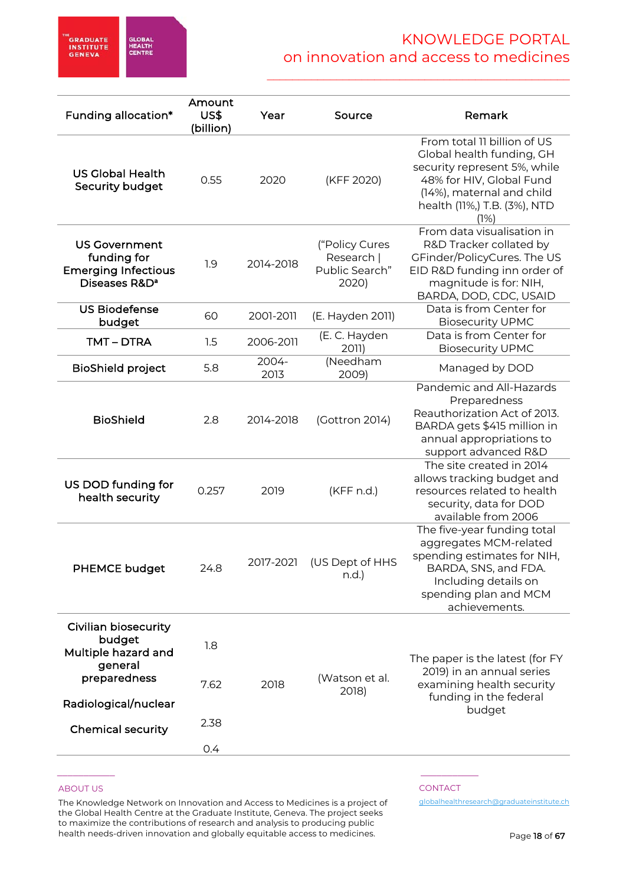| Funding allocation* | Amount US$ (billion) | Year | Source | Remark |
|---|---|---|---|---|
| US Global Health Security budget | 0.55 | 2020 | (KFF 2020) | From total 11 billion of US Global health funding, GH security represent 5%, while 48% for HIV, Global Fund (14%), maternal and child health (11%,) T.B. (3%), NTD (1%) |
| US Government funding for Emerging Infectious Diseases R&D[a] | 1.9 | 2014-2018 | ("Policy Cures Research \| Public Search" 2020) | From data visualisation in R&D Tracker collated by GFinder/PolicyCures. The US EID R&D funding inn order of magnitude is for: NIH, BARDA, DOD, CDC, USAID |
| US Biodefense budget | 60 | 2001-2011 | (E. Hayden 2011) | Data is from Center for Biosecurity UPMC |
| TMT – DTRA | 1.5 | 2006-2011 | (E. C. Hayden 2011) | Data is from Center for Biosecurity UPMC |
| BioShield project | 5.8 | 2004-2013 | (Needham 2009) | Managed by DOD |
| BioShield | 2.8 | 2014-2018 | (Gottron 2014) | Pandemic and All-Hazards Preparedness Reauthorization Act of 2013. BARDA gets $415 million in annual appropriations to support advanced R&D |
| US DOD funding for health security | 0.257 | 2019 | (KFF n.d.) | The site created in 2014 allows tracking budget and resources related to health security, data for DOD available from 2006 |
| PHEMCE budget | 24.8 | 2017-2021 | (US Dept of HHS n.d.) | The five-year funding total aggregates MCM-related spending estimates for NIH, BARDA, SNS, and FDA. Including details on spending plan and MCM achievements. |
| Civilian biosecurity budget<br>Multiple hazard and general preparedness<br>Radiological/nuclear<br>Chemical security | 1.8<br>7.62<br>2.38<br>0.4 | 2018 | (Watson et al. 2018) | The paper is the latest (for FY 2019) in an annual series examining health security funding in the federal budget |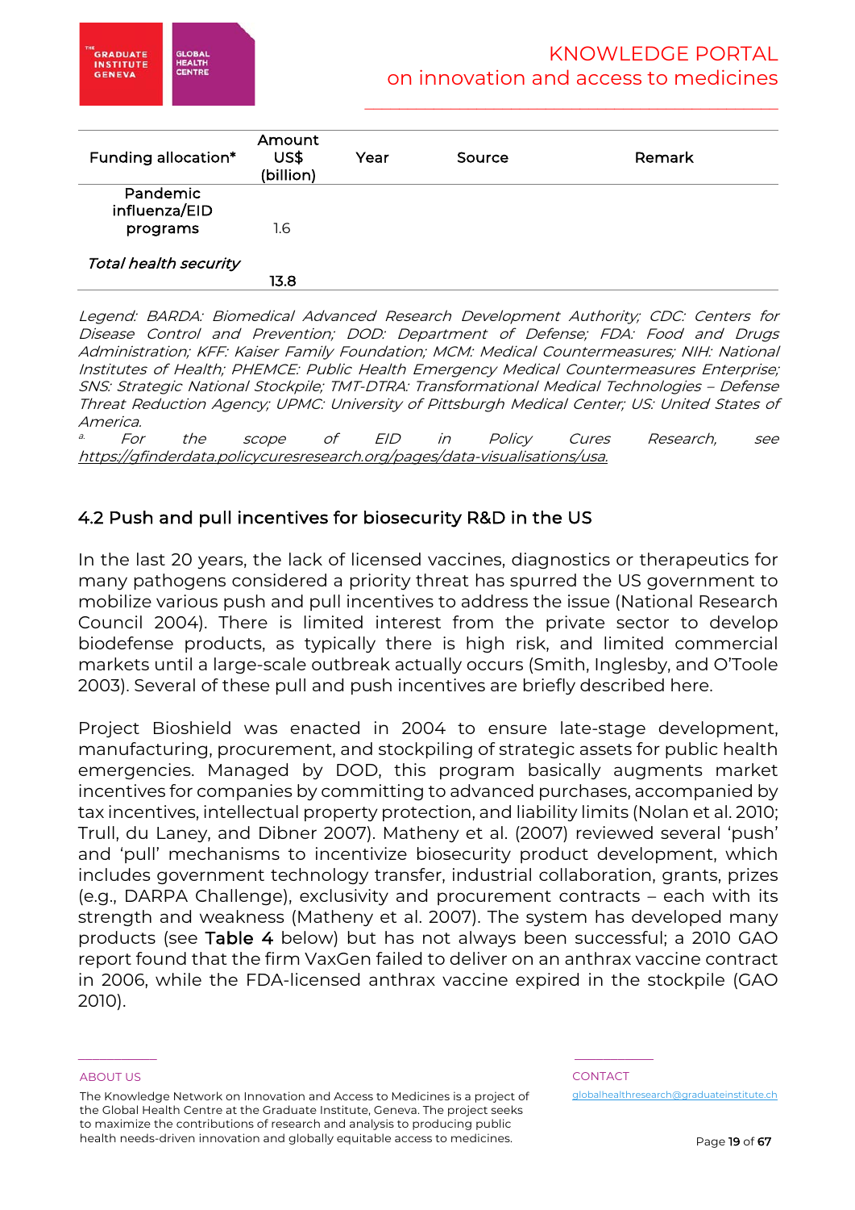| Funding allocation* | Amount US$ (billion) | Year | Source | Remark |
|---|---|---|---|---|
| Pandemic influenza/EID programs | 1.6 | | | |
| *Total health security* | **13.8** | | | |

*Legend: BARDA: Biomedical Advanced Research Development Authority; CDC: Centers for Disease Control and Prevention; DOD: Department of Defense; FDA: Food and Drugs Administration; KFF: Kaiser Family Foundation; MCM: Medical Countermeasures; NIH: National Institutes of Health; PHEMCE: Public Health Emergency Medical Countermeasures Enterprise; SNS: Strategic National Stockpile; TMT-DTRA: Transformational Medical Technologies – Defense Threat Reduction Agency; UPMC: University of Pittsburgh Medical Center; US: United States of America.*

[a] *For the scope of EID in Policy Cures Research, see https://gfinderdata.policycuresresearch.org/pages/data-visualisations/usa.*

## 4.2 Push and pull incentives for biosecurity R&D in the US

In the last 20 years, the lack of licensed vaccines, diagnostics or therapeutics for many pathogens considered a priority threat has spurred the US government to mobilize various push and pull incentives to address the issue (National Research Council 2004). There is limited interest from the private sector to develop biodefense products, as typically there is high risk, and limited commercial markets until a large-scale outbreak actually occurs (Smith, Inglesby, and O'Toole 2003). Several of these pull and push incentives are briefly described here.

Project Bioshield was enacted in 2004 to ensure late-stage development, manufacturing, procurement, and stockpiling of strategic assets for public health emergencies. Managed by DOD, this program basically augments market incentives for companies by committing to advanced purchases, accompanied by tax incentives, intellectual property protection, and liability limits (Nolan et al. 2010; Trull, du Laney, and Dibner 2007). Matheny et al. (2007) reviewed several 'push' and 'pull' mechanisms to incentivize biosecurity product development, which includes government technology transfer, industrial collaboration, grants, prizes (e.g., DARPA Challenge), exclusivity and procurement contracts – each with its strength and weakness (Matheny et al. 2007). The system has developed many products (see Table 4 below) but has not always been successful; a 2010 GAO report found that the firm VaxGen failed to deliver on an anthrax vaccine contract in 2006, while the FDA-licensed anthrax vaccine expired in the stockpile (GAO 2010).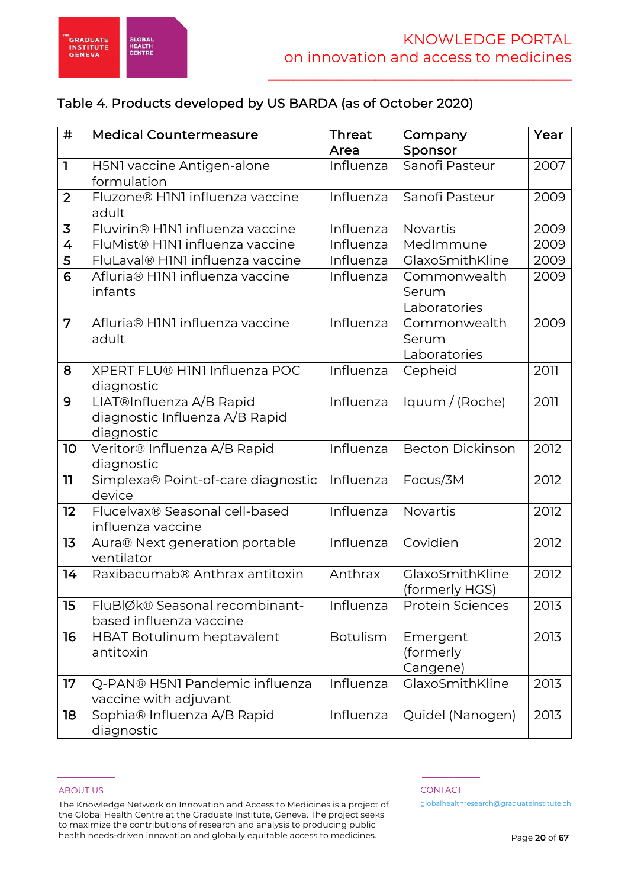### Table 4. Products developed by US BARDA (as of October 2020)

| # | Medical Countermeasure | Threat Area | Company Sponsor | Year |
|---|---|---|---|---|
| 1 | H5N1 vaccine Antigen-alone formulation | Influenza | Sanofi Pasteur | 2007 |
| 2 | Fluzone® H1N1 influenza vaccine adult | Influenza | Sanofi Pasteur | 2009 |
| 3 | Fluvirin® H1N1 influenza vaccine | Influenza | Novartis | 2009 |
| 4 | FluMist® H1N1 influenza vaccine | Influenza | MedImmune | 2009 |
| 5 | FluLaval® H1N1 influenza vaccine | Influenza | GlaxoSmithKline | 2009 |
| 6 | Afluria® H1N1 influenza vaccine infants | Influenza | Commonwealth Serum Laboratories | 2009 |
| 7 | Afluria® H1N1 influenza vaccine adult | Influenza | Commonwealth Serum Laboratories | 2009 |
| 8 | XPERT FLU® H1N1 Influenza POC diagnostic | Influenza | Cepheid | 2011 |
| 9 | LIAT®Influenza A/B Rapid diagnostic Influenza A/B Rapid diagnostic | Influenza | Iquum / (Roche) | 2011 |
| 10 | Veritor® Influenza A/B Rapid diagnostic | Influenza | Becton Dickinson | 2012 |
| 11 | Simplexa® Point-of-care diagnostic device | Influenza | Focus/3M | 2012 |
| 12 | Flucelvax® Seasonal cell-based influenza vaccine | Influenza | Novartis | 2012 |
| 13 | Aura® Next generation portable ventilator | Influenza | Covidien | 2012 |
| 14 | Raxibacumab® Anthrax antitoxin | Anthrax | GlaxoSmithKline (formerly HGS) | 2012 |
| 15 | FluBlØk® Seasonal recombinant-based influenza vaccine | Influenza | Protein Sciences | 2013 |
| 16 | HBAT Botulinum heptavalent antitoxin | Botulism | Emergent (formerly Cangene) | 2013 |
| 17 | Q-PAN® H5N1 Pandemic influenza vaccine with adjuvant | Influenza | GlaxoSmithKline | 2013 |
| 18 | Sophia® Influenza A/B Rapid diagnostic | Influenza | Quidel (Nanogen) | 2013 |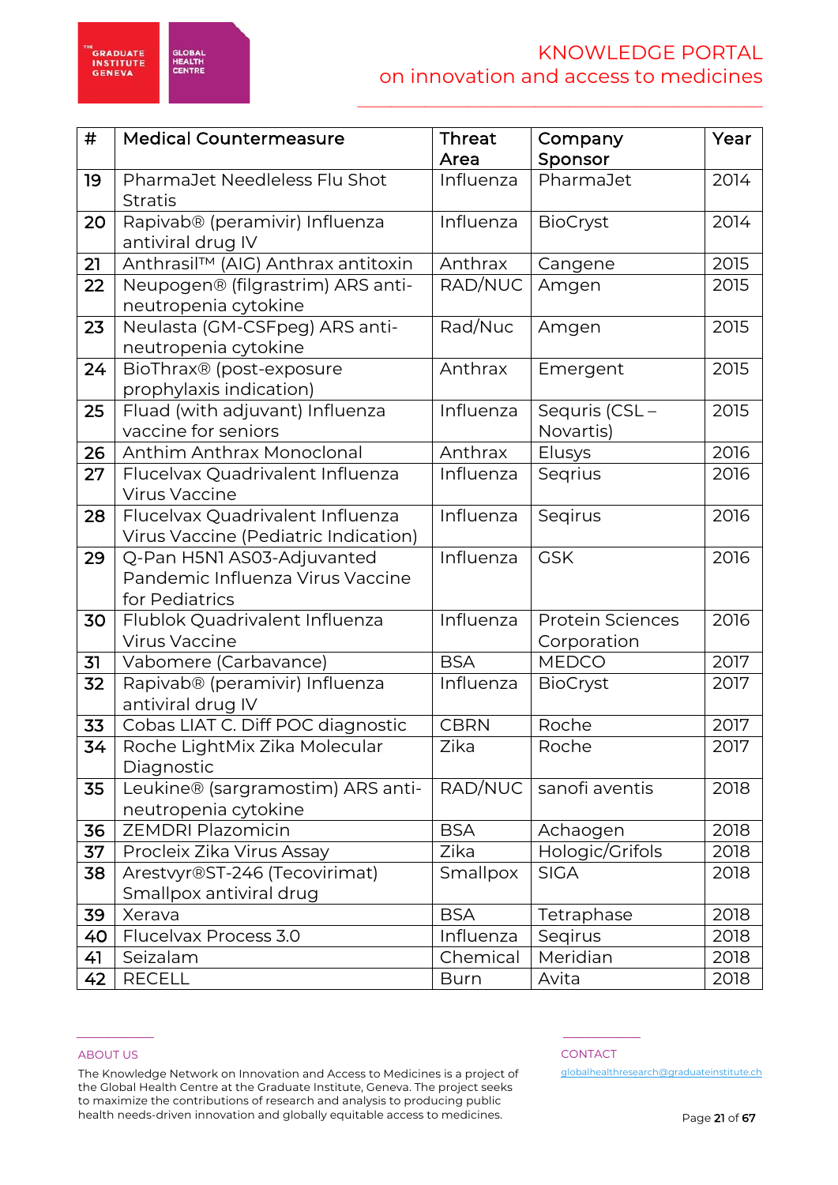| # | Medical Countermeasure | Threat Area | Company Sponsor | Year |
|---|---|---|---|---|
| 19 | PharmaJet Needleless Flu Shot Stratis | Influenza | PharmaJet | 2014 |
| 20 | Rapivab® (peramivir) Influenza antiviral drug IV | Influenza | BioCryst | 2014 |
| 21 | Anthrasil™ (AIG) Anthrax antitoxin | Anthrax | Cangene | 2015 |
| 22 | Neupogen® (filgrastrim) ARS anti-neutropenia cytokine | RAD/NUC | Amgen | 2015 |
| 23 | Neulasta (GM-CSFpeg) ARS anti-neutropenia cytokine | Rad/Nuc | Amgen | 2015 |
| 24 | BioThrax® (post-exposure prophylaxis indication) | Anthrax | Emergent | 2015 |
| 25 | Fluad (with adjuvant) Influenza vaccine for seniors | Influenza | Sequris (CSL – Novartis) | 2015 |
| 26 | Anthim Anthrax Monoclonal | Anthrax | Elusys | 2016 |
| 27 | Flucelvax Quadrivalent Influenza Virus Vaccine | Influenza | Seqrius | 2016 |
| 28 | Flucelvax Quadrivalent Influenza Virus Vaccine (Pediatric Indication) | Influenza | Seqirus | 2016 |
| 29 | Q-Pan H5N1 AS03-Adjuvanted Pandemic Influenza Virus Vaccine for Pediatrics | Influenza | GSK | 2016 |
| 30 | Flublok Quadrivalent Influenza Virus Vaccine | Influenza | Protein Sciences Corporation | 2016 |
| 31 | Vabomere (Carbavance) | BSA | MEDCO | 2017 |
| 32 | Rapivab® (peramivir) Influenza antiviral drug IV | Influenza | BioCryst | 2017 |
| 33 | Cobas LIAT C. Diff POC diagnostic | CBRN | Roche | 2017 |
| 34 | Roche LightMix Zika Molecular Diagnostic | Zika | Roche | 2017 |
| 35 | Leukine® (sargramostim) ARS anti-neutropenia cytokine | RAD/NUC | sanofi aventis | 2018 |
| 36 | ZEMDRI Plazomicin | BSA | Achaogen | 2018 |
| 37 | Procleix Zika Virus Assay | Zika | Hologic/Grifols | 2018 |
| 38 | Arestvyr®ST-246 (Tecovirimat) Smallpox antiviral drug | Smallpox | SIGA | 2018 |
| 39 | Xerava | BSA | Tetraphase | 2018 |
| 40 | Flucelvax Process 3.0 | Influenza | Seqirus | 2018 |
| 41 | Seizalam | Chemical | Meridian | 2018 |
| 42 | RECELL | Burn | Avita | 2018 |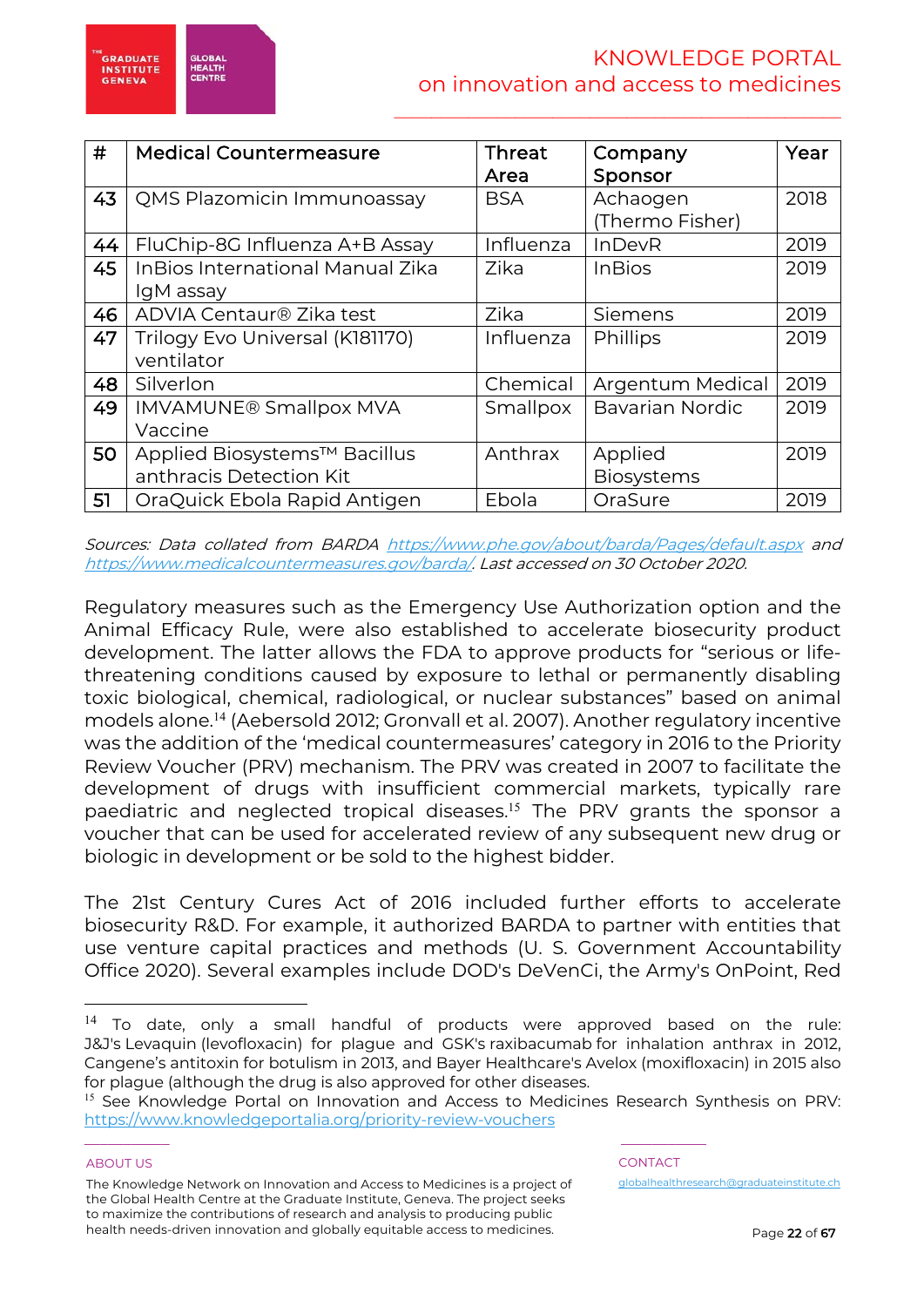| # | Medical Countermeasure | Threat Area | Company Sponsor | Year |
|---|---|---|---|---|
| 43 | QMS Plazomicin Immunoassay | BSA | Achaogen (Thermo Fisher) | 2018 |
| 44 | FluChip-8G Influenza A+B Assay | Influenza | InDevR | 2019 |
| 45 | InBios International Manual Zika IgM assay | Zika | InBios | 2019 |
| 46 | ADVIA Centaur® Zika test | Zika | Siemens | 2019 |
| 47 | Trilogy Evo Universal (K181170) ventilator | Influenza | Phillips | 2019 |
| 48 | Silverlon | Chemical | Argentum Medical | 2019 |
| 49 | IMVAMUNE® Smallpox MVA Vaccine | Smallpox | Bavarian Nordic | 2019 |
| 50 | Applied Biosystems™ Bacillus anthracis Detection Kit | Anthrax | Applied Biosystems | 2019 |
| 51 | OraQuick Ebola Rapid Antigen | Ebola | OraSure | 2019 |

*Sources: Data collated from BARDA https://www.phe.gov/about/barda/Pages/default.aspx and https://www.medicalcountermeasures.gov/barda/. Last accessed on 30 October 2020.*

Regulatory measures such as the Emergency Use Authorization option and the Animal Efficacy Rule, were also established to accelerate biosecurity product development. The latter allows the FDA to approve products for "serious or life-threatening conditions caused by exposure to lethal or permanently disabling toxic biological, chemical, radiological, or nuclear substances" based on animal models alone.[14] (Aebersold 2012; Gronvall et al. 2007). Another regulatory incentive was the addition of the 'medical countermeasures' category in 2016 to the Priority Review Voucher (PRV) mechanism. The PRV was created in 2007 to facilitate the development of drugs with insufficient commercial markets, typically rare paediatric and neglected tropical diseases.[15] The PRV grants the sponsor a voucher that can be used for accelerated review of any subsequent new drug or biologic in development or be sold to the highest bidder.

The 21st Century Cures Act of 2016 included further efforts to accelerate biosecurity R&D. For example, it authorized BARDA to partner with entities that use venture capital practices and methods (U. S. Government Accountability Office 2020). Several examples include DOD's DeVenCi, the Army's OnPoint, Red

---

[14] To date, only a small handful of products were approved based on the rule: J&J's Levaquin (levofloxacin) for plague and GSK's raxibacumab for inhalation anthrax in 2012, Cangene's antitoxin for botulism in 2013, and Bayer Healthcare's Avelox (moxifloxacin) in 2015 also for plague (although the drug is also approved for other diseases.

[15] See Knowledge Portal on Innovation and Access to Medicines Research Synthesis on PRV: https://www.knowledgeportalia.org/priority-review-vouchers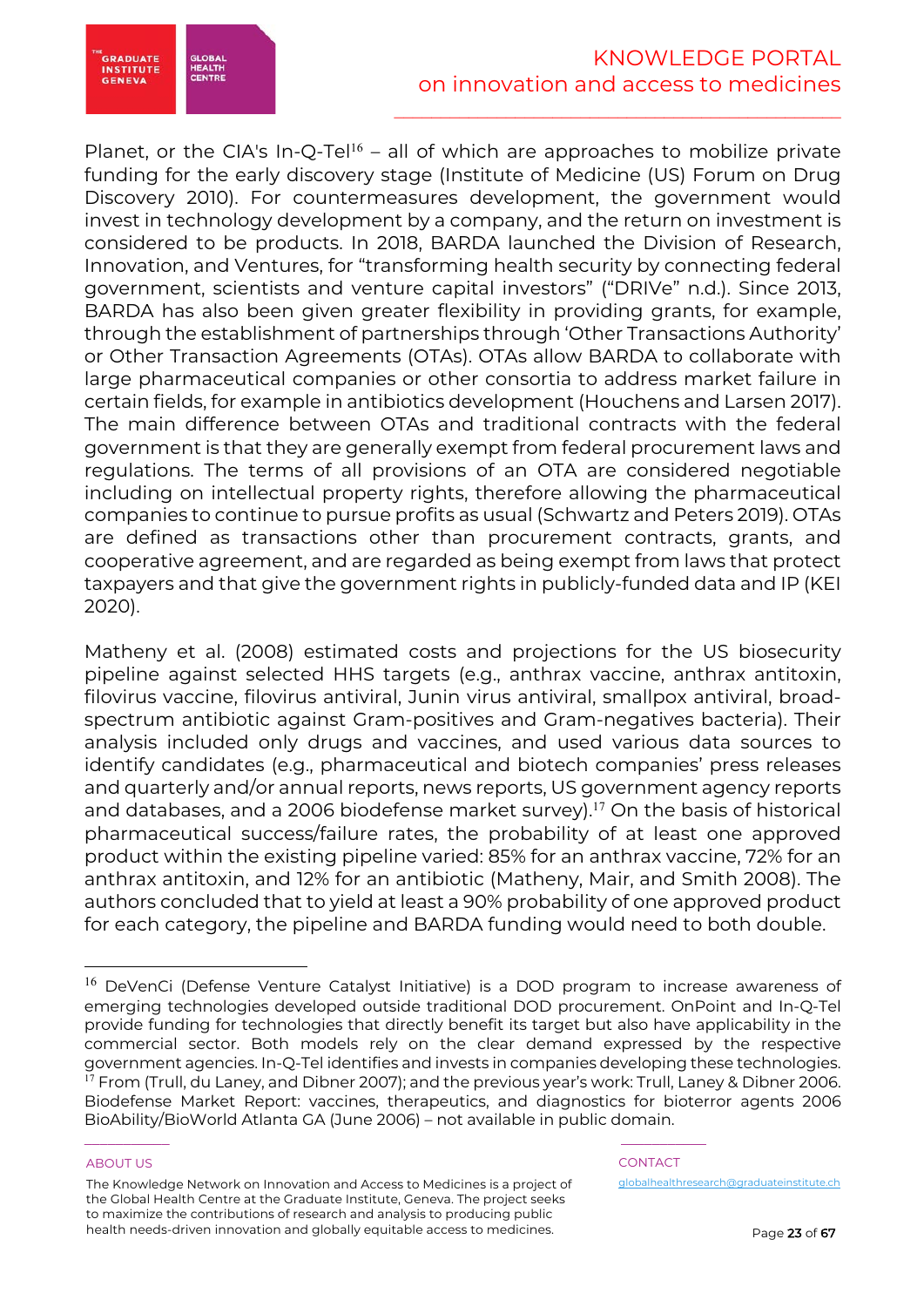Planet, or the CIA's In-Q-Tel[16] – all of which are approaches to mobilize private funding for the early discovery stage (Institute of Medicine (US) Forum on Drug Discovery 2010). For countermeasures development, the government would invest in technology development by a company, and the return on investment is considered to be products. In 2018, BARDA launched the Division of Research, Innovation, and Ventures, for "transforming health security by connecting federal government, scientists and venture capital investors" ("DRIVe" n.d.). Since 2013, BARDA has also been given greater flexibility in providing grants, for example, through the establishment of partnerships through 'Other Transactions Authority' or Other Transaction Agreements (OTAs). OTAs allow BARDA to collaborate with large pharmaceutical companies or other consortia to address market failure in certain fields, for example in antibiotics development (Houchens and Larsen 2017). The main difference between OTAs and traditional contracts with the federal government is that they are generally exempt from federal procurement laws and regulations. The terms of all provisions of an OTA are considered negotiable including on intellectual property rights, therefore allowing the pharmaceutical companies to continue to pursue profits as usual (Schwartz and Peters 2019). OTAs are defined as transactions other than procurement contracts, grants, and cooperative agreement, and are regarded as being exempt from laws that protect taxpayers and that give the government rights in publicly-funded data and IP (KEI 2020).

Matheny et al. (2008) estimated costs and projections for the US biosecurity pipeline against selected HHS targets (e.g., anthrax vaccine, anthrax antitoxin, filovirus vaccine, filovirus antiviral, Junin virus antiviral, smallpox antiviral, broad-spectrum antibiotic against Gram-positives and Gram-negatives bacteria). Their analysis included only drugs and vaccines, and used various data sources to identify candidates (e.g., pharmaceutical and biotech companies' press releases and quarterly and/or annual reports, news reports, US government agency reports and databases, and a 2006 biodefense market survey).[17] On the basis of historical pharmaceutical success/failure rates, the probability of at least one approved product within the existing pipeline varied: 85% for an anthrax vaccine, 72% for an anthrax antitoxin, and 12% for an antibiotic (Matheny, Mair, and Smith 2008). The authors concluded that to yield at least a 90% probability of one approved product for each category, the pipeline and BARDA funding would need to both double.

---

[16] DeVenCi (Defense Venture Catalyst Initiative) is a DOD program to increase awareness of emerging technologies developed outside traditional DOD procurement. OnPoint and In-Q-Tel provide funding for technologies that directly benefit its target but also have applicability in the commercial sector. Both models rely on the clear demand expressed by the respective government agencies. In-Q-Tel identifies and invests in companies developing these technologies.

[17] From (Trull, du Laney, and Dibner 2007); and the previous year's work: Trull, Laney & Dibner 2006. Biodefense Market Report: vaccines, therapeutics, and diagnostics for bioterror agents 2006 BioAbility/BioWorld Atlanta GA (June 2006) – not available in public domain.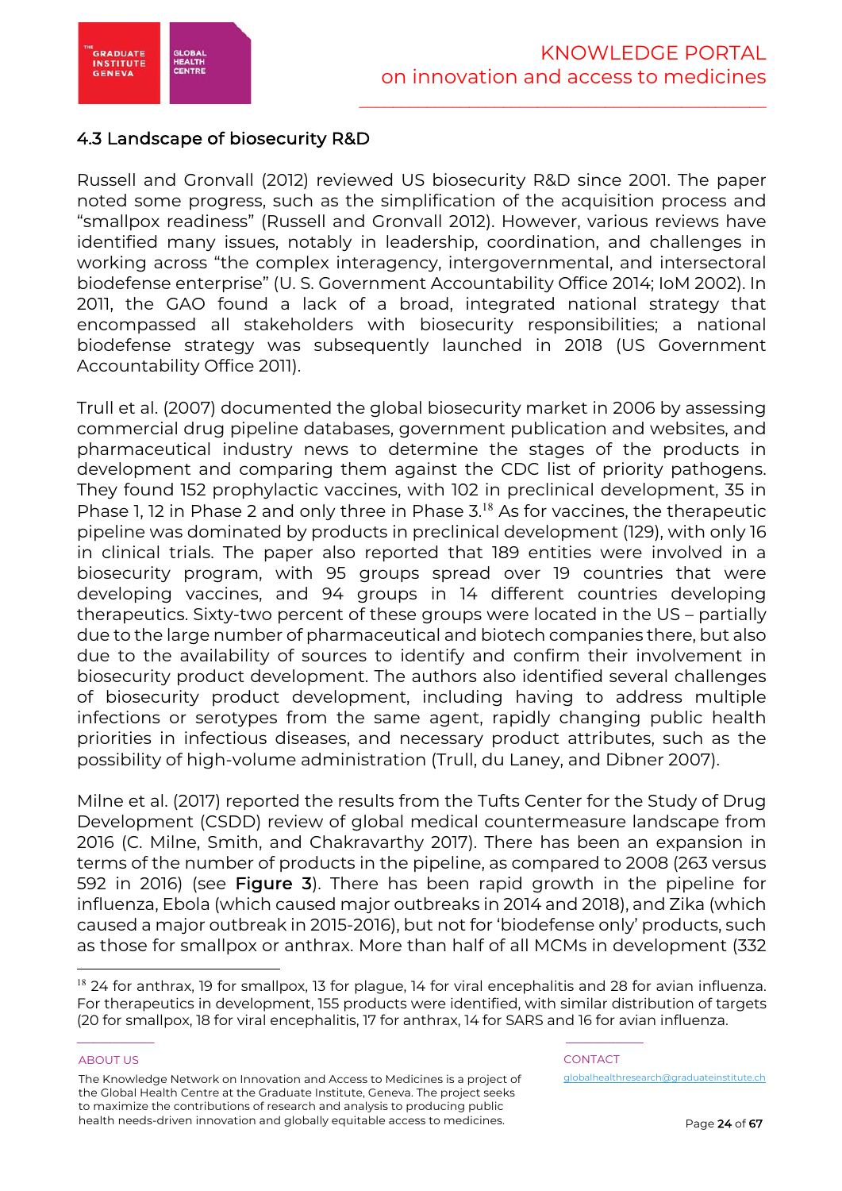### 4.3 Landscape of biosecurity R&D

Russell and Gronvall (2012) reviewed US biosecurity R&D since 2001. The paper noted some progress, such as the simplification of the acquisition process and "smallpox readiness" (Russell and Gronvall 2012). However, various reviews have identified many issues, notably in leadership, coordination, and challenges in working across "the complex interagency, intergovernmental, and intersectoral biodefense enterprise" (U. S. Government Accountability Office 2014; IoM 2002). In 2011, the GAO found a lack of a broad, integrated national strategy that encompassed all stakeholders with biosecurity responsibilities; a national biodefense strategy was subsequently launched in 2018 (US Government Accountability Office 2011).

Trull et al. (2007) documented the global biosecurity market in 2006 by assessing commercial drug pipeline databases, government publication and websites, and pharmaceutical industry news to determine the stages of the products in development and comparing them against the CDC list of priority pathogens. They found 152 prophylactic vaccines, with 102 in preclinical development, 35 in Phase 1, 12 in Phase 2 and only three in Phase 3.[18] As for vaccines, the therapeutic pipeline was dominated by products in preclinical development (129), with only 16 in clinical trials. The paper also reported that 189 entities were involved in a biosecurity program, with 95 groups spread over 19 countries that were developing vaccines, and 94 groups in 14 different countries developing therapeutics. Sixty-two percent of these groups were located in the US – partially due to the large number of pharmaceutical and biotech companies there, but also due to the availability of sources to identify and confirm their involvement in biosecurity product development. The authors also identified several challenges of biosecurity product development, including having to address multiple infections or serotypes from the same agent, rapidly changing public health priorities in infectious diseases, and necessary product attributes, such as the possibility of high-volume administration (Trull, du Laney, and Dibner 2007).

Milne et al. (2017) reported the results from the Tufts Center for the Study of Drug Development (CSDD) review of global medical countermeasure landscape from 2016 (C. Milne, Smith, and Chakravarthy 2017). There has been an expansion in terms of the number of products in the pipeline, as compared to 2008 (263 versus 592 in 2016) (see **Figure 3**). There has been rapid growth in the pipeline for influenza, Ebola (which caused major outbreaks in 2014 and 2018), and Zika (which caused a major outbreak in 2015-2016), but not for 'biodefense only' products, such as those for smallpox or anthrax. More than half of all MCMs in development (332

---

[18] 24 for anthrax, 19 for smallpox, 13 for plague, 14 for viral encephalitis and 28 for avian influenza. For therapeutics in development, 155 products were identified, with similar distribution of targets (20 for smallpox, 18 for viral encephalitis, 17 for anthrax, 14 for SARS and 16 for avian influenza.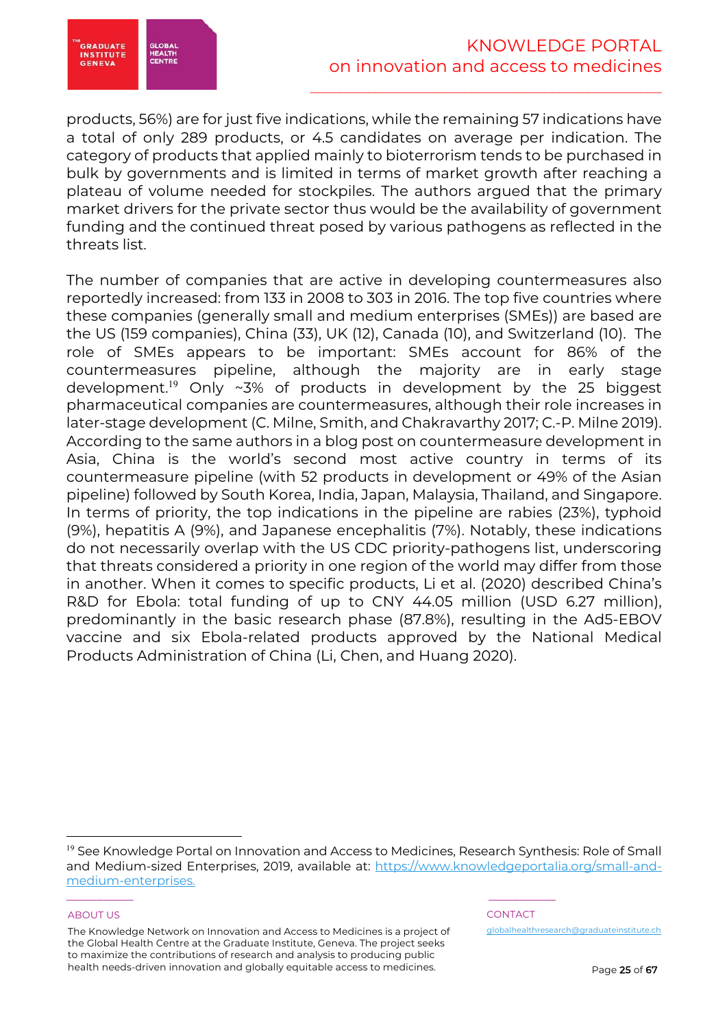products, 56%) are for just five indications, while the remaining 57 indications have a total of only 289 products, or 4.5 candidates on average per indication. The category of products that applied mainly to bioterrorism tends to be purchased in bulk by governments and is limited in terms of market growth after reaching a plateau of volume needed for stockpiles. The authors argued that the primary market drivers for the private sector thus would be the availability of government funding and the continued threat posed by various pathogens as reflected in the threats list.

The number of companies that are active in developing countermeasures also reportedly increased: from 133 in 2008 to 303 in 2016. The top five countries where these companies (generally small and medium enterprises (SMEs)) are based are the US (159 companies), China (33), UK (12), Canada (10), and Switzerland (10). The role of SMEs appears to be important: SMEs account for 86% of the countermeasures pipeline, although the majority are in early stage development.[19] Only ~3% of products in development by the 25 biggest pharmaceutical companies are countermeasures, although their role increases in later-stage development (C. Milne, Smith, and Chakravarthy 2017; C.-P. Milne 2019). According to the same authors in a blog post on countermeasure development in Asia, China is the world's second most active country in terms of its countermeasure pipeline (with 52 products in development or 49% of the Asian pipeline) followed by South Korea, India, Japan, Malaysia, Thailand, and Singapore. In terms of priority, the top indications in the pipeline are rabies (23%), typhoid (9%), hepatitis A (9%), and Japanese encephalitis (7%). Notably, these indications do not necessarily overlap with the US CDC priority-pathogens list, underscoring that threats considered a priority in one region of the world may differ from those in another. When it comes to specific products, Li et al. (2020) described China's R&D for Ebola: total funding of up to CNY 44.05 million (USD 6.27 million), predominantly in the basic research phase (87.8%), resulting in the Ad5-EBOV vaccine and six Ebola-related products approved by the National Medical Products Administration of China (Li, Chen, and Huang 2020).

---

[19] See Knowledge Portal on Innovation and Access to Medicines, Research Synthesis: Role of Small and Medium-sized Enterprises, 2019, available at: https://www.knowledgeportalia.org/small-and-medium-enterprises.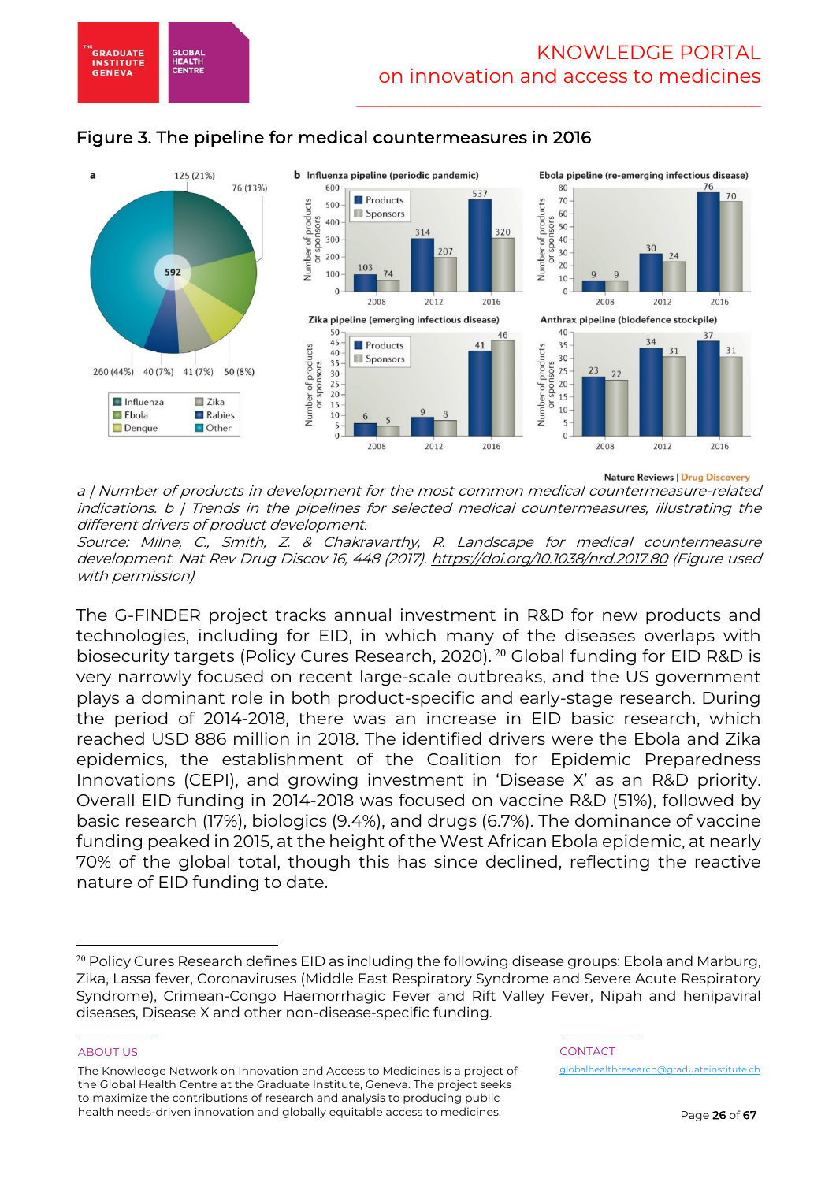## Figure 3. The pipeline for medical countermeasures in 2016

*a | Number of products in development for the most common medical countermeasure-related indications. b | Trends in the pipelines for selected medical countermeasures, illustrating the different drivers of product development.*

*Source: Milne, C., Smith, Z. & Chakravarthy, R. Landscape for medical countermeasure development. Nat Rev Drug Discov 16, 448 (2017).* https://doi.org/10.1038/nrd.2017.80 *(Figure used with permission)*

The G-FINDER project tracks annual investment in R&D for new products and technologies, including for EID, in which many of the diseases overlaps with biosecurity targets (Policy Cures Research, 2020).[20] Global funding for EID R&D is very narrowly focused on recent large-scale outbreaks, and the US government plays a dominant role in both product-specific and early-stage research. During the period of 2014-2018, there was an increase in EID basic research, which reached USD 886 million in 2018. The identified drivers were the Ebola and Zika epidemics, the establishment of the Coalition for Epidemic Preparedness Innovations (CEPI), and growing investment in 'Disease X' as an R&D priority. Overall EID funding in 2014-2018 was focused on vaccine R&D (51%), followed by basic research (17%), biologics (9.4%), and drugs (6.7%). The dominance of vaccine funding peaked in 2015, at the height of the West African Ebola epidemic, at nearly 70% of the global total, though this has since declined, reflecting the reactive nature of EID funding to date.

---

[20] Policy Cures Research defines EID as including the following disease groups: Ebola and Marburg, Zika, Lassa fever, Coronaviruses (Middle East Respiratory Syndrome and Severe Acute Respiratory Syndrome), Crimean-Congo Haemorrhagic Fever and Rift Valley Fever, Nipah and henipaviral diseases, Disease X and other non-disease-specific funding.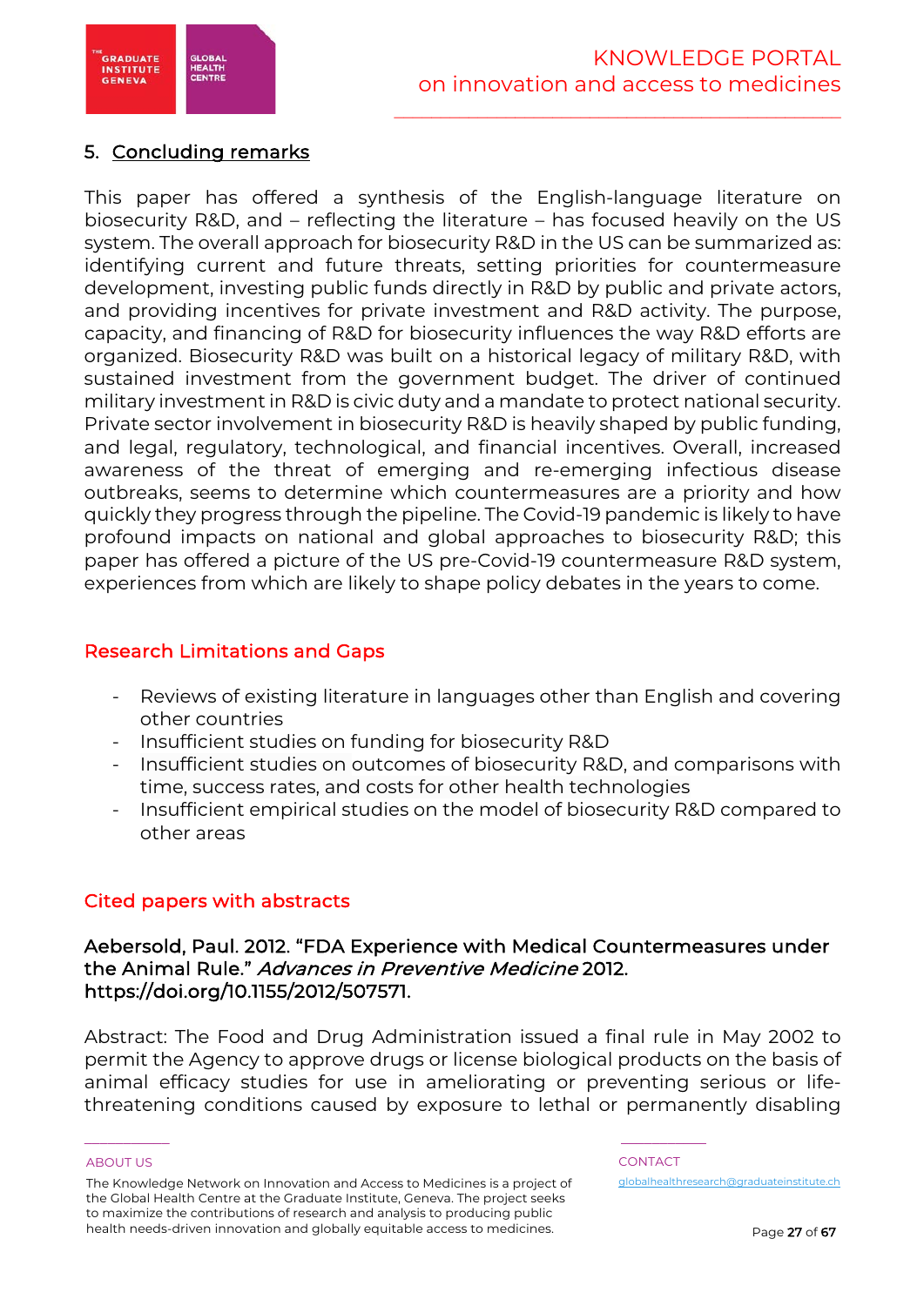## 5. Concluding remarks

This paper has offered a synthesis of the English-language literature on biosecurity R&D, and – reflecting the literature – has focused heavily on the US system. The overall approach for biosecurity R&D in the US can be summarized as: identifying current and future threats, setting priorities for countermeasure development, investing public funds directly in R&D by public and private actors, and providing incentives for private investment and R&D activity. The purpose, capacity, and financing of R&D for biosecurity influences the way R&D efforts are organized. Biosecurity R&D was built on a historical legacy of military R&D, with sustained investment from the government budget. The driver of continued military investment in R&D is civic duty and a mandate to protect national security. Private sector involvement in biosecurity R&D is heavily shaped by public funding, and legal, regulatory, technological, and financial incentives. Overall, increased awareness of the threat of emerging and re-emerging infectious disease outbreaks, seems to determine which countermeasures are a priority and how quickly they progress through the pipeline. The Covid-19 pandemic is likely to have profound impacts on national and global approaches to biosecurity R&D; this paper has offered a picture of the US pre-Covid-19 countermeasure R&D system, experiences from which are likely to shape policy debates in the years to come.

### Research Limitations and Gaps

- Reviews of existing literature in languages other than English and covering other countries
- Insufficient studies on funding for biosecurity R&D
- Insufficient studies on outcomes of biosecurity R&D, and comparisons with time, success rates, and costs for other health technologies
- Insufficient empirical studies on the model of biosecurity R&D compared to other areas

### Cited papers with abstracts

**Aebersold, Paul. 2012. "FDA Experience with Medical Countermeasures under the Animal Rule."** ***Advances in Preventive Medicine*** **2012. https://doi.org/10.1155/2012/507571.**

Abstract: The Food and Drug Administration issued a final rule in May 2002 to permit the Agency to approve drugs or license biological products on the basis of animal efficacy studies for use in ameliorating or preventing serious or life-threatening conditions caused by exposure to lethal or permanently disabling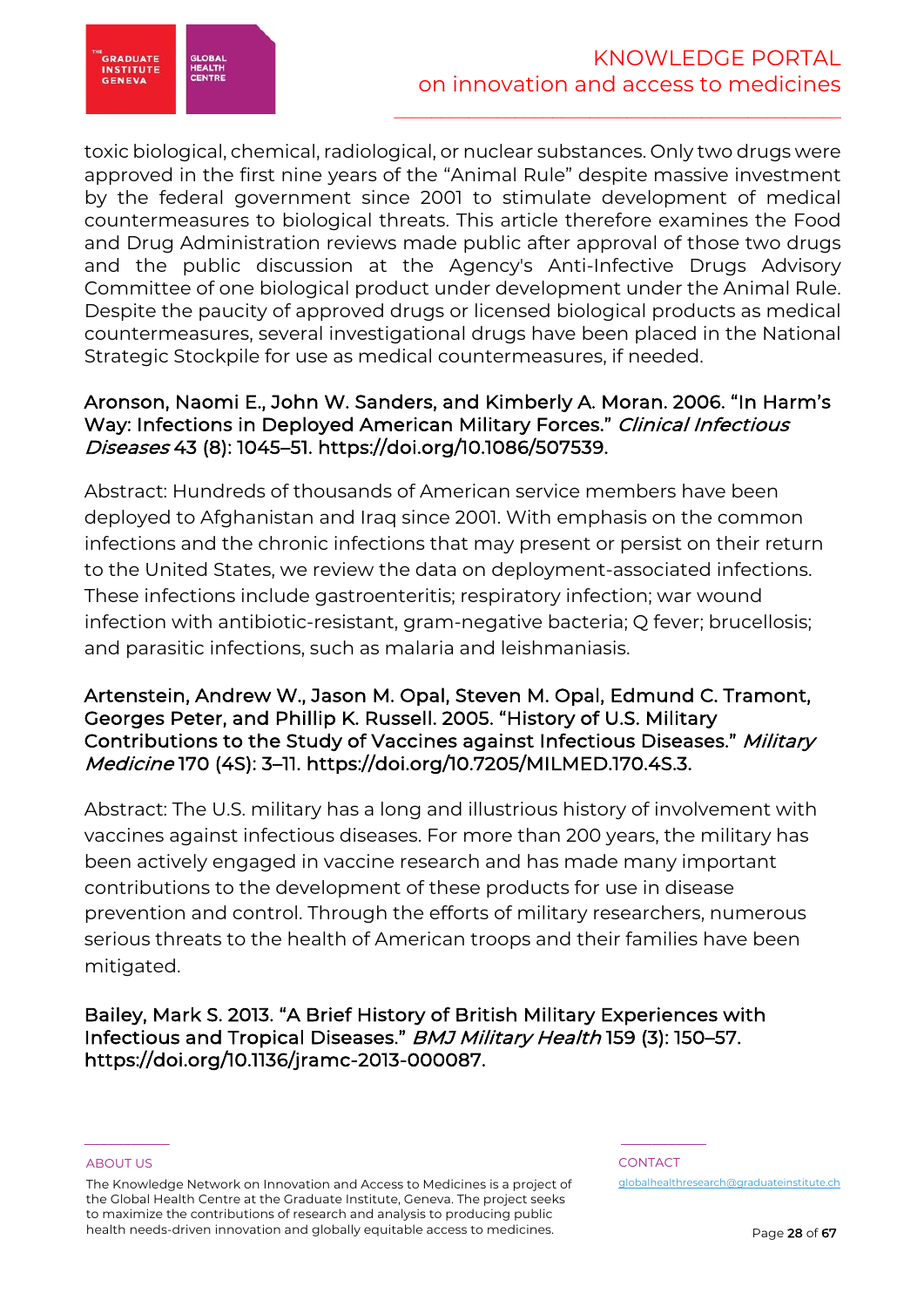toxic biological, chemical, radiological, or nuclear substances. Only two drugs were approved in the first nine years of the "Animal Rule" despite massive investment by the federal government since 2001 to stimulate development of medical countermeasures to biological threats. This article therefore examines the Food and Drug Administration reviews made public after approval of those two drugs and the public discussion at the Agency's Anti-Infective Drugs Advisory Committee of one biological product under development under the Animal Rule. Despite the paucity of approved drugs or licensed biological products as medical countermeasures, several investigational drugs have been placed in the National Strategic Stockpile for use as medical countermeasures, if needed.

**Aronson, Naomi E., John W. Sanders, and Kimberly A. Moran. 2006. "In Harm's Way: Infections in Deployed American Military Forces."** ***Clinical Infectious Diseases*** **43 (8): 1045–51. https://doi.org/10.1086/507539.**

Abstract: Hundreds of thousands of American service members have been deployed to Afghanistan and Iraq since 2001. With emphasis on the common infections and the chronic infections that may present or persist on their return to the United States, we review the data on deployment-associated infections. These infections include gastroenteritis; respiratory infection; war wound infection with antibiotic-resistant, gram-negative bacteria; Q fever; brucellosis; and parasitic infections, such as malaria and leishmaniasis.

**Artenstein, Andrew W., Jason M. Opal, Steven M. Opal, Edmund C. Tramont, Georges Peter, and Phillip K. Russell. 2005. "History of U.S. Military Contributions to the Study of Vaccines against Infectious Diseases."** ***Military Medicine*** **170 (4S): 3–11. https://doi.org/10.7205/MILMED.170.4S.3.**

Abstract: The U.S. military has a long and illustrious history of involvement with vaccines against infectious diseases. For more than 200 years, the military has been actively engaged in vaccine research and has made many important contributions to the development of these products for use in disease prevention and control. Through the efforts of military researchers, numerous serious threats to the health of American troops and their families have been mitigated.

**Bailey, Mark S. 2013. "A Brief History of British Military Experiences with Infectious and Tropical Diseases."** ***BMJ Military Health*** **159 (3): 150–57. https://doi.org/10.1136/jramc-2013-000087.**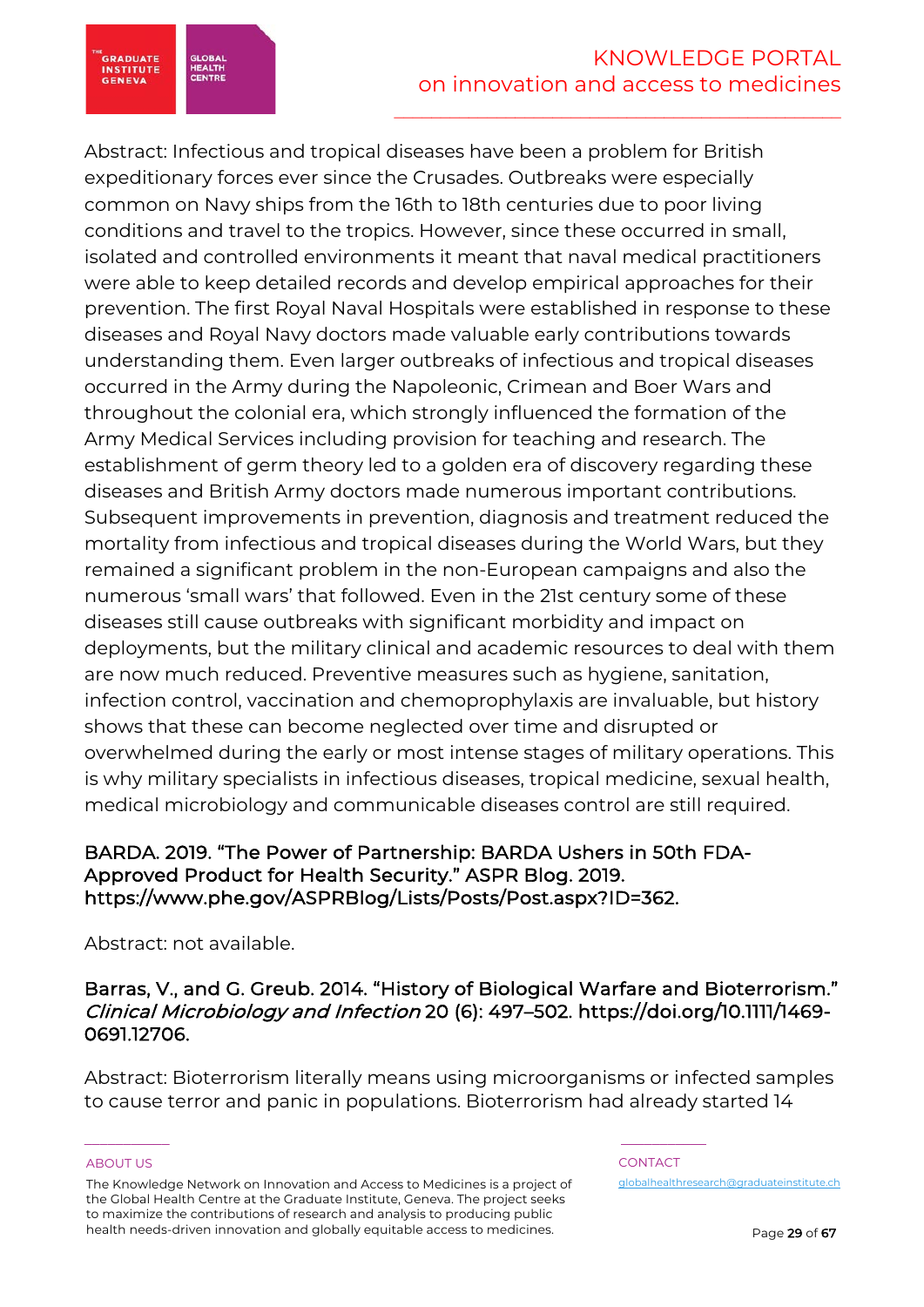Abstract: Infectious and tropical diseases have been a problem for British expeditionary forces ever since the Crusades. Outbreaks were especially common on Navy ships from the 16th to 18th centuries due to poor living conditions and travel to the tropics. However, since these occurred in small, isolated and controlled environments it meant that naval medical practitioners were able to keep detailed records and develop empirical approaches for their prevention. The first Royal Naval Hospitals were established in response to these diseases and Royal Navy doctors made valuable early contributions towards understanding them. Even larger outbreaks of infectious and tropical diseases occurred in the Army during the Napoleonic, Crimean and Boer Wars and throughout the colonial era, which strongly influenced the formation of the Army Medical Services including provision for teaching and research. The establishment of germ theory led to a golden era of discovery regarding these diseases and British Army doctors made numerous important contributions. Subsequent improvements in prevention, diagnosis and treatment reduced the mortality from infectious and tropical diseases during the World Wars, but they remained a significant problem in the non-European campaigns and also the numerous 'small wars' that followed. Even in the 21st century some of these diseases still cause outbreaks with significant morbidity and impact on deployments, but the military clinical and academic resources to deal with them are now much reduced. Preventive measures such as hygiene, sanitation, infection control, vaccination and chemoprophylaxis are invaluable, but history shows that these can become neglected over time and disrupted or overwhelmed during the early or most intense stages of military operations. This is why military specialists in infectious diseases, tropical medicine, sexual health, medical microbiology and communicable diseases control are still required.

### BARDA. 2019. "The Power of Partnership: BARDA Ushers in 50th FDA-Approved Product for Health Security." ASPR Blog. 2019. https://www.phe.gov/ASPRBlog/Lists/Posts/Post.aspx?ID=362.

Abstract: not available.

### Barras, V., and G. Greub. 2014. "History of Biological Warfare and Bioterrorism." *Clinical Microbiology and Infection* 20 (6): 497–502. https://doi.org/10.1111/1469-0691.12706.

Abstract: Bioterrorism literally means using microorganisms or infected samples to cause terror and panic in populations. Bioterrorism had already started 14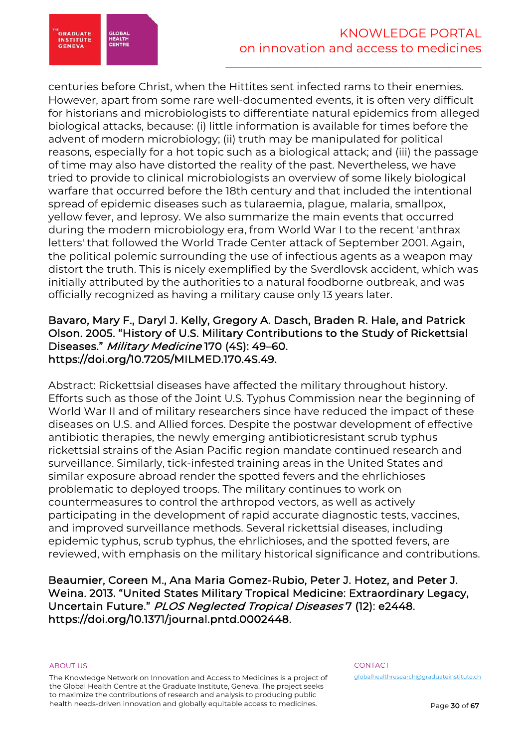centuries before Christ, when the Hittites sent infected rams to their enemies. However, apart from some rare well-documented events, it is often very difficult for historians and microbiologists to differentiate natural epidemics from alleged biological attacks, because: (i) little information is available for times before the advent of modern microbiology; (ii) truth may be manipulated for political reasons, especially for a hot topic such as a biological attack; and (iii) the passage of time may also have distorted the reality of the past. Nevertheless, we have tried to provide to clinical microbiologists an overview of some likely biological warfare that occurred before the 18th century and that included the intentional spread of epidemic diseases such as tularaemia, plague, malaria, smallpox, yellow fever, and leprosy. We also summarize the main events that occurred during the modern microbiology era, from World War I to the recent 'anthrax letters' that followed the World Trade Center attack of September 2001. Again, the political polemic surrounding the use of infectious agents as a weapon may distort the truth. This is nicely exemplified by the Sverdlovsk accident, which was initially attributed by the authorities to a natural foodborne outbreak, and was officially recognized as having a military cause only 13 years later.

Bavaro, Mary F., Daryl J. Kelly, Gregory A. Dasch, Braden R. Hale, and Patrick Olson. 2005. "History of U.S. Military Contributions to the Study of Rickettsial Diseases." *Military Medicine* 170 (4S): 49–60. https://doi.org/10.7205/MILMED.170.4S.49.

Abstract: Rickettsial diseases have affected the military throughout history. Efforts such as those of the Joint U.S. Typhus Commission near the beginning of World War II and of military researchers since have reduced the impact of these diseases on U.S. and Allied forces. Despite the postwar development of effective antibiotic therapies, the newly emerging antibioticresistant scrub typhus rickettsial strains of the Asian Pacific region mandate continued research and surveillance. Similarly, tick-infested training areas in the United States and similar exposure abroad render the spotted fevers and the ehrlichioses problematic to deployed troops. The military continues to work on countermeasures to control the arthropod vectors, as well as actively participating in the development of rapid accurate diagnostic tests, vaccines, and improved surveillance methods. Several rickettsial diseases, including epidemic typhus, scrub typhus, the ehrlichioses, and the spotted fevers, are reviewed, with emphasis on the military historical significance and contributions.

Beaumier, Coreen M., Ana Maria Gomez-Rubio, Peter J. Hotez, and Peter J. Weina. 2013. "United States Military Tropical Medicine: Extraordinary Legacy, Uncertain Future." *PLOS Neglected Tropical Diseases* 7 (12): e2448. https://doi.org/10.1371/journal.pntd.0002448.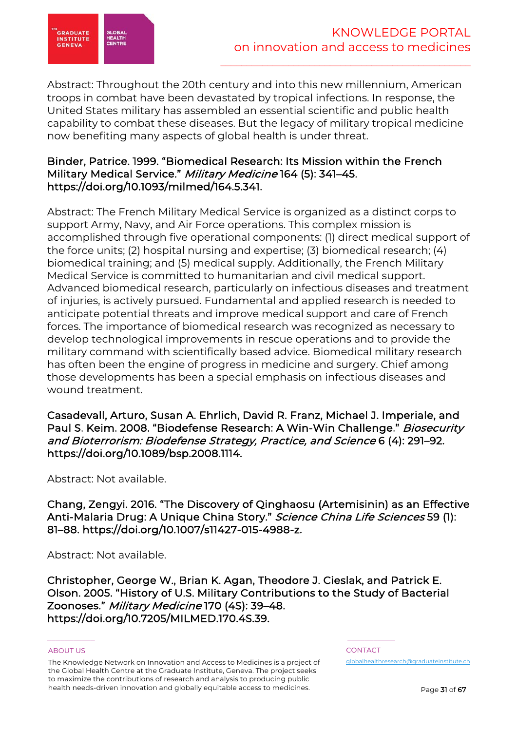Abstract: Throughout the 20th century and into this new millennium, American troops in combat have been devastated by tropical infections. In response, the United States military has assembled an essential scientific and public health capability to combat these diseases. But the legacy of military tropical medicine now benefiting many aspects of global health is under threat.

**Binder, Patrice. 1999. "Biomedical Research: Its Mission within the French Military Medical Service."** ***Military Medicine*** **164 (5): 341–45. https://doi.org/10.1093/milmed/164.5.341.**

Abstract: The French Military Medical Service is organized as a distinct corps to support Army, Navy, and Air Force operations. This complex mission is accomplished through five operational components: (1) direct medical support of the force units; (2) hospital nursing and expertise; (3) biomedical research; (4) biomedical training; and (5) medical supply. Additionally, the French Military Medical Service is committed to humanitarian and civil medical support. Advanced biomedical research, particularly on infectious diseases and treatment of injuries, is actively pursued. Fundamental and applied research is needed to anticipate potential threats and improve medical support and care of French forces. The importance of biomedical research was recognized as necessary to develop technological improvements in rescue operations and to provide the military command with scientifically based advice. Biomedical military research has often been the engine of progress in medicine and surgery. Chief among those developments has been a special emphasis on infectious diseases and wound treatment.

**Casadevall, Arturo, Susan A. Ehrlich, David R. Franz, Michael J. Imperiale, and Paul S. Keim. 2008. "Biodefense Research: A Win-Win Challenge."** ***Biosecurity and Bioterrorism: Biodefense Strategy, Practice, and Science*** **6 (4): 291–92. https://doi.org/10.1089/bsp.2008.1114.**

Abstract: Not available.

**Chang, Zengyi. 2016. "The Discovery of Qinghaosu (Artemisinin) as an Effective Anti-Malaria Drug: A Unique China Story."** ***Science China Life Sciences*** **59 (1): 81–88. https://doi.org/10.1007/s11427-015-4988-z.**

Abstract: Not available.

**Christopher, George W., Brian K. Agan, Theodore J. Cieslak, and Patrick E. Olson. 2005. "History of U.S. Military Contributions to the Study of Bacterial Zoonoses."** ***Military Medicine*** **170 (4S): 39–48. https://doi.org/10.7205/MILMED.170.4S.39.**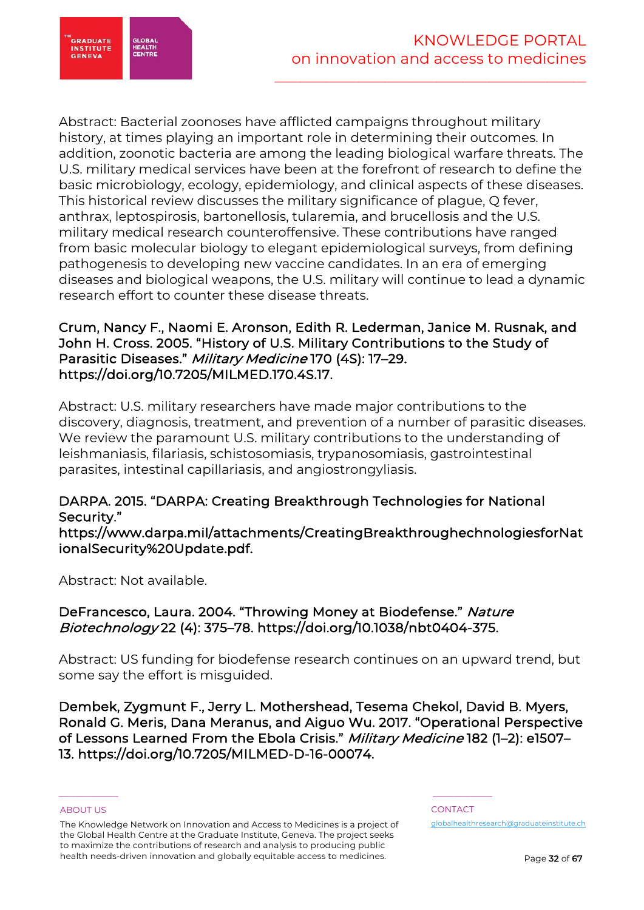Abstract: Bacterial zoonoses have afflicted campaigns throughout military history, at times playing an important role in determining their outcomes. In addition, zoonotic bacteria are among the leading biological warfare threats. The U.S. military medical services have been at the forefront of research to define the basic microbiology, ecology, epidemiology, and clinical aspects of these diseases. This historical review discusses the military significance of plague, Q fever, anthrax, leptospirosis, bartonellosis, tularemia, and brucellosis and the U.S. military medical research counteroffensive. These contributions have ranged from basic molecular biology to elegant epidemiological surveys, from defining pathogenesis to developing new vaccine candidates. In an era of emerging diseases and biological weapons, the U.S. military will continue to lead a dynamic research effort to counter these disease threats.

**Crum, Nancy F., Naomi E. Aronson, Edith R. Lederman, Janice M. Rusnak, and John H. Cross. 2005. "History of U.S. Military Contributions to the Study of Parasitic Diseases."** ***Military Medicine*** **170 (4S): 17–29. https://doi.org/10.7205/MILMED.170.4S.17.**

Abstract: U.S. military researchers have made major contributions to the discovery, diagnosis, treatment, and prevention of a number of parasitic diseases. We review the paramount U.S. military contributions to the understanding of leishmaniasis, filariasis, schistosomiasis, trypanosomiasis, gastrointestinal parasites, intestinal capillariasis, and angiostrongyliasis.

**DARPA. 2015. "DARPA: Creating Breakthrough Technologies for National Security." https://www.darpa.mil/attachments/CreatingBreakthroughechnologiesforNationalSecurity%20Update.pdf.**

Abstract: Not available.

**DeFrancesco, Laura. 2004. "Throwing Money at Biodefense."** ***Nature Biotechnology*** **22 (4): 375–78. https://doi.org/10.1038/nbt0404-375.**

Abstract: US funding for biodefense research continues on an upward trend, but some say the effort is misguided.

**Dembek, Zygmunt F., Jerry L. Mothershead, Tesema Chekol, David B. Myers, Ronald G. Meris, Dana Meranus, and Aiguo Wu. 2017. "Operational Perspective of Lessons Learned From the Ebola Crisis."** ***Military Medicine*** **182 (1–2): e1507–13. https://doi.org/10.7205/MILMED-D-16-00074.**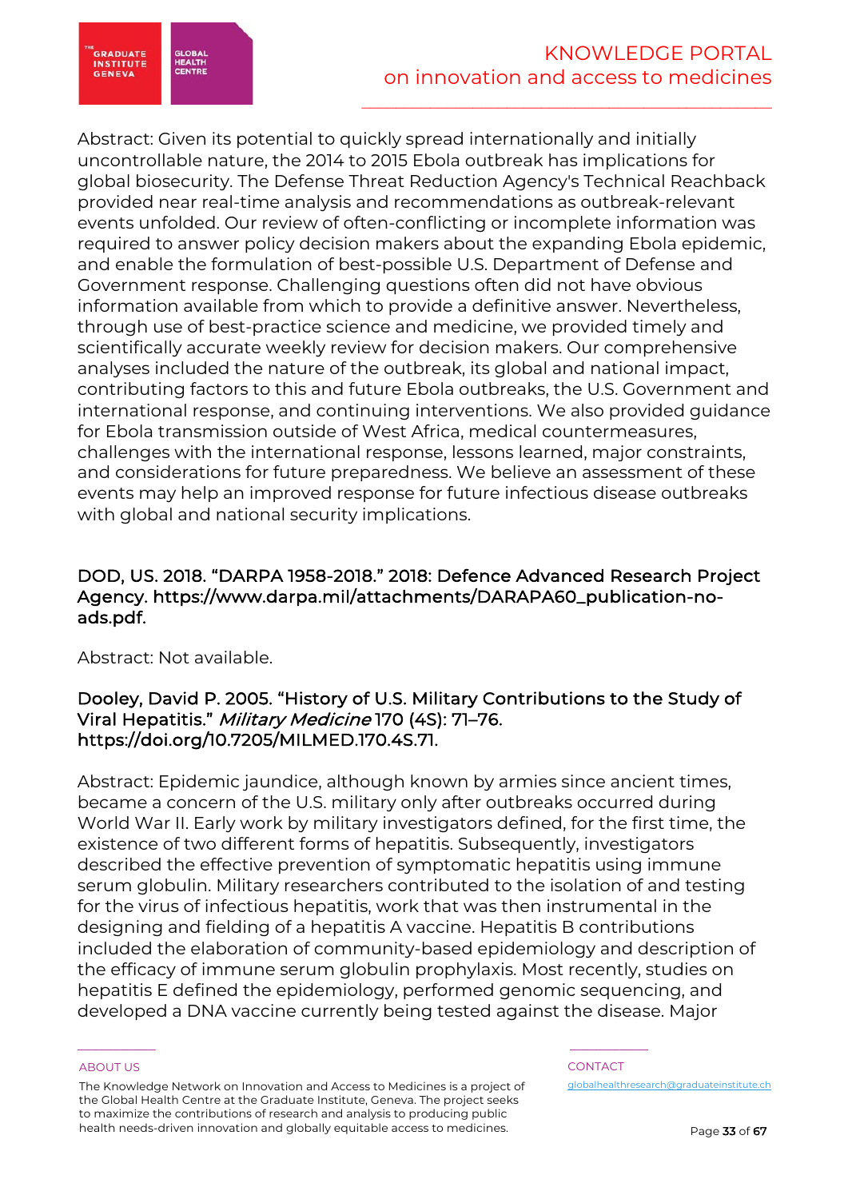Abstract: Given its potential to quickly spread internationally and initially uncontrollable nature, the 2014 to 2015 Ebola outbreak has implications for global biosecurity. The Defense Threat Reduction Agency's Technical Reachback provided near real-time analysis and recommendations as outbreak-relevant events unfolded. Our review of often-conflicting or incomplete information was required to answer policy decision makers about the expanding Ebola epidemic, and enable the formulation of best-possible U.S. Department of Defense and Government response. Challenging questions often did not have obvious information available from which to provide a definitive answer. Nevertheless, through use of best-practice science and medicine, we provided timely and scientifically accurate weekly review for decision makers. Our comprehensive analyses included the nature of the outbreak, its global and national impact, contributing factors to this and future Ebola outbreaks, the U.S. Government and international response, and continuing interventions. We also provided guidance for Ebola transmission outside of West Africa, medical countermeasures, challenges with the international response, lessons learned, major constraints, and considerations for future preparedness. We believe an assessment of these events may help an improved response for future infectious disease outbreaks with global and national security implications.

**DOD, US. 2018. "DARPA 1958-2018." 2018: Defence Advanced Research Project Agency. https://www.darpa.mil/attachments/DARAPA60_publication-no-ads.pdf.**

Abstract: Not available.

**Dooley, David P. 2005. "History of U.S. Military Contributions to the Study of Viral Hepatitis."** ***Military Medicine*** **170 (4S): 71–76. https://doi.org/10.7205/MILMED.170.4S.71.**

Abstract: Epidemic jaundice, although known by armies since ancient times, became a concern of the U.S. military only after outbreaks occurred during World War II. Early work by military investigators defined, for the first time, the existence of two different forms of hepatitis. Subsequently, investigators described the effective prevention of symptomatic hepatitis using immune serum globulin. Military researchers contributed to the isolation of and testing for the virus of infectious hepatitis, work that was then instrumental in the designing and fielding of a hepatitis A vaccine. Hepatitis B contributions included the elaboration of community-based epidemiology and description of the efficacy of immune serum globulin prophylaxis. Most recently, studies on hepatitis E defined the epidemiology, performed genomic sequencing, and developed a DNA vaccine currently being tested against the disease. Major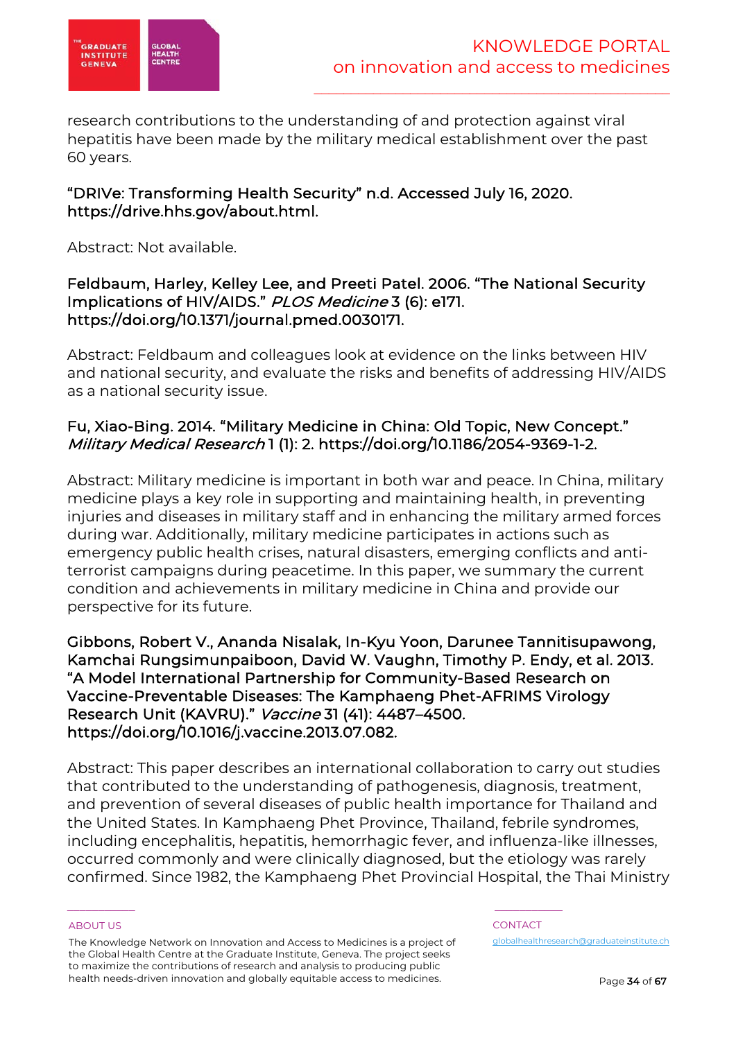research contributions to the understanding of and protection against viral hepatitis have been made by the military medical establishment over the past 60 years.

**"DRIVe: Transforming Health Security" n.d. Accessed July 16, 2020. https://drive.hhs.gov/about.html.**

Abstract: Not available.

**Feldbaum, Harley, Kelley Lee, and Preeti Patel. 2006. "The National Security Implications of HIV/AIDS."** ***PLOS Medicine*** **3 (6): e171. https://doi.org/10.1371/journal.pmed.0030171.**

Abstract: Feldbaum and colleagues look at evidence on the links between HIV and national security, and evaluate the risks and benefits of addressing HIV/AIDS as a national security issue.

**Fu, Xiao-Bing. 2014. "Military Medicine in China: Old Topic, New Concept."** ***Military Medical Research*** **1 (1): 2. https://doi.org/10.1186/2054-9369-1-2.**

Abstract: Military medicine is important in both war and peace. In China, military medicine plays a key role in supporting and maintaining health, in preventing injuries and diseases in military staff and in enhancing the military armed forces during war. Additionally, military medicine participates in actions such as emergency public health crises, natural disasters, emerging conflicts and anti-terrorist campaigns during peacetime. In this paper, we summary the current condition and achievements in military medicine in China and provide our perspective for its future.

**Gibbons, Robert V., Ananda Nisalak, In-Kyu Yoon, Darunee Tannitisupawong, Kamchai Rungsimunpaiboon, David W. Vaughn, Timothy P. Endy, et al. 2013. "A Model International Partnership for Community-Based Research on Vaccine-Preventable Diseases: The Kamphaeng Phet-AFRIMS Virology Research Unit (KAVRU)."** ***Vaccine*** **31 (41): 4487–4500. https://doi.org/10.1016/j.vaccine.2013.07.082.**

Abstract: This paper describes an international collaboration to carry out studies that contributed to the understanding of pathogenesis, diagnosis, treatment, and prevention of several diseases of public health importance for Thailand and the United States. In Kamphaeng Phet Province, Thailand, febrile syndromes, including encephalitis, hepatitis, hemorrhagic fever, and influenza-like illnesses, occurred commonly and were clinically diagnosed, but the etiology was rarely confirmed. Since 1982, the Kamphaeng Phet Provincial Hospital, the Thai Ministry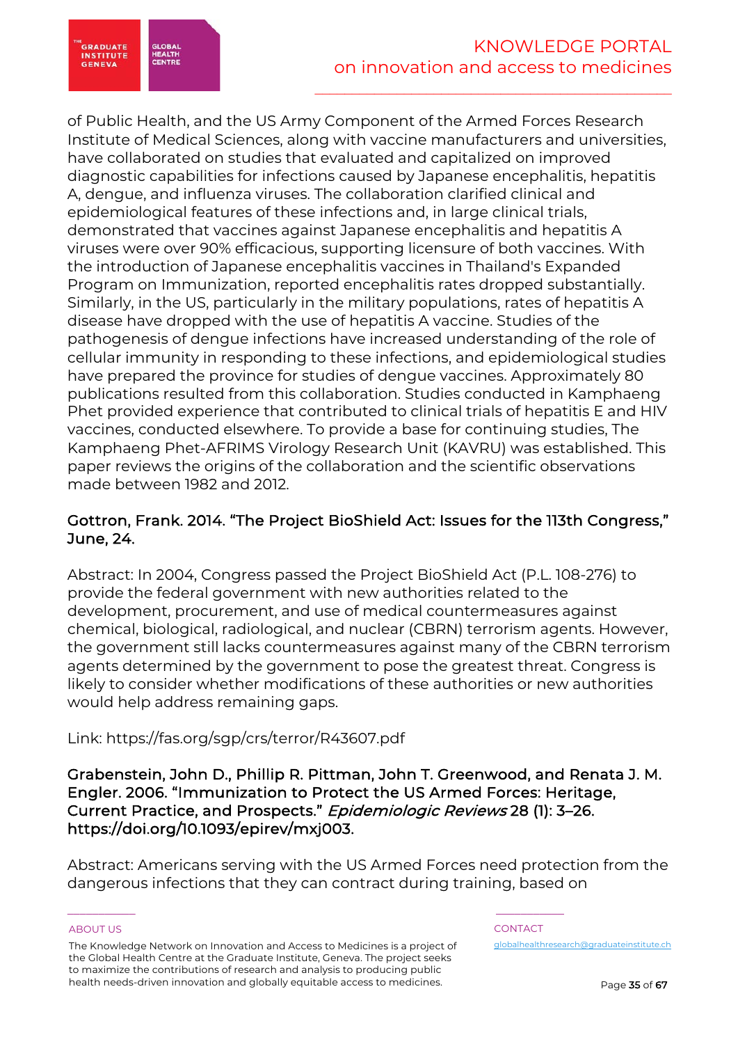of Public Health, and the US Army Component of the Armed Forces Research Institute of Medical Sciences, along with vaccine manufacturers and universities, have collaborated on studies that evaluated and capitalized on improved diagnostic capabilities for infections caused by Japanese encephalitis, hepatitis A, dengue, and influenza viruses. The collaboration clarified clinical and epidemiological features of these infections and, in large clinical trials, demonstrated that vaccines against Japanese encephalitis and hepatitis A viruses were over 90% efficacious, supporting licensure of both vaccines. With the introduction of Japanese encephalitis vaccines in Thailand's Expanded Program on Immunization, reported encephalitis rates dropped substantially. Similarly, in the US, particularly in the military populations, rates of hepatitis A disease have dropped with the use of hepatitis A vaccine. Studies of the pathogenesis of dengue infections have increased understanding of the role of cellular immunity in responding to these infections, and epidemiological studies have prepared the province for studies of dengue vaccines. Approximately 80 publications resulted from this collaboration. Studies conducted in Kamphaeng Phet provided experience that contributed to clinical trials of hepatitis E and HIV vaccines, conducted elsewhere. To provide a base for continuing studies, The Kamphaeng Phet-AFRIMS Virology Research Unit (KAVRU) was established. This paper reviews the origins of the collaboration and the scientific observations made between 1982 and 2012.

**Gottron, Frank. 2014. "The Project BioShield Act: Issues for the 113th Congress," June, 24.**

Abstract: In 2004, Congress passed the Project BioShield Act (P.L. 108-276) to provide the federal government with new authorities related to the development, procurement, and use of medical countermeasures against chemical, biological, radiological, and nuclear (CBRN) terrorism agents. However, the government still lacks countermeasures against many of the CBRN terrorism agents determined by the government to pose the greatest threat. Congress is likely to consider whether modifications of these authorities or new authorities would help address remaining gaps.

Link: https://fas.org/sgp/crs/terror/R43607.pdf

**Grabenstein, John D., Phillip R. Pittman, John T. Greenwood, and Renata J. M. Engler. 2006. "Immunization to Protect the US Armed Forces: Heritage, Current Practice, and Prospects."** ***Epidemiologic Reviews*** **28 (1): 3–26. https://doi.org/10.1093/epirev/mxj003.**

Abstract: Americans serving with the US Armed Forces need protection from the dangerous infections that they can contract during training, based on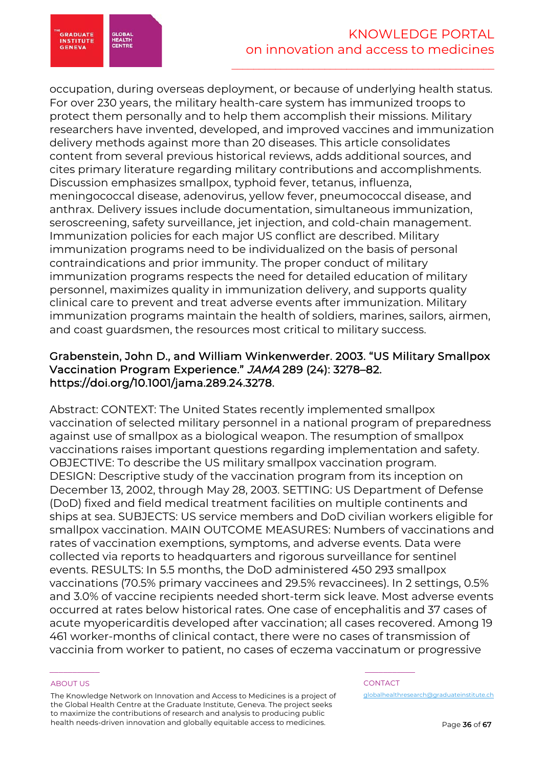occupation, during overseas deployment, or because of underlying health status. For over 230 years, the military health-care system has immunized troops to protect them personally and to help them accomplish their missions. Military researchers have invented, developed, and improved vaccines and immunization delivery methods against more than 20 diseases. This article consolidates content from several previous historical reviews, adds additional sources, and cites primary literature regarding military contributions and accomplishments. Discussion emphasizes smallpox, typhoid fever, tetanus, influenza, meningococcal disease, adenovirus, yellow fever, pneumococcal disease, and anthrax. Delivery issues include documentation, simultaneous immunization, seroscreening, safety surveillance, jet injection, and cold-chain management. Immunization policies for each major US conflict are described. Military immunization programs need to be individualized on the basis of personal contraindications and prior immunity. The proper conduct of military immunization programs respects the need for detailed education of military personnel, maximizes quality in immunization delivery, and supports quality clinical care to prevent and treat adverse events after immunization. Military immunization programs maintain the health of soldiers, marines, sailors, airmen, and coast guardsmen, the resources most critical to military success.

### Grabenstein, John D., and William Winkenwerder. 2003. "US Military Smallpox Vaccination Program Experience." *JAMA* 289 (24): 3278–82. https://doi.org/10.1001/jama.289.24.3278.

Abstract: CONTEXT: The United States recently implemented smallpox vaccination of selected military personnel in a national program of preparedness against use of smallpox as a biological weapon. The resumption of smallpox vaccinations raises important questions regarding implementation and safety. OBJECTIVE: To describe the US military smallpox vaccination program. DESIGN: Descriptive study of the vaccination program from its inception on December 13, 2002, through May 28, 2003. SETTING: US Department of Defense (DoD) fixed and field medical treatment facilities on multiple continents and ships at sea. SUBJECTS: US service members and DoD civilian workers eligible for smallpox vaccination. MAIN OUTCOME MEASURES: Numbers of vaccinations and rates of vaccination exemptions, symptoms, and adverse events. Data were collected via reports to headquarters and rigorous surveillance for sentinel events. RESULTS: In 5.5 months, the DoD administered 450 293 smallpox vaccinations (70.5% primary vaccinees and 29.5% revaccinees). In 2 settings, 0.5% and 3.0% of vaccine recipients needed short-term sick leave. Most adverse events occurred at rates below historical rates. One case of encephalitis and 37 cases of acute myopericarditis developed after vaccination; all cases recovered. Among 19 461 worker-months of clinical contact, there were no cases of transmission of vaccinia from worker to patient, no cases of eczema vaccinatum or progressive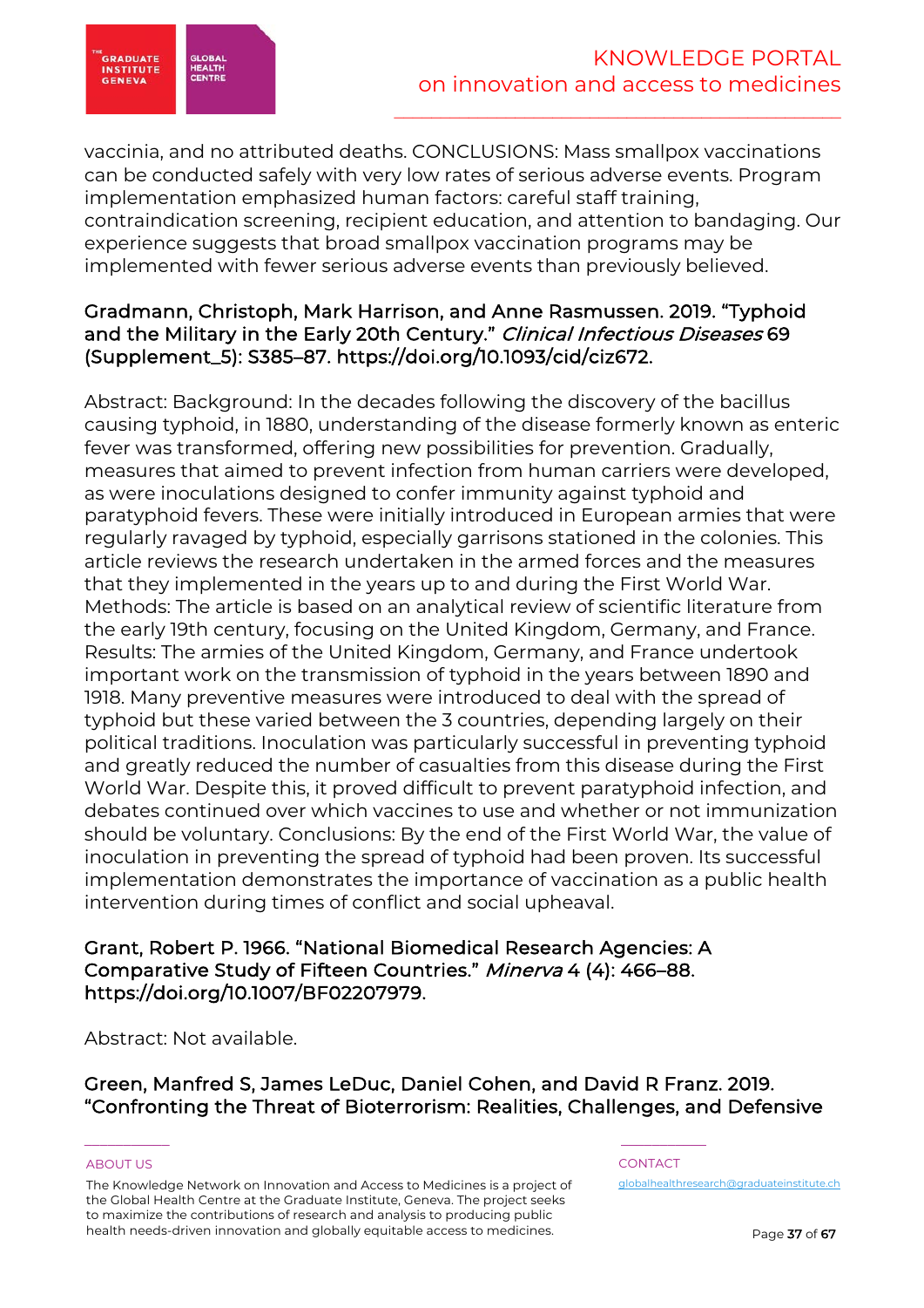vaccinia, and no attributed deaths. CONCLUSIONS: Mass smallpox vaccinations can be conducted safely with very low rates of serious adverse events. Program implementation emphasized human factors: careful staff training, contraindication screening, recipient education, and attention to bandaging. Our experience suggests that broad smallpox vaccination programs may be implemented with fewer serious adverse events than previously believed.

**Gradmann, Christoph, Mark Harrison, and Anne Rasmussen. 2019. "Typhoid and the Military in the Early 20th Century." *Clinical Infectious Diseases* 69 (Supplement_5): S385–87. https://doi.org/10.1093/cid/ciz672.**

Abstract: Background: In the decades following the discovery of the bacillus causing typhoid, in 1880, understanding of the disease formerly known as enteric fever was transformed, offering new possibilities for prevention. Gradually, measures that aimed to prevent infection from human carriers were developed, as were inoculations designed to confer immunity against typhoid and paratyphoid fevers. These were initially introduced in European armies that were regularly ravaged by typhoid, especially garrisons stationed in the colonies. This article reviews the research undertaken in the armed forces and the measures that they implemented in the years up to and during the First World War. Methods: The article is based on an analytical review of scientific literature from the early 19th century, focusing on the United Kingdom, Germany, and France. Results: The armies of the United Kingdom, Germany, and France undertook important work on the transmission of typhoid in the years between 1890 and 1918. Many preventive measures were introduced to deal with the spread of typhoid but these varied between the 3 countries, depending largely on their political traditions. Inoculation was particularly successful in preventing typhoid and greatly reduced the number of casualties from this disease during the First World War. Despite this, it proved difficult to prevent paratyphoid infection, and debates continued over which vaccines to use and whether or not immunization should be voluntary. Conclusions: By the end of the First World War, the value of inoculation in preventing the spread of typhoid had been proven. Its successful implementation demonstrates the importance of vaccination as a public health intervention during times of conflict and social upheaval.

**Grant, Robert P. 1966. "National Biomedical Research Agencies: A Comparative Study of Fifteen Countries." *Minerva* 4 (4): 466–88. https://doi.org/10.1007/BF02207979.**

Abstract: Not available.

**Green, Manfred S, James LeDuc, Daniel Cohen, and David R Franz. 2019. "Confronting the Threat of Bioterrorism: Realities, Challenges, and Defensive**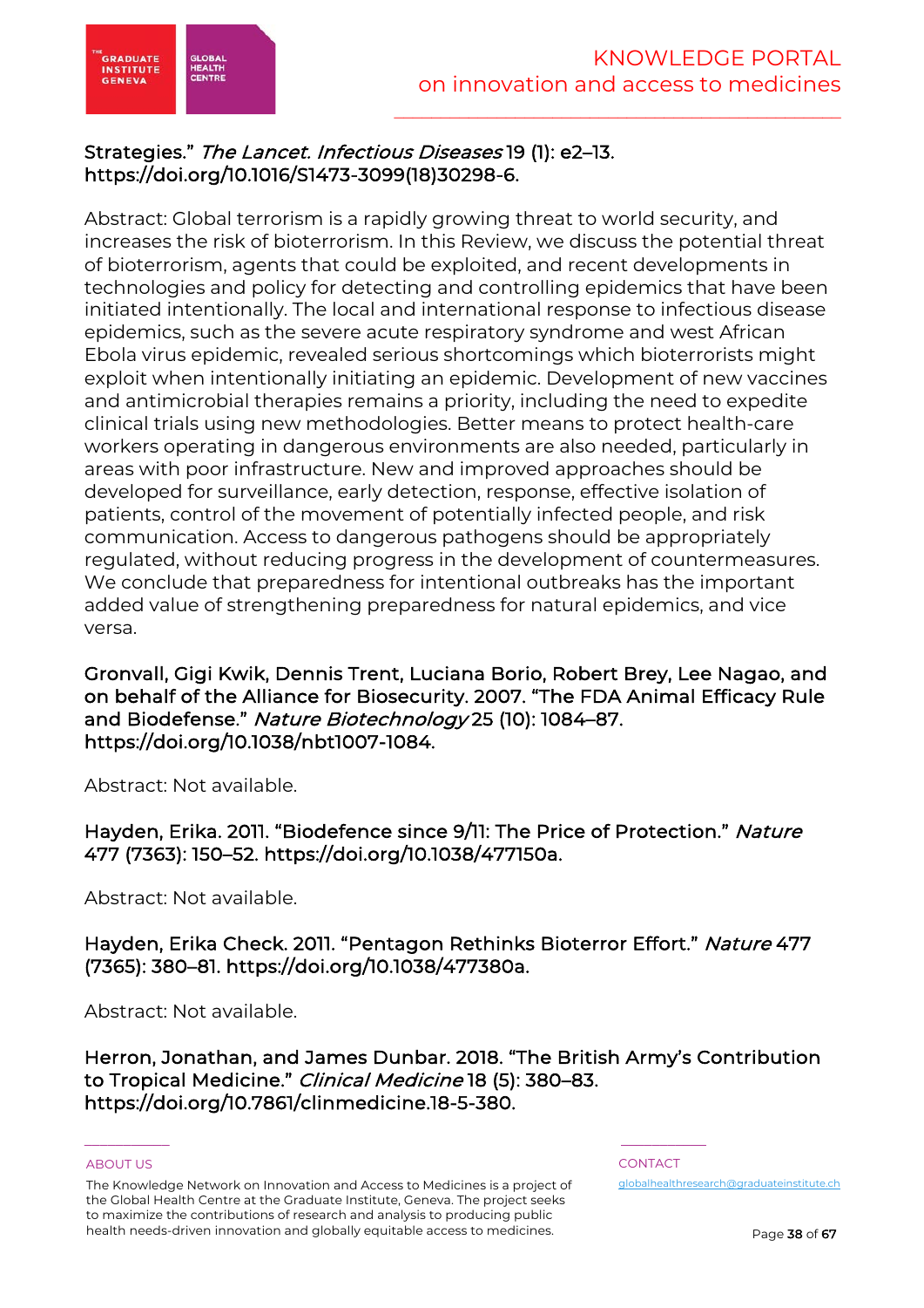**Strategies." *The Lancet. Infectious Diseases* 19 (1): e2–13. https://doi.org/10.1016/S1473-3099(18)30298-6.**

Abstract: Global terrorism is a rapidly growing threat to world security, and increases the risk of bioterrorism. In this Review, we discuss the potential threat of bioterrorism, agents that could be exploited, and recent developments in technologies and policy for detecting and controlling epidemics that have been initiated intentionally. The local and international response to infectious disease epidemics, such as the severe acute respiratory syndrome and west African Ebola virus epidemic, revealed serious shortcomings which bioterrorists might exploit when intentionally initiating an epidemic. Development of new vaccines and antimicrobial therapies remains a priority, including the need to expedite clinical trials using new methodologies. Better means to protect health-care workers operating in dangerous environments are also needed, particularly in areas with poor infrastructure. New and improved approaches should be developed for surveillance, early detection, response, effective isolation of patients, control of the movement of potentially infected people, and risk communication. Access to dangerous pathogens should be appropriately regulated, without reducing progress in the development of countermeasures. We conclude that preparedness for intentional outbreaks has the important added value of strengthening preparedness for natural epidemics, and vice versa.

**Gronvall, Gigi Kwik, Dennis Trent, Luciana Borio, Robert Brey, Lee Nagao, and on behalf of the Alliance for Biosecurity. 2007. "The FDA Animal Efficacy Rule and Biodefense." *Nature Biotechnology* 25 (10): 1084–87. https://doi.org/10.1038/nbt1007-1084.**

Abstract: Not available.

**Hayden, Erika. 2011. "Biodefence since 9/11: The Price of Protection." *Nature* 477 (7363): 150–52. https://doi.org/10.1038/477150a.**

Abstract: Not available.

**Hayden, Erika Check. 2011. "Pentagon Rethinks Bioterror Effort." *Nature* 477 (7365): 380–81. https://doi.org/10.1038/477380a.**

Abstract: Not available.

**Herron, Jonathan, and James Dunbar. 2018. "The British Army's Contribution to Tropical Medicine." *Clinical Medicine* 18 (5): 380–83. https://doi.org/10.7861/clinmedicine.18-5-380.**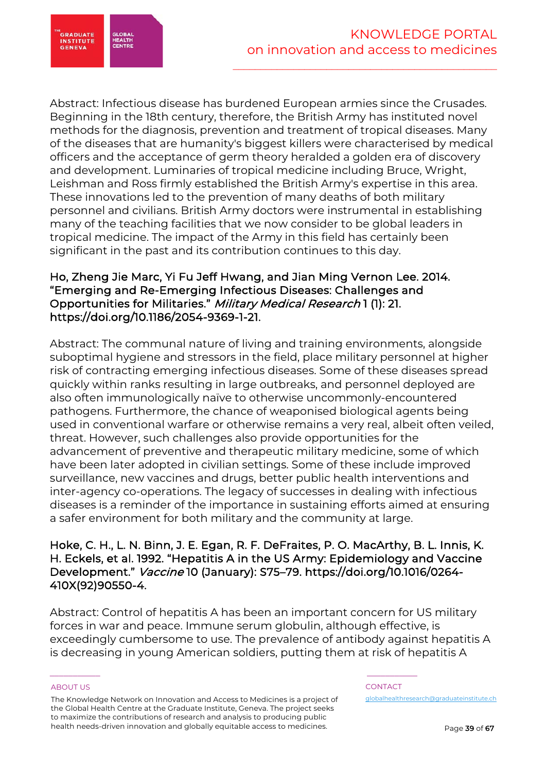Abstract: Infectious disease has burdened European armies since the Crusades. Beginning in the 18th century, therefore, the British Army has instituted novel methods for the diagnosis, prevention and treatment of tropical diseases. Many of the diseases that are humanity's biggest killers were characterised by medical officers and the acceptance of germ theory heralded a golden era of discovery and development. Luminaries of tropical medicine including Bruce, Wright, Leishman and Ross firmly established the British Army's expertise in this area. These innovations led to the prevention of many deaths of both military personnel and civilians. British Army doctors were instrumental in establishing many of the teaching facilities that we now consider to be global leaders in tropical medicine. The impact of the Army in this field has certainly been significant in the past and its contribution continues to this day.

**Ho, Zheng Jie Marc, Yi Fu Jeff Hwang, and Jian Ming Vernon Lee. 2014. "Emerging and Re-Emerging Infectious Diseases: Challenges and Opportunities for Militaries."** ***Military Medical Research*** **1 (1): 21. https://doi.org/10.1186/2054-9369-1-21.**

Abstract: The communal nature of living and training environments, alongside suboptimal hygiene and stressors in the field, place military personnel at higher risk of contracting emerging infectious diseases. Some of these diseases spread quickly within ranks resulting in large outbreaks, and personnel deployed are also often immunologically naïve to otherwise uncommonly-encountered pathogens. Furthermore, the chance of weaponised biological agents being used in conventional warfare or otherwise remains a very real, albeit often veiled, threat. However, such challenges also provide opportunities for the advancement of preventive and therapeutic military medicine, some of which have been later adopted in civilian settings. Some of these include improved surveillance, new vaccines and drugs, better public health interventions and inter-agency co-operations. The legacy of successes in dealing with infectious diseases is a reminder of the importance in sustaining efforts aimed at ensuring a safer environment for both military and the community at large.

**Hoke, C. H., L. N. Binn, J. E. Egan, R. F. DeFraites, P. O. MacArthy, B. L. Innis, K. H. Eckels, et al. 1992. "Hepatitis A in the US Army: Epidemiology and Vaccine Development."** ***Vaccine*** **10 (January): S75–79. https://doi.org/10.1016/0264-410X(92)90550-4.**

Abstract: Control of hepatitis A has been an important concern for US military forces in war and peace. Immune serum globulin, although effective, is exceedingly cumbersome to use. The prevalence of antibody against hepatitis A is decreasing in young American soldiers, putting them at risk of hepatitis A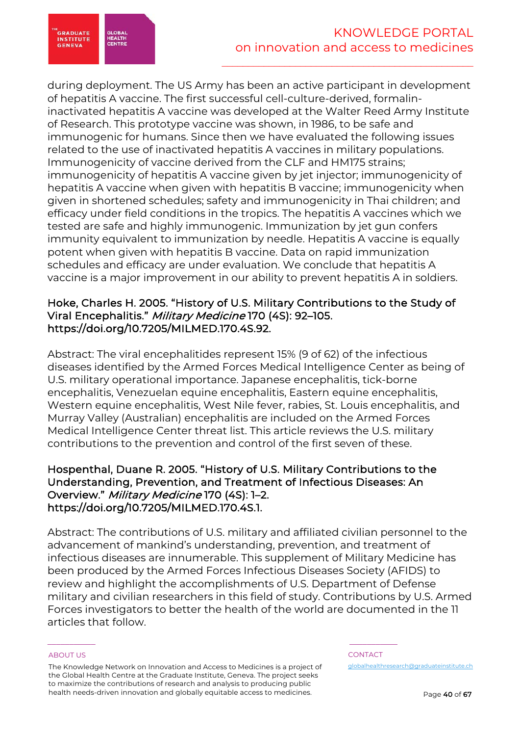during deployment. The US Army has been an active participant in development of hepatitis A vaccine. The first successful cell-culture-derived, formalin-inactivated hepatitis A vaccine was developed at the Walter Reed Army Institute of Research. This prototype vaccine was shown, in 1986, to be safe and immunogenic for humans. Since then we have evaluated the following issues related to the use of inactivated hepatitis A vaccines in military populations. Immunogenicity of vaccine derived from the CLF and HM175 strains; immunogenicity of hepatitis A vaccine given by jet injector; immunogenicity of hepatitis A vaccine when given with hepatitis B vaccine; immunogenicity when given in shortened schedules; safety and immunogenicity in Thai children; and efficacy under field conditions in the tropics. The hepatitis A vaccines which we tested are safe and highly immunogenic. Immunization by jet gun confers immunity equivalent to immunization by needle. Hepatitis A vaccine is equally potent when given with hepatitis B vaccine. Data on rapid immunization schedules and efficacy are under evaluation. We conclude that hepatitis A vaccine is a major improvement in our ability to prevent hepatitis A in soldiers.

### Hoke, Charles H. 2005. "History of U.S. Military Contributions to the Study of Viral Encephalitis." *Military Medicine* 170 (4S): 92–105. https://doi.org/10.7205/MILMED.170.4S.92.

Abstract: The viral encephalitides represent 15% (9 of 62) of the infectious diseases identified by the Armed Forces Medical Intelligence Center as being of U.S. military operational importance. Japanese encephalitis, tick-borne encephalitis, Venezuelan equine encephalitis, Eastern equine encephalitis, Western equine encephalitis, West Nile fever, rabies, St. Louis encephalitis, and Murray Valley (Australian) encephalitis are included on the Armed Forces Medical Intelligence Center threat list. This article reviews the U.S. military contributions to the prevention and control of the first seven of these.

### Hospenthal, Duane R. 2005. "History of U.S. Military Contributions to the Understanding, Prevention, and Treatment of Infectious Diseases: An Overview." *Military Medicine* 170 (4S): 1–2. https://doi.org/10.7205/MILMED.170.4S.1.

Abstract: The contributions of U.S. military and affiliated civilian personnel to the advancement of mankind's understanding, prevention, and treatment of infectious diseases are innumerable. This supplement of Military Medicine has been produced by the Armed Forces Infectious Diseases Society (AFIDS) to review and highlight the accomplishments of U.S. Department of Defense military and civilian researchers in this field of study. Contributions by U.S. Armed Forces investigators to better the health of the world are documented in the 11 articles that follow.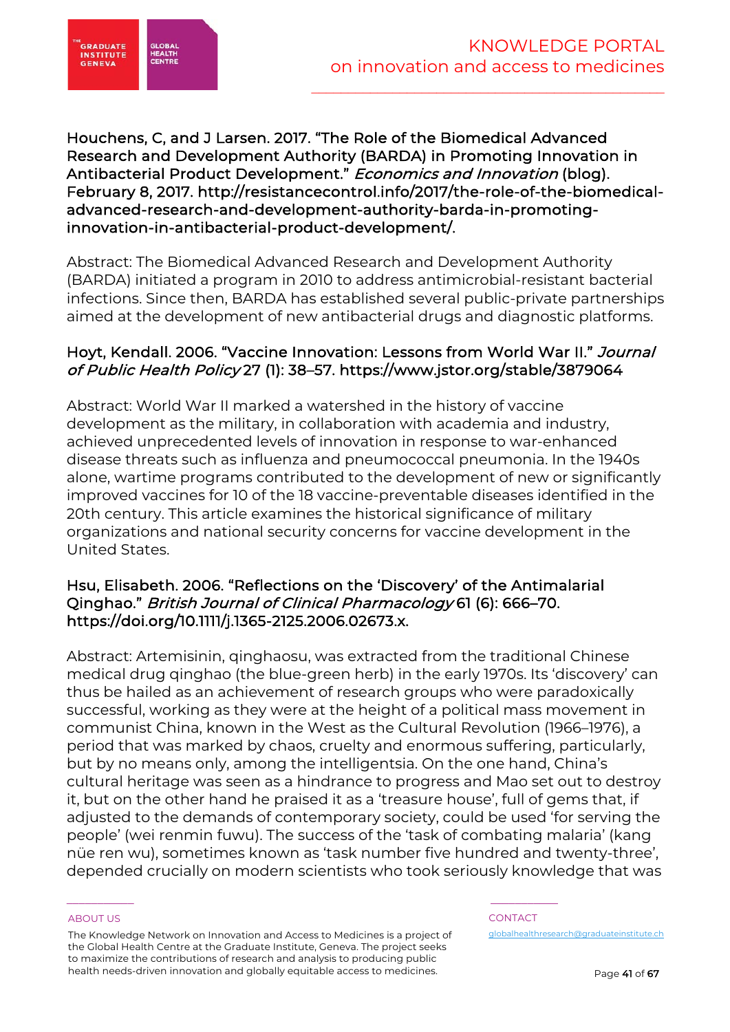**Houchens, C, and J Larsen. 2017. "The Role of the Biomedical Advanced Research and Development Authority (BARDA) in Promoting Innovation in Antibacterial Product Development."** ***Economics and Innovation*** **(blog). February 8, 2017. http://resistancecontrol.info/2017/the-role-of-the-biomedical-advanced-research-and-development-authority-barda-in-promoting-innovation-in-antibacterial-product-development/.**

Abstract: The Biomedical Advanced Research and Development Authority (BARDA) initiated a program in 2010 to address antimicrobial-resistant bacterial infections. Since then, BARDA has established several public-private partnerships aimed at the development of new antibacterial drugs and diagnostic platforms.

**Hoyt, Kendall. 2006. "Vaccine Innovation: Lessons from World War II."** ***Journal of Public Health Policy*** **27 (1): 38–57. https://www.jstor.org/stable/3879064**

Abstract: World War II marked a watershed in the history of vaccine development as the military, in collaboration with academia and industry, achieved unprecedented levels of innovation in response to war-enhanced disease threats such as influenza and pneumococcal pneumonia. In the 1940s alone, wartime programs contributed to the development of new or significantly improved vaccines for 10 of the 18 vaccine-preventable diseases identified in the 20th century. This article examines the historical significance of military organizations and national security concerns for vaccine development in the United States.

**Hsu, Elisabeth. 2006. "Reflections on the 'Discovery' of the Antimalarial Qinghao."** ***British Journal of Clinical Pharmacology*** **61 (6): 666–70. https://doi.org/10.1111/j.1365-2125.2006.02673.x.**

Abstract: Artemisinin, qinghaosu, was extracted from the traditional Chinese medical drug qinghao (the blue-green herb) in the early 1970s. Its 'discovery' can thus be hailed as an achievement of research groups who were paradoxically successful, working as they were at the height of a political mass movement in communist China, known in the West as the Cultural Revolution (1966–1976), a period that was marked by chaos, cruelty and enormous suffering, particularly, but by no means only, among the intelligentsia. On the one hand, China's cultural heritage was seen as a hindrance to progress and Mao set out to destroy it, but on the other hand he praised it as a 'treasure house', full of gems that, if adjusted to the demands of contemporary society, could be used 'for serving the people' (wei renmin fuwu). The success of the 'task of combating malaria' (kang nüe ren wu), sometimes known as 'task number five hundred and twenty-three', depended crucially on modern scientists who took seriously knowledge that was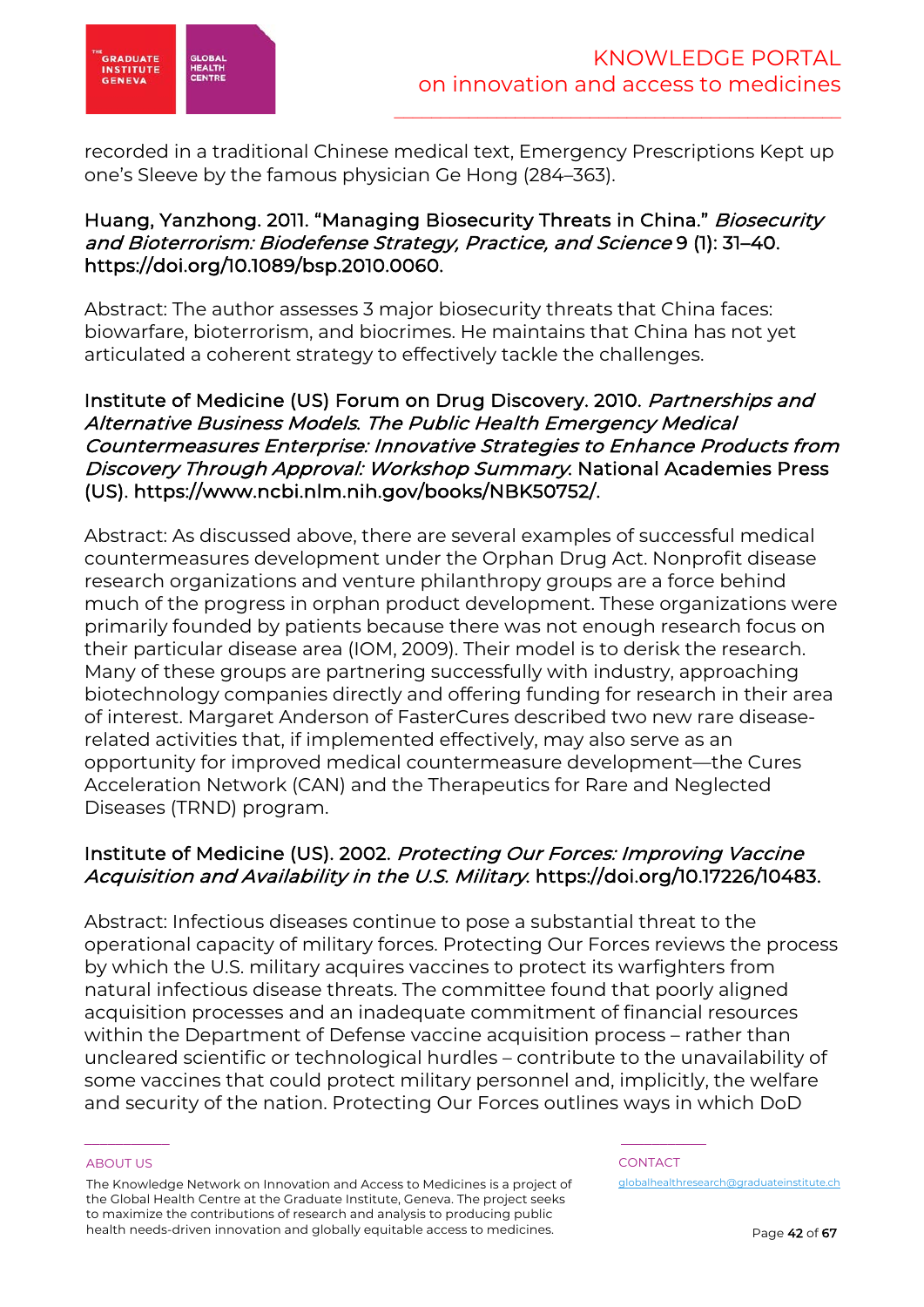recorded in a traditional Chinese medical text, Emergency Prescriptions Kept up one's Sleeve by the famous physician Ge Hong (284–363).

**Huang, Yanzhong. 2011. "Managing Biosecurity Threats in China."** ***Biosecurity and Bioterrorism: Biodefense Strategy, Practice, and Science*** **9 (1): 31–40. https://doi.org/10.1089/bsp.2010.0060.**

Abstract: The author assesses 3 major biosecurity threats that China faces: biowarfare, bioterrorism, and biocrimes. He maintains that China has not yet articulated a coherent strategy to effectively tackle the challenges.

**Institute of Medicine (US) Forum on Drug Discovery. 2010.** ***Partnerships and Alternative Business Models. The Public Health Emergency Medical Countermeasures Enterprise: Innovative Strategies to Enhance Products from Discovery Through Approval: Workshop Summary.*** **National Academies Press (US). https://www.ncbi.nlm.nih.gov/books/NBK50752/.**

Abstract: As discussed above, there are several examples of successful medical countermeasures development under the Orphan Drug Act. Nonprofit disease research organizations and venture philanthropy groups are a force behind much of the progress in orphan product development. These organizations were primarily founded by patients because there was not enough research focus on their particular disease area (IOM, 2009). Their model is to derisk the research. Many of these groups are partnering successfully with industry, approaching biotechnology companies directly and offering funding for research in their area of interest. Margaret Anderson of FasterCures described two new rare disease-related activities that, if implemented effectively, may also serve as an opportunity for improved medical countermeasure development—the Cures Acceleration Network (CAN) and the Therapeutics for Rare and Neglected Diseases (TRND) program.

**Institute of Medicine (US). 2002.** ***Protecting Our Forces: Improving Vaccine Acquisition and Availability in the U.S. Military.*** **https://doi.org/10.17226/10483.**

Abstract: Infectious diseases continue to pose a substantial threat to the operational capacity of military forces. Protecting Our Forces reviews the process by which the U.S. military acquires vaccines to protect its warfighters from natural infectious disease threats. The committee found that poorly aligned acquisition processes and an inadequate commitment of financial resources within the Department of Defense vaccine acquisition process – rather than uncleared scientific or technological hurdles – contribute to the unavailability of some vaccines that could protect military personnel and, implicitly, the welfare and security of the nation. Protecting Our Forces outlines ways in which DoD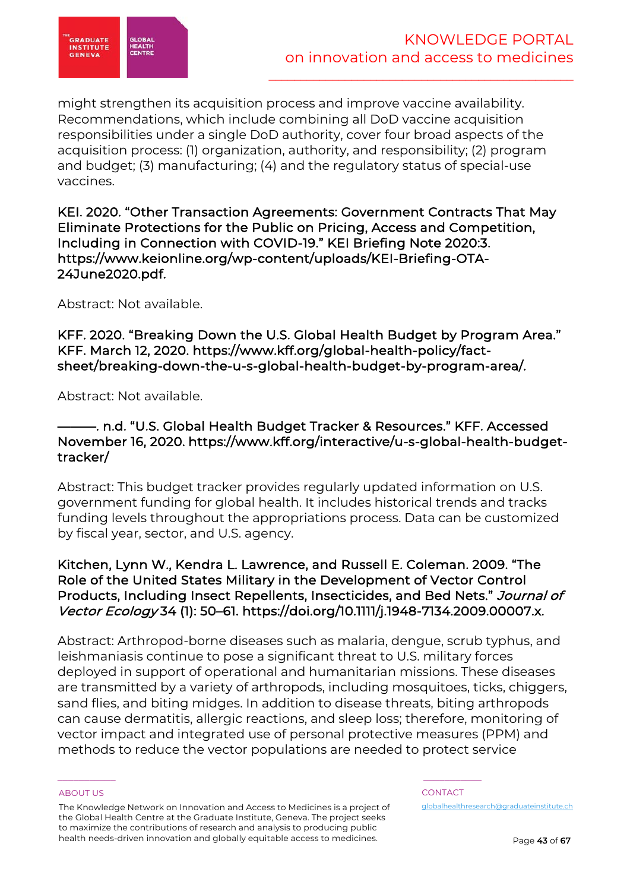might strengthen its acquisition process and improve vaccine availability. Recommendations, which include combining all DoD vaccine acquisition responsibilities under a single DoD authority, cover four broad aspects of the acquisition process: (1) organization, authority, and responsibility; (2) program and budget; (3) manufacturing; (4) and the regulatory status of special-use vaccines.

**KEI. 2020. "Other Transaction Agreements: Government Contracts That May Eliminate Protections for the Public on Pricing, Access and Competition, Including in Connection with COVID-19." KEI Briefing Note 2020:3. https://www.keionline.org/wp-content/uploads/KEI-Briefing-OTA-24June2020.pdf.**

Abstract: Not available.

**KFF. 2020. "Breaking Down the U.S. Global Health Budget by Program Area." KFF. March 12, 2020. https://www.kff.org/global-health-policy/fact-sheet/breaking-down-the-u-s-global-health-budget-by-program-area/.**

Abstract: Not available.

**———. n.d. "U.S. Global Health Budget Tracker & Resources." KFF. Accessed November 16, 2020. https://www.kff.org/interactive/u-s-global-health-budget-tracker/**

Abstract: This budget tracker provides regularly updated information on U.S. government funding for global health. It includes historical trends and tracks funding levels throughout the appropriations process. Data can be customized by fiscal year, sector, and U.S. agency.

**Kitchen, Lynn W., Kendra L. Lawrence, and Russell E. Coleman. 2009. "The Role of the United States Military in the Development of Vector Control Products, Including Insect Repellents, Insecticides, and Bed Nets."** ***Journal of Vector Ecology*** **34 (1): 50–61. https://doi.org/10.1111/j.1948-7134.2009.00007.x.**

Abstract: Arthropod-borne diseases such as malaria, dengue, scrub typhus, and leishmaniasis continue to pose a significant threat to U.S. military forces deployed in support of operational and humanitarian missions. These diseases are transmitted by a variety of arthropods, including mosquitoes, ticks, chiggers, sand flies, and biting midges. In addition to disease threats, biting arthropods can cause dermatitis, allergic reactions, and sleep loss; therefore, monitoring of vector impact and integrated use of personal protective measures (PPM) and methods to reduce the vector populations are needed to protect service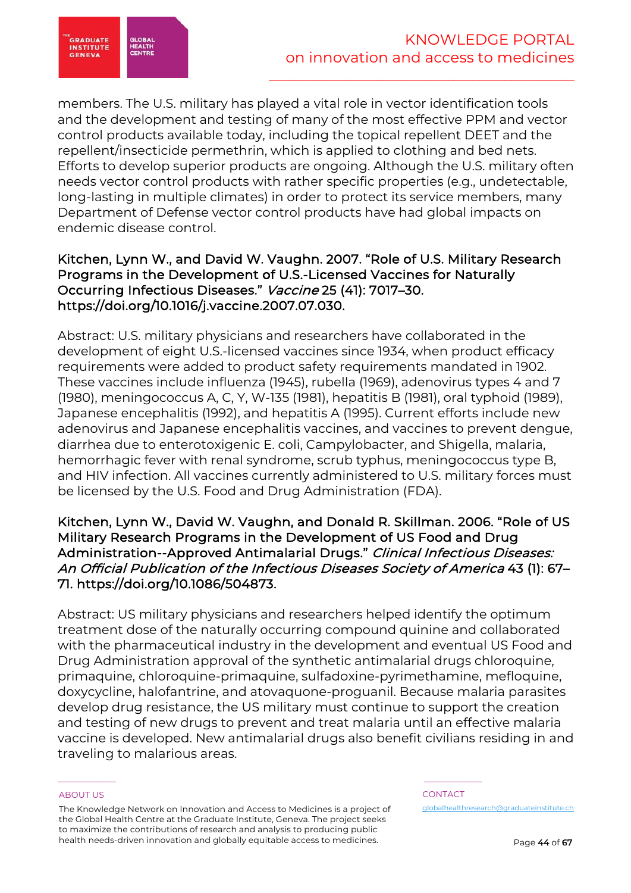members. The U.S. military has played a vital role in vector identification tools and the development and testing of many of the most effective PPM and vector control products available today, including the topical repellent DEET and the repellent/insecticide permethrin, which is applied to clothing and bed nets. Efforts to develop superior products are ongoing. Although the U.S. military often needs vector control products with rather specific properties (e.g., undetectable, long-lasting in multiple climates) in order to protect its service members, many Department of Defense vector control products have had global impacts on endemic disease control.

**Kitchen, Lynn W., and David W. Vaughn. 2007. "Role of U.S. Military Research Programs in the Development of U.S.-Licensed Vaccines for Naturally Occurring Infectious Diseases."** ***Vaccine*** **25 (41): 7017–30. https://doi.org/10.1016/j.vaccine.2007.07.030.**

Abstract: U.S. military physicians and researchers have collaborated in the development of eight U.S.-licensed vaccines since 1934, when product efficacy requirements were added to product safety requirements mandated in 1902. These vaccines include influenza (1945), rubella (1969), adenovirus types 4 and 7 (1980), meningococcus A, C, Y, W-135 (1981), hepatitis B (1981), oral typhoid (1989), Japanese encephalitis (1992), and hepatitis A (1995). Current efforts include new adenovirus and Japanese encephalitis vaccines, and vaccines to prevent dengue, diarrhea due to enterotoxigenic E. coli, Campylobacter, and Shigella, malaria, hemorrhagic fever with renal syndrome, scrub typhus, meningococcus type B, and HIV infection. All vaccines currently administered to U.S. military forces must be licensed by the U.S. Food and Drug Administration (FDA).

**Kitchen, Lynn W., David W. Vaughn, and Donald R. Skillman. 2006. "Role of US Military Research Programs in the Development of US Food and Drug Administration--Approved Antimalarial Drugs."** ***Clinical Infectious Diseases: An Official Publication of the Infectious Diseases Society of America*** **43 (1): 67–71. https://doi.org/10.1086/504873.**

Abstract: US military physicians and researchers helped identify the optimum treatment dose of the naturally occurring compound quinine and collaborated with the pharmaceutical industry in the development and eventual US Food and Drug Administration approval of the synthetic antimalarial drugs chloroquine, primaquine, chloroquine-primaquine, sulfadoxine-pyrimethamine, mefloquine, doxycycline, halofantrine, and atovaquone-proguanil. Because malaria parasites develop drug resistance, the US military must continue to support the creation and testing of new drugs to prevent and treat malaria until an effective malaria vaccine is developed. New antimalarial drugs also benefit civilians residing in and traveling to malarious areas.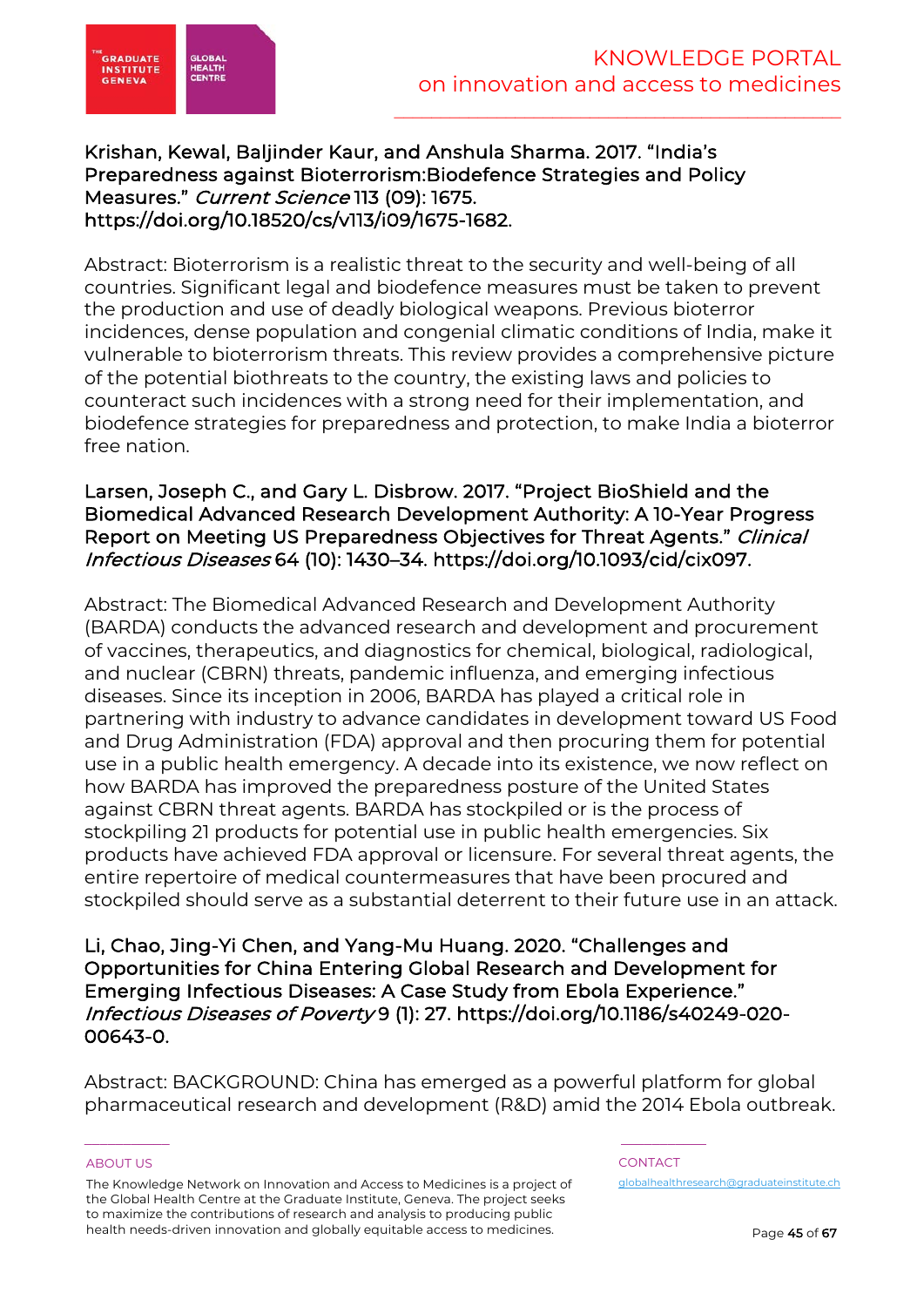**Krishan, Kewal, Baljinder Kaur, and Anshula Sharma. 2017. "India's Preparedness against Bioterrorism:Biodefence Strategies and Policy Measures." *Current Science* 113 (09): 1675. https://doi.org/10.18520/cs/v113/i09/1675-1682.**

Abstract: Bioterrorism is a realistic threat to the security and well-being of all countries. Significant legal and biodefence measures must be taken to prevent the production and use of deadly biological weapons. Previous bioterror incidences, dense population and congenial climatic conditions of India, make it vulnerable to bioterrorism threats. This review provides a comprehensive picture of the potential biothreats to the country, the existing laws and policies to counteract such incidences with a strong need for their implementation, and biodefence strategies for preparedness and protection, to make India a bioterror free nation.

**Larsen, Joseph C., and Gary L. Disbrow. 2017. "Project BioShield and the Biomedical Advanced Research Development Authority: A 10-Year Progress Report on Meeting US Preparedness Objectives for Threat Agents." *Clinical Infectious Diseases* 64 (10): 1430–34. https://doi.org/10.1093/cid/cix097.**

Abstract: The Biomedical Advanced Research and Development Authority (BARDA) conducts the advanced research and development and procurement of vaccines, therapeutics, and diagnostics for chemical, biological, radiological, and nuclear (CBRN) threats, pandemic influenza, and emerging infectious diseases. Since its inception in 2006, BARDA has played a critical role in partnering with industry to advance candidates in development toward US Food and Drug Administration (FDA) approval and then procuring them for potential use in a public health emergency. A decade into its existence, we now reflect on how BARDA has improved the preparedness posture of the United States against CBRN threat agents. BARDA has stockpiled or is the process of stockpiling 21 products for potential use in public health emergencies. Six products have achieved FDA approval or licensure. For several threat agents, the entire repertoire of medical countermeasures that have been procured and stockpiled should serve as a substantial deterrent to their future use in an attack.

**Li, Chao, Jing-Yi Chen, and Yang-Mu Huang. 2020. "Challenges and Opportunities for China Entering Global Research and Development for Emerging Infectious Diseases: A Case Study from Ebola Experience." *Infectious Diseases of Poverty* 9 (1): 27. https://doi.org/10.1186/s40249-020-00643-0.**

Abstract: BACKGROUND: China has emerged as a powerful platform for global pharmaceutical research and development (R&D) amid the 2014 Ebola outbreak.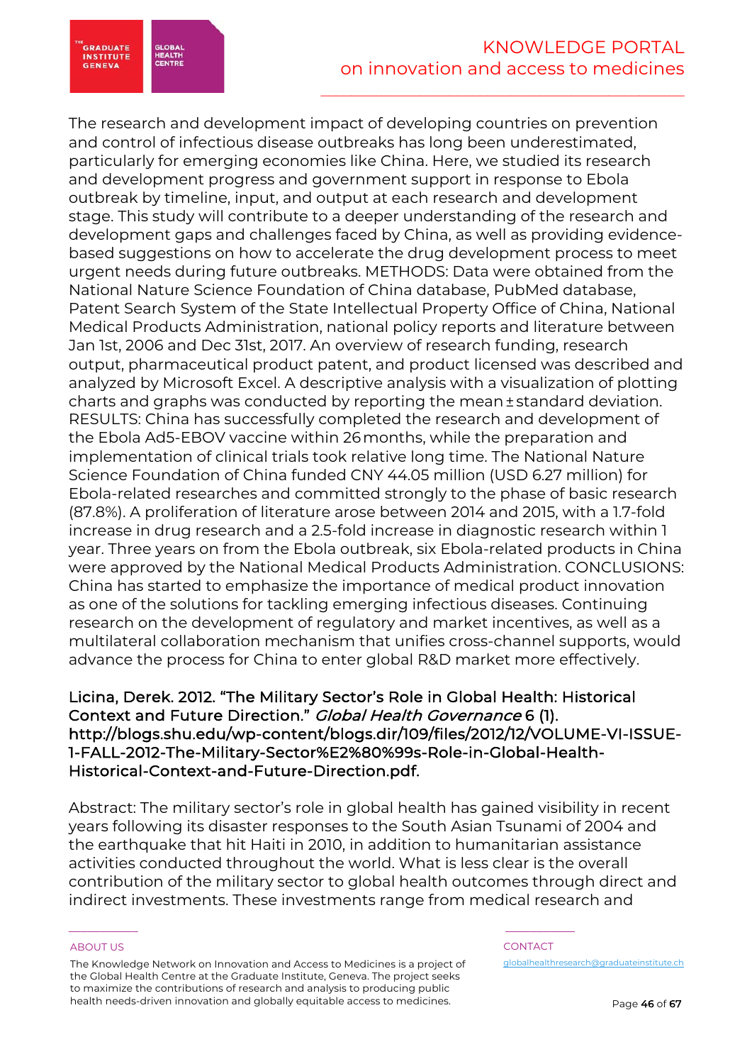The research and development impact of developing countries on prevention and control of infectious disease outbreaks has long been underestimated, particularly for emerging economies like China. Here, we studied its research and development progress and government support in response to Ebola outbreak by timeline, input, and output at each research and development stage. This study will contribute to a deeper understanding of the research and development gaps and challenges faced by China, as well as providing evidence-based suggestions on how to accelerate the drug development process to meet urgent needs during future outbreaks. METHODS: Data were obtained from the National Nature Science Foundation of China database, PubMed database, Patent Search System of the State Intellectual Property Office of China, National Medical Products Administration, national policy reports and literature between Jan 1st, 2006 and Dec 31st, 2017. An overview of research funding, research output, pharmaceutical product patent, and product licensed was described and analyzed by Microsoft Excel. A descriptive analysis with a visualization of plotting charts and graphs was conducted by reporting the mean ± standard deviation. RESULTS: China has successfully completed the research and development of the Ebola Ad5-EBOV vaccine within 26 months, while the preparation and implementation of clinical trials took relative long time. The National Nature Science Foundation of China funded CNY 44.05 million (USD 6.27 million) for Ebola-related researches and committed strongly to the phase of basic research (87.8%). A proliferation of literature arose between 2014 and 2015, with a 1.7-fold increase in drug research and a 2.5-fold increase in diagnostic research within 1 year. Three years on from the Ebola outbreak, six Ebola-related products in China were approved by the National Medical Products Administration. CONCLUSIONS: China has started to emphasize the importance of medical product innovation as one of the solutions for tackling emerging infectious diseases. Continuing research on the development of regulatory and market incentives, as well as a multilateral collaboration mechanism that unifies cross-channel supports, would advance the process for China to enter global R&D market more effectively.

**Licina, Derek. 2012. "The Military Sector's Role in Global Health: Historical Context and Future Direction."** ***Global Health Governance*** **6 (1). http://blogs.shu.edu/wp-content/blogs.dir/109/files/2012/12/VOLUME-VI-ISSUE-1-FALL-2012-The-Military-Sector%E2%80%99s-Role-in-Global-Health-Historical-Context-and-Future-Direction.pdf.**

Abstract: The military sector's role in global health has gained visibility in recent years following its disaster responses to the South Asian Tsunami of 2004 and the earthquake that hit Haiti in 2010, in addition to humanitarian assistance activities conducted throughout the world. What is less clear is the overall contribution of the military sector to global health outcomes through direct and indirect investments. These investments range from medical research and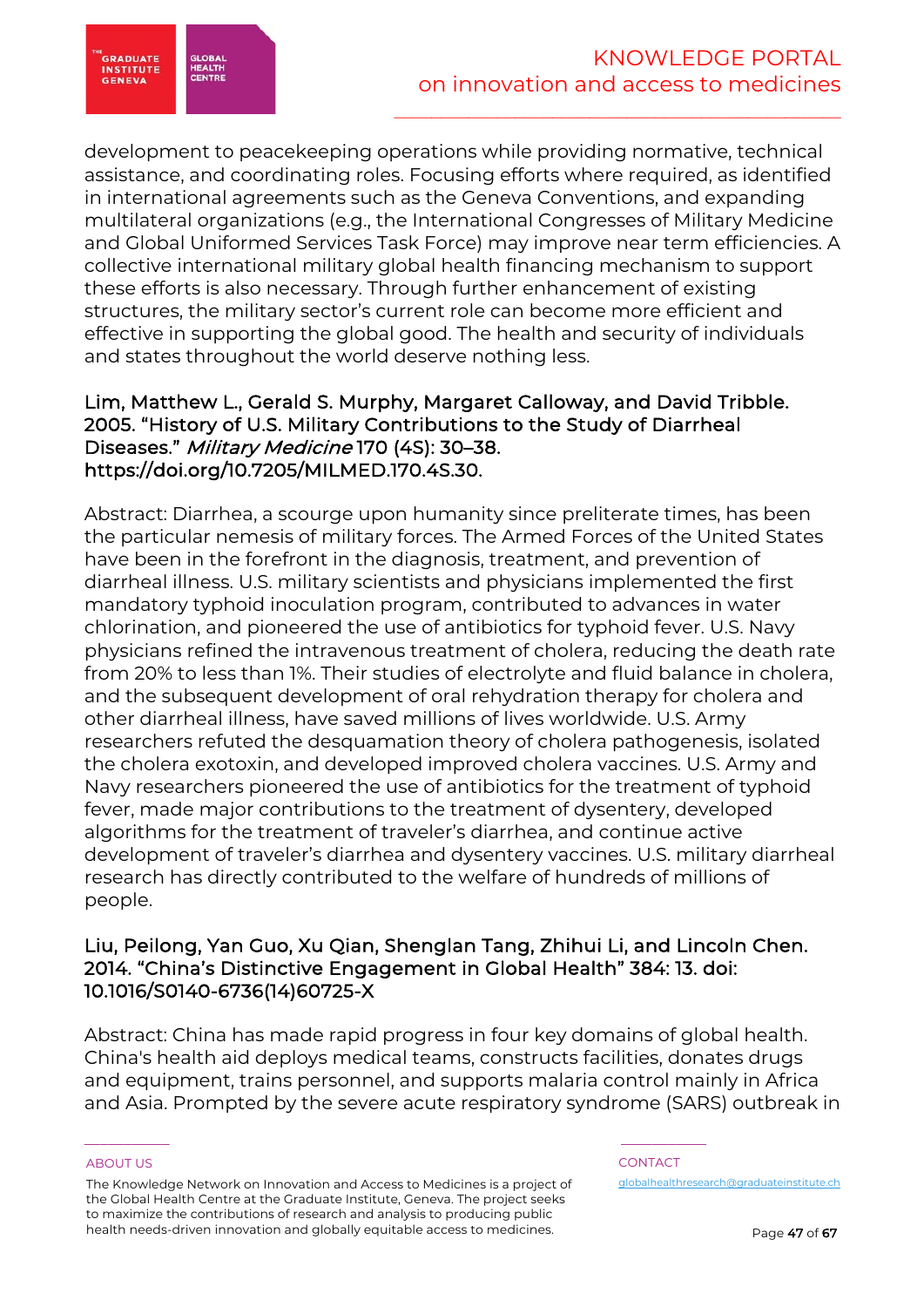development to peacekeeping operations while providing normative, technical assistance, and coordinating roles. Focusing efforts where required, as identified in international agreements such as the Geneva Conventions, and expanding multilateral organizations (e.g., the International Congresses of Military Medicine and Global Uniformed Services Task Force) may improve near term efficiencies. A collective international military global health financing mechanism to support these efforts is also necessary. Through further enhancement of existing structures, the military sector's current role can become more efficient and effective in supporting the global good. The health and security of individuals and states throughout the world deserve nothing less.

### Lim, Matthew L., Gerald S. Murphy, Margaret Calloway, and David Tribble. 2005. "History of U.S. Military Contributions to the Study of Diarrheal Diseases." *Military Medicine* 170 (4S): 30–38. https://doi.org/10.7205/MILMED.170.4S.30.

Abstract: Diarrhea, a scourge upon humanity since preliterate times, has been the particular nemesis of military forces. The Armed Forces of the United States have been in the forefront in the diagnosis, treatment, and prevention of diarrheal illness. U.S. military scientists and physicians implemented the first mandatory typhoid inoculation program, contributed to advances in water chlorination, and pioneered the use of antibiotics for typhoid fever. U.S. Navy physicians refined the intravenous treatment of cholera, reducing the death rate from 20% to less than 1%. Their studies of electrolyte and fluid balance in cholera, and the subsequent development of oral rehydration therapy for cholera and other diarrheal illness, have saved millions of lives worldwide. U.S. Army researchers refuted the desquamation theory of cholera pathogenesis, isolated the cholera exotoxin, and developed improved cholera vaccines. U.S. Army and Navy researchers pioneered the use of antibiotics for the treatment of typhoid fever, made major contributions to the treatment of dysentery, developed algorithms for the treatment of traveler's diarrhea, and continue active development of traveler's diarrhea and dysentery vaccines. U.S. military diarrheal research has directly contributed to the welfare of hundreds of millions of people.

### Liu, Peilong, Yan Guo, Xu Qian, Shenglan Tang, Zhihui Li, and Lincoln Chen. 2014. "China's Distinctive Engagement in Global Health" 384: 13. doi: 10.1016/S0140-6736(14)60725-X

Abstract: China has made rapid progress in four key domains of global health. China's health aid deploys medical teams, constructs facilities, donates drugs and equipment, trains personnel, and supports malaria control mainly in Africa and Asia. Prompted by the severe acute respiratory syndrome (SARS) outbreak in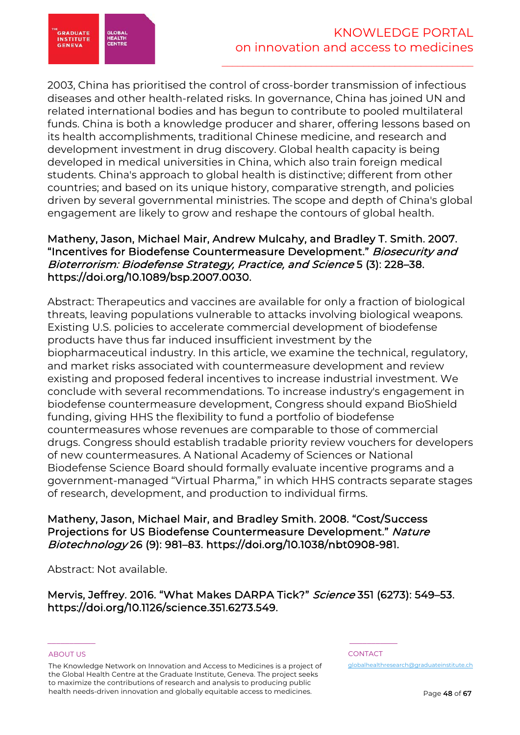2003, China has prioritised the control of cross-border transmission of infectious diseases and other health-related risks. In governance, China has joined UN and related international bodies and has begun to contribute to pooled multilateral funds. China is both a knowledge producer and sharer, offering lessons based on its health accomplishments, traditional Chinese medicine, and research and development investment in drug discovery. Global health capacity is being developed in medical universities in China, which also train foreign medical students. China's approach to global health is distinctive; different from other countries; and based on its unique history, comparative strength, and policies driven by several governmental ministries. The scope and depth of China's global engagement are likely to grow and reshape the contours of global health.

**Matheny, Jason, Michael Mair, Andrew Mulcahy, and Bradley T. Smith. 2007. "Incentives for Biodefense Countermeasure Development."** ***Biosecurity and Bioterrorism: Biodefense Strategy, Practice, and Science*** **5 (3): 228–38. https://doi.org/10.1089/bsp.2007.0030.**

Abstract: Therapeutics and vaccines are available for only a fraction of biological threats, leaving populations vulnerable to attacks involving biological weapons. Existing U.S. policies to accelerate commercial development of biodefense products have thus far induced insufficient investment by the biopharmaceutical industry. In this article, we examine the technical, regulatory, and market risks associated with countermeasure development and review existing and proposed federal incentives to increase industrial investment. We conclude with several recommendations. To increase industry's engagement in biodefense countermeasure development, Congress should expand BioShield funding, giving HHS the flexibility to fund a portfolio of biodefense countermeasures whose revenues are comparable to those of commercial drugs. Congress should establish tradable priority review vouchers for developers of new countermeasures. A National Academy of Sciences or National Biodefense Science Board should formally evaluate incentive programs and a government-managed "Virtual Pharma," in which HHS contracts separate stages of research, development, and production to individual firms.

**Matheny, Jason, Michael Mair, and Bradley Smith. 2008. "Cost/Success Projections for US Biodefense Countermeasure Development."** ***Nature Biotechnology*** **26 (9): 981–83. https://doi.org/10.1038/nbt0908-981.**

Abstract: Not available.

**Mervis, Jeffrey. 2016. "What Makes DARPA Tick?"** ***Science*** **351 (6273): 549–53. https://doi.org/10.1126/science.351.6273.549.**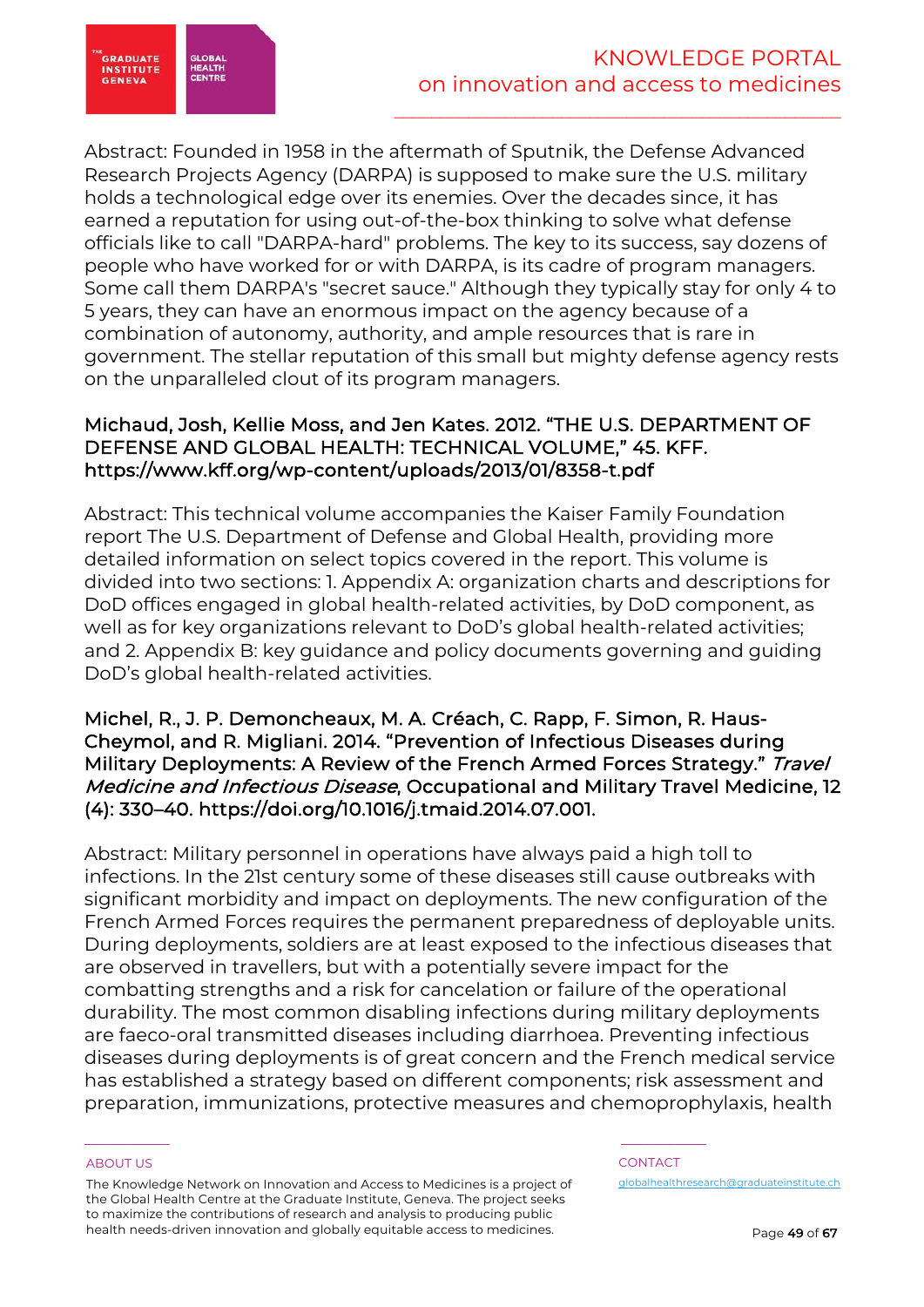Abstract: Founded in 1958 in the aftermath of Sputnik, the Defense Advanced Research Projects Agency (DARPA) is supposed to make sure the U.S. military holds a technological edge over its enemies. Over the decades since, it has earned a reputation for using out-of-the-box thinking to solve what defense officials like to call "DARPA-hard" problems. The key to its success, say dozens of people who have worked for or with DARPA, is its cadre of program managers. Some call them DARPA's "secret sauce." Although they typically stay for only 4 to 5 years, they can have an enormous impact on the agency because of a combination of autonomy, authority, and ample resources that is rare in government. The stellar reputation of this small but mighty defense agency rests on the unparalleled clout of its program managers.

**Michaud, Josh, Kellie Moss, and Jen Kates. 2012. "THE U.S. DEPARTMENT OF DEFENSE AND GLOBAL HEALTH: TECHNICAL VOLUME," 45. KFF. https://www.kff.org/wp-content/uploads/2013/01/8358-t.pdf**

Abstract: This technical volume accompanies the Kaiser Family Foundation report The U.S. Department of Defense and Global Health, providing more detailed information on select topics covered in the report. This volume is divided into two sections: 1. Appendix A: organization charts and descriptions for DoD offices engaged in global health-related activities, by DoD component, as well as for key organizations relevant to DoD's global health-related activities; and 2. Appendix B: key guidance and policy documents governing and guiding DoD's global health-related activities.

**Michel, R., J. P. Demoncheaux, M. A. Créach, C. Rapp, F. Simon, R. Haus-Cheymol, and R. Migliani. 2014. "Prevention of Infectious Diseases during Military Deployments: A Review of the French Armed Forces Strategy." *Travel Medicine and Infectious Disease*, Occupational and Military Travel Medicine, 12 (4): 330–40. https://doi.org/10.1016/j.tmaid.2014.07.001.**

Abstract: Military personnel in operations have always paid a high toll to infections. In the 21st century some of these diseases still cause outbreaks with significant morbidity and impact on deployments. The new configuration of the French Armed Forces requires the permanent preparedness of deployable units. During deployments, soldiers are at least exposed to the infectious diseases that are observed in travellers, but with a potentially severe impact for the combatting strengths and a risk for cancelation or failure of the operational durability. The most common disabling infections during military deployments are faeco-oral transmitted diseases including diarrhoea. Preventing infectious diseases during deployments is of great concern and the French medical service has established a strategy based on different components; risk assessment and preparation, immunizations, protective measures and chemoprophylaxis, health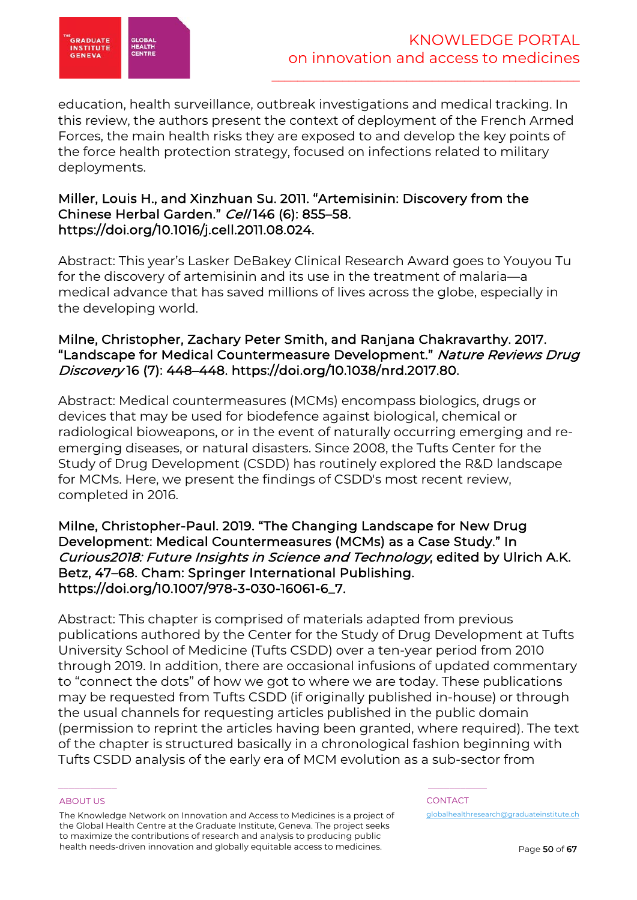education, health surveillance, outbreak investigations and medical tracking. In this review, the authors present the context of deployment of the French Armed Forces, the main health risks they are exposed to and develop the key points of the force health protection strategy, focused on infections related to military deployments.

**Miller, Louis H., and Xinzhuan Su. 2011. “Artemisinin: Discovery from the Chinese Herbal Garden.” *Cell* 146 (6): 855–58. https://doi.org/10.1016/j.cell.2011.08.024.**

Abstract: This year’s Lasker DeBakey Clinical Research Award goes to Youyou Tu for the discovery of artemisinin and its use in the treatment of malaria—a medical advance that has saved millions of lives across the globe, especially in the developing world.

**Milne, Christopher, Zachary Peter Smith, and Ranjana Chakravarthy. 2017. “Landscape for Medical Countermeasure Development.” *Nature Reviews Drug Discovery* 16 (7): 448–448. https://doi.org/10.1038/nrd.2017.80.**

Abstract: Medical countermeasures (MCMs) encompass biologics, drugs or devices that may be used for biodefence against biological, chemical or radiological bioweapons, or in the event of naturally occurring emerging and re-emerging diseases, or natural disasters. Since 2008, the Tufts Center for the Study of Drug Development (CSDD) has routinely explored the R&D landscape for MCMs. Here, we present the findings of CSDD's most recent review, completed in 2016.

**Milne, Christopher-Paul. 2019. “The Changing Landscape for New Drug Development: Medical Countermeasures (MCMs) as a Case Study.” In *Curious2018: Future Insights in Science and Technology*, edited by Ulrich A.K. Betz, 47–68. Cham: Springer International Publishing. https://doi.org/10.1007/978-3-030-16061-6_7.**

Abstract: This chapter is comprised of materials adapted from previous publications authored by the Center for the Study of Drug Development at Tufts University School of Medicine (Tufts CSDD) over a ten-year period from 2010 through 2019. In addition, there are occasional infusions of updated commentary to “connect the dots” of how we got to where we are today. These publications may be requested from Tufts CSDD (if originally published in-house) or through the usual channels for requesting articles published in the public domain (permission to reprint the articles having been granted, where required). The text of the chapter is structured basically in a chronological fashion beginning with Tufts CSDD analysis of the early era of MCM evolution as a sub-sector from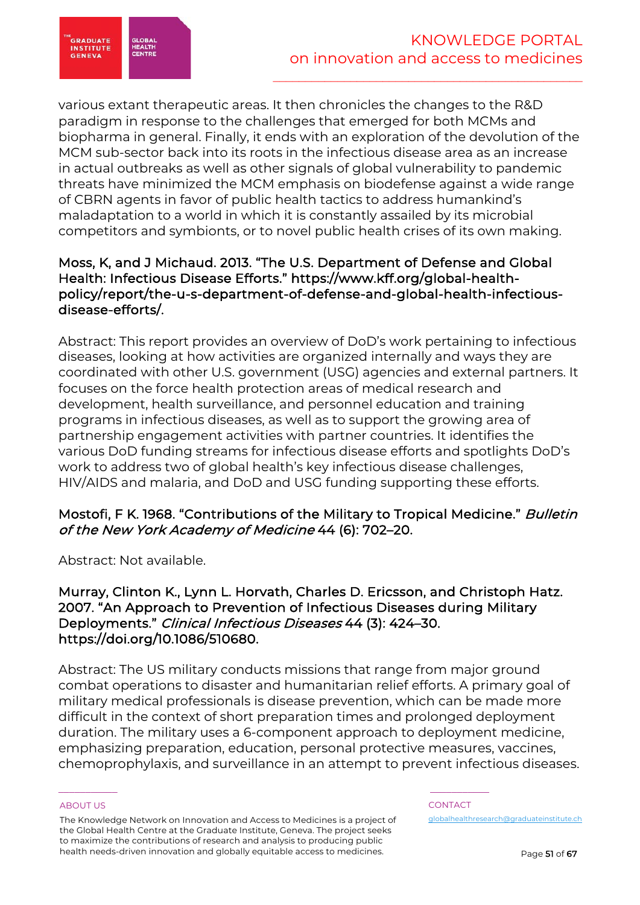various extant therapeutic areas. It then chronicles the changes to the R&D paradigm in response to the challenges that emerged for both MCMs and biopharma in general. Finally, it ends with an exploration of the devolution of the MCM sub-sector back into its roots in the infectious disease area as an increase in actual outbreaks as well as other signals of global vulnerability to pandemic threats have minimized the MCM emphasis on biodefense against a wide range of CBRN agents in favor of public health tactics to address humankind's maladaptation to a world in which it is constantly assailed by its microbial competitors and symbionts, or to novel public health crises of its own making.

Moss, K, and J Michaud. 2013. "The U.S. Department of Defense and Global Health: Infectious Disease Efforts." https://www.kff.org/global-health-policy/report/the-u-s-department-of-defense-and-global-health-infectious-disease-efforts/.

Abstract: This report provides an overview of DoD's work pertaining to infectious diseases, looking at how activities are organized internally and ways they are coordinated with other U.S. government (USG) agencies and external partners. It focuses on the force health protection areas of medical research and development, health surveillance, and personnel education and training programs in infectious diseases, as well as to support the growing area of partnership engagement activities with partner countries. It identifies the various DoD funding streams for infectious disease efforts and spotlights DoD's work to address two of global health's key infectious disease challenges, HIV/AIDS and malaria, and DoD and USG funding supporting these efforts.

Mostofi, F K. 1968. "Contributions of the Military to Tropical Medicine." *Bulletin of the New York Academy of Medicine* 44 (6): 702–20.

Abstract: Not available.

Murray, Clinton K., Lynn L. Horvath, Charles D. Ericsson, and Christoph Hatz. 2007. "An Approach to Prevention of Infectious Diseases during Military Deployments." *Clinical Infectious Diseases* 44 (3): 424–30. https://doi.org/10.1086/510680.

Abstract: The US military conducts missions that range from major ground combat operations to disaster and humanitarian relief efforts. A primary goal of military medical professionals is disease prevention, which can be made more difficult in the context of short preparation times and prolonged deployment duration. The military uses a 6-component approach to deployment medicine, emphasizing preparation, education, personal protective measures, vaccines, chemoprophylaxis, and surveillance in an attempt to prevent infectious diseases.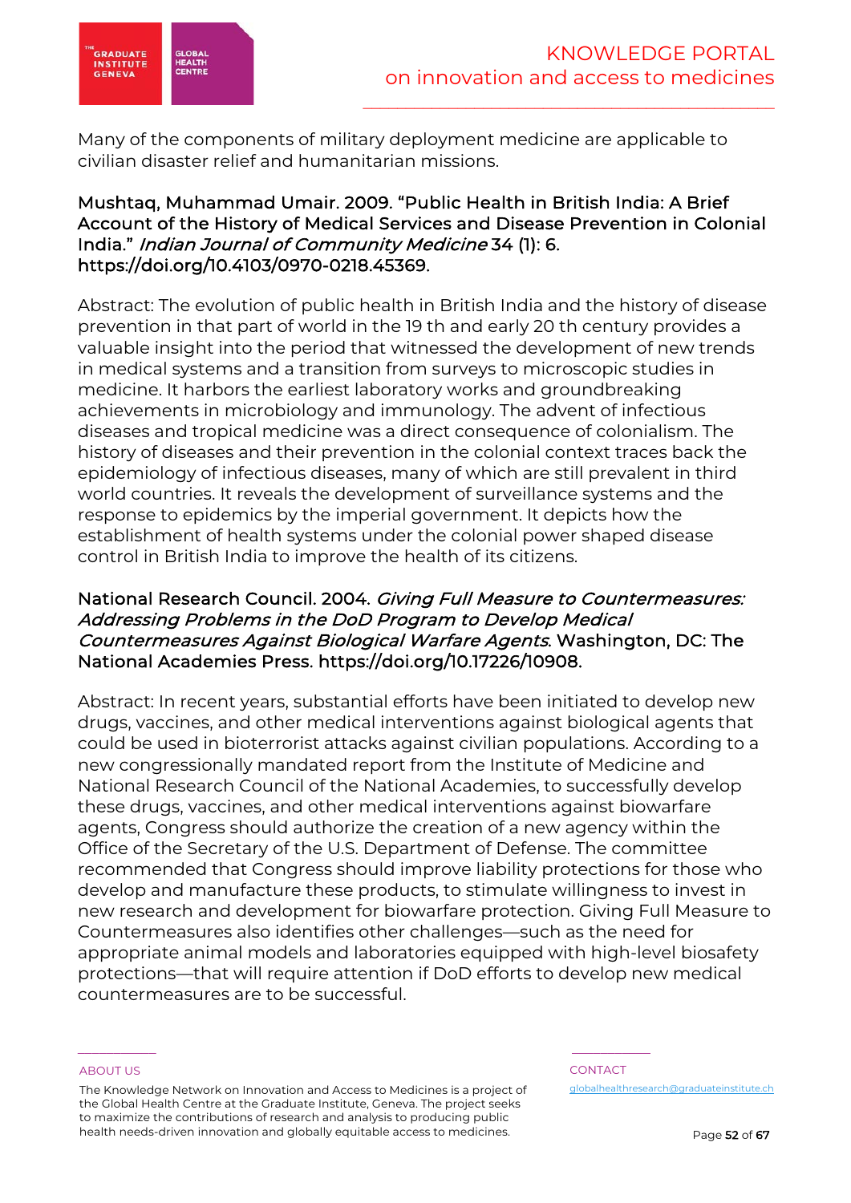Many of the components of military deployment medicine are applicable to civilian disaster relief and humanitarian missions.

**Mushtaq, Muhammad Umair. 2009. "Public Health in British India: A Brief Account of the History of Medical Services and Disease Prevention in Colonial India."** ***Indian Journal of Community Medicine*** **34 (1): 6. https://doi.org/10.4103/0970-0218.45369.**

Abstract: The evolution of public health in British India and the history of disease prevention in that part of world in the 19 th and early 20 th century provides a valuable insight into the period that witnessed the development of new trends in medical systems and a transition from surveys to microscopic studies in medicine. It harbors the earliest laboratory works and groundbreaking achievements in microbiology and immunology. The advent of infectious diseases and tropical medicine was a direct consequence of colonialism. The history of diseases and their prevention in the colonial context traces back the epidemiology of infectious diseases, many of which are still prevalent in third world countries. It reveals the development of surveillance systems and the response to epidemics by the imperial government. It depicts how the establishment of health systems under the colonial power shaped disease control in British India to improve the health of its citizens.

**National Research Council. 2004.** ***Giving Full Measure to Countermeasures: Addressing Problems in the DoD Program to Develop Medical Countermeasures Against Biological Warfare Agents.*** **Washington, DC: The National Academies Press. https://doi.org/10.17226/10908.**

Abstract: In recent years, substantial efforts have been initiated to develop new drugs, vaccines, and other medical interventions against biological agents that could be used in bioterrorist attacks against civilian populations. According to a new congressionally mandated report from the Institute of Medicine and National Research Council of the National Academies, to successfully develop these drugs, vaccines, and other medical interventions against biowarfare agents, Congress should authorize the creation of a new agency within the Office of the Secretary of the U.S. Department of Defense. The committee recommended that Congress should improve liability protections for those who develop and manufacture these products, to stimulate willingness to invest in new research and development for biowarfare protection. Giving Full Measure to Countermeasures also identifies other challenges—such as the need for appropriate animal models and laboratories equipped with high-level biosafety protections—that will require attention if DoD efforts to develop new medical countermeasures are to be successful.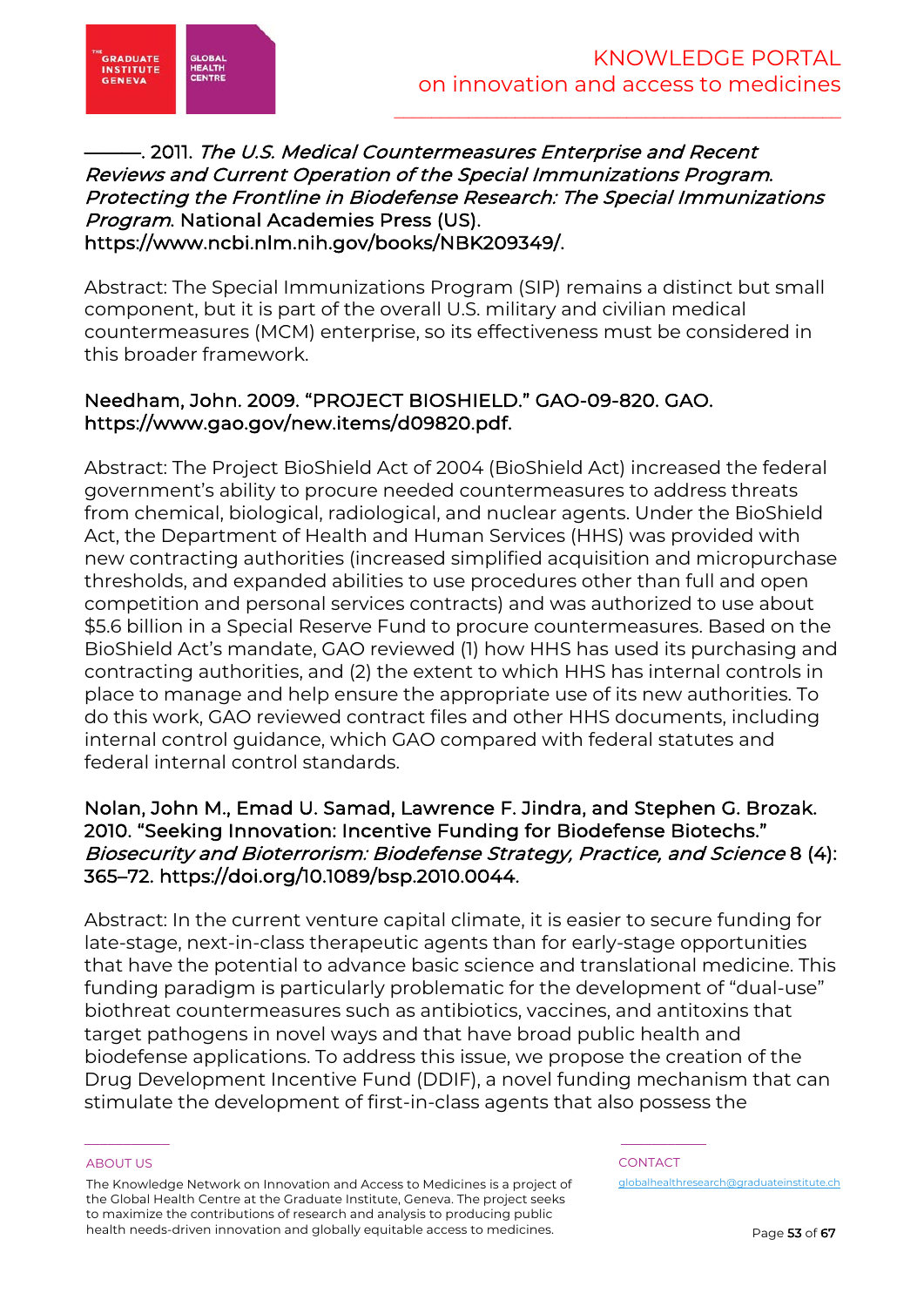———. 2011. *The U.S. Medical Countermeasures Enterprise and Recent Reviews and Current Operation of the Special Immunizations Program. Protecting the Frontline in Biodefense Research: The Special Immunizations Program*. National Academies Press (US). https://www.ncbi.nlm.nih.gov/books/NBK209349/.

Abstract: The Special Immunizations Program (SIP) remains a distinct but small component, but it is part of the overall U.S. military and civilian medical countermeasures (MCM) enterprise, so its effectiveness must be considered in this broader framework.

Needham, John. 2009. "PROJECT BIOSHIELD." GAO-09-820. GAO. https://www.gao.gov/new.items/d09820.pdf.

Abstract: The Project BioShield Act of 2004 (BioShield Act) increased the federal government's ability to procure needed countermeasures to address threats from chemical, biological, radiological, and nuclear agents. Under the BioShield Act, the Department of Health and Human Services (HHS) was provided with new contracting authorities (increased simplified acquisition and micropurchase thresholds, and expanded abilities to use procedures other than full and open competition and personal services contracts) and was authorized to use about $5.6 billion in a Special Reserve Fund to procure countermeasures. Based on the BioShield Act's mandate, GAO reviewed (1) how HHS has used its purchasing and contracting authorities, and (2) the extent to which HHS has internal controls in place to manage and help ensure the appropriate use of its new authorities. To do this work, GAO reviewed contract files and other HHS documents, including internal control guidance, which GAO compared with federal statutes and federal internal control standards.

Nolan, John M., Emad U. Samad, Lawrence F. Jindra, and Stephen G. Brozak. 2010. "Seeking Innovation: Incentive Funding for Biodefense Biotechs." *Biosecurity and Bioterrorism: Biodefense Strategy, Practice, and Science* 8 (4): 365–72. https://doi.org/10.1089/bsp.2010.0044.

Abstract: In the current venture capital climate, it is easier to secure funding for late-stage, next-in-class therapeutic agents than for early-stage opportunities that have the potential to advance basic science and translational medicine. This funding paradigm is particularly problematic for the development of "dual-use" biothreat countermeasures such as antibiotics, vaccines, and antitoxins that target pathogens in novel ways and that have broad public health and biodefense applications. To address this issue, we propose the creation of the Drug Development Incentive Fund (DDIF), a novel funding mechanism that can stimulate the development of first-in-class agents that also possess the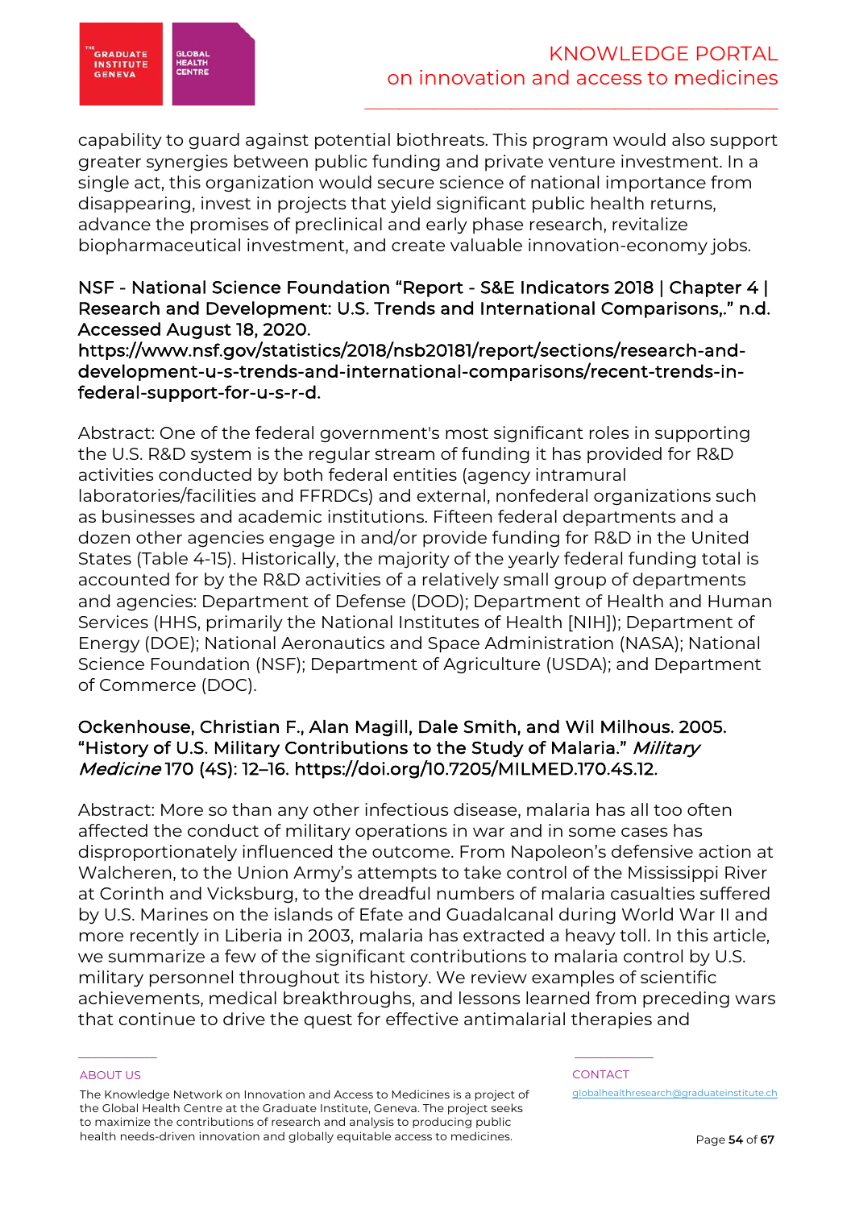capability to guard against potential biothreats. This program would also support greater synergies between public funding and private venture investment. In a single act, this organization would secure science of national importance from disappearing, invest in projects that yield significant public health returns, advance the promises of preclinical and early phase research, revitalize biopharmaceutical investment, and create valuable innovation-economy jobs.

NSF - National Science Foundation "Report - S&E Indicators 2018 | Chapter 4 | Research and Development: U.S. Trends and International Comparisons,." n.d. Accessed August 18, 2020. https://www.nsf.gov/statistics/2018/nsb20181/report/sections/research-and-development-u-s-trends-and-international-comparisons/recent-trends-in-federal-support-for-u-s-r-d.

Abstract: One of the federal government's most significant roles in supporting the U.S. R&D system is the regular stream of funding it has provided for R&D activities conducted by both federal entities (agency intramural laboratories/facilities and FFRDCs) and external, nonfederal organizations such as businesses and academic institutions. Fifteen federal departments and a dozen other agencies engage in and/or provide funding for R&D in the United States (Table 4-15). Historically, the majority of the yearly federal funding total is accounted for by the R&D activities of a relatively small group of departments and agencies: Department of Defense (DOD); Department of Health and Human Services (HHS, primarily the National Institutes of Health [NIH]); Department of Energy (DOE); National Aeronautics and Space Administration (NASA); National Science Foundation (NSF); Department of Agriculture (USDA); and Department of Commerce (DOC).

Ockenhouse, Christian F., Alan Magill, Dale Smith, and Wil Milhous. 2005. "History of U.S. Military Contributions to the Study of Malaria." *Military Medicine* 170 (4S): 12–16. https://doi.org/10.7205/MILMED.170.4S.12.

Abstract: More so than any other infectious disease, malaria has all too often affected the conduct of military operations in war and in some cases has disproportionately influenced the outcome. From Napoleon's defensive action at Walcheren, to the Union Army's attempts to take control of the Mississippi River at Corinth and Vicksburg, to the dreadful numbers of malaria casualties suffered by U.S. Marines on the islands of Efate and Guadalcanal during World War II and more recently in Liberia in 2003, malaria has extracted a heavy toll. In this article, we summarize a few of the significant contributions to malaria control by U.S. military personnel throughout its history. We review examples of scientific achievements, medical breakthroughs, and lessons learned from preceding wars that continue to drive the quest for effective antimalarial therapies and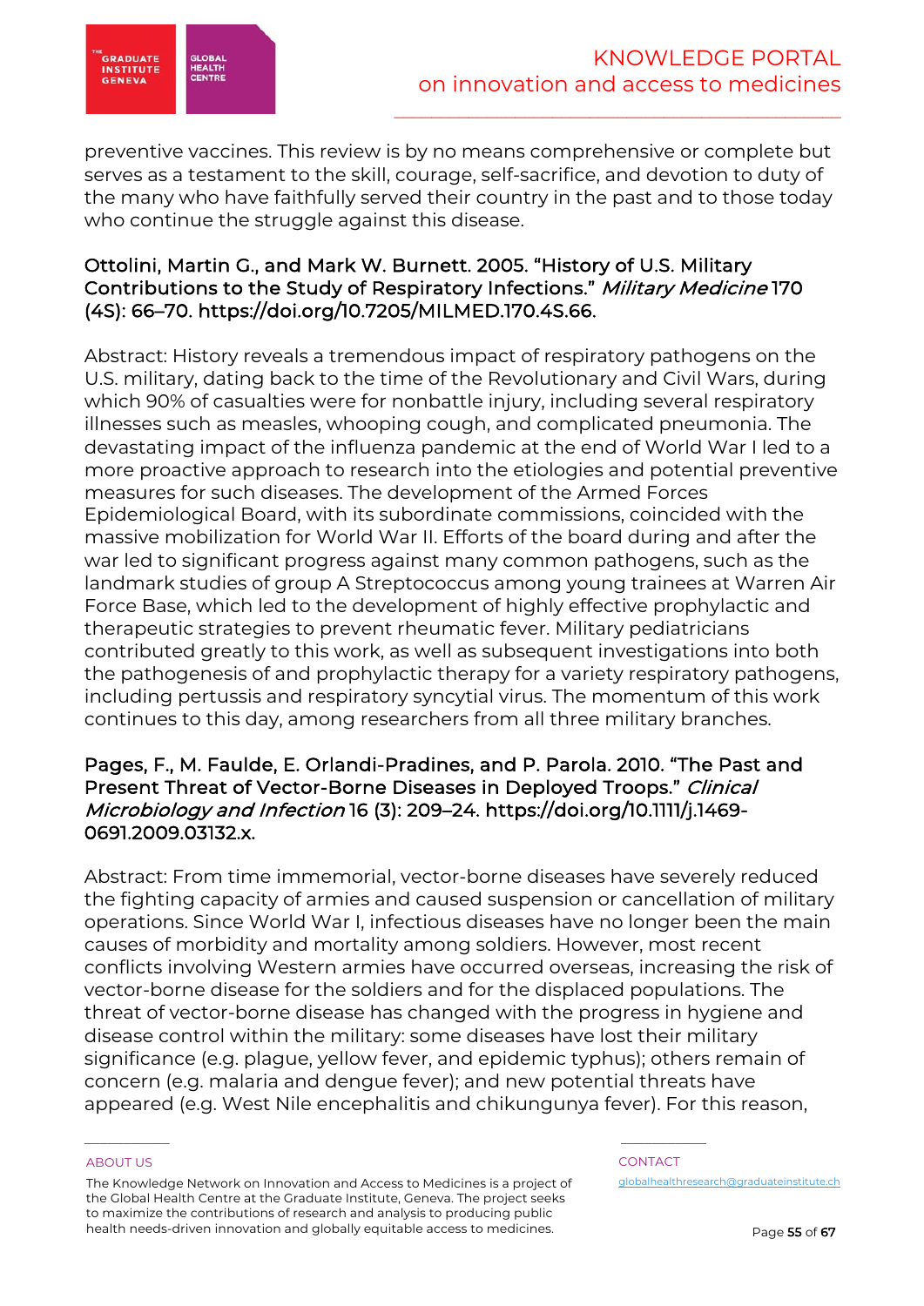preventive vaccines. This review is by no means comprehensive or complete but serves as a testament to the skill, courage, self-sacrifice, and devotion to duty of the many who have faithfully served their country in the past and to those today who continue the struggle against this disease.

**Ottolini, Martin G., and Mark W. Burnett. 2005. "History of U.S. Military Contributions to the Study of Respiratory Infections." *Military Medicine* 170 (4S): 66–70. https://doi.org/10.7205/MILMED.170.4S.66.**

Abstract: History reveals a tremendous impact of respiratory pathogens on the U.S. military, dating back to the time of the Revolutionary and Civil Wars, during which 90% of casualties were for nonbattle injury, including several respiratory illnesses such as measles, whooping cough, and complicated pneumonia. The devastating impact of the influenza pandemic at the end of World War I led to a more proactive approach to research into the etiologies and potential preventive measures for such diseases. The development of the Armed Forces Epidemiological Board, with its subordinate commissions, coincided with the massive mobilization for World War II. Efforts of the board during and after the war led to significant progress against many common pathogens, such as the landmark studies of group A Streptococcus among young trainees at Warren Air Force Base, which led to the development of highly effective prophylactic and therapeutic strategies to prevent rheumatic fever. Military pediatricians contributed greatly to this work, as well as subsequent investigations into both the pathogenesis of and prophylactic therapy for a variety respiratory pathogens, including pertussis and respiratory syncytial virus. The momentum of this work continues to this day, among researchers from all three military branches.

**Pages, F., M. Faulde, E. Orlandi-Pradines, and P. Parola. 2010. "The Past and Present Threat of Vector-Borne Diseases in Deployed Troops." *Clinical Microbiology and Infection* 16 (3): 209–24. https://doi.org/10.1111/j.1469-0691.2009.03132.x.**

Abstract: From time immemorial, vector-borne diseases have severely reduced the fighting capacity of armies and caused suspension or cancellation of military operations. Since World War I, infectious diseases have no longer been the main causes of morbidity and mortality among soldiers. However, most recent conflicts involving Western armies have occurred overseas, increasing the risk of vector-borne disease for the soldiers and for the displaced populations. The threat of vector-borne disease has changed with the progress in hygiene and disease control within the military: some diseases have lost their military significance (e.g. plague, yellow fever, and epidemic typhus); others remain of concern (e.g. malaria and dengue fever); and new potential threats have appeared (e.g. West Nile encephalitis and chikungunya fever). For this reason,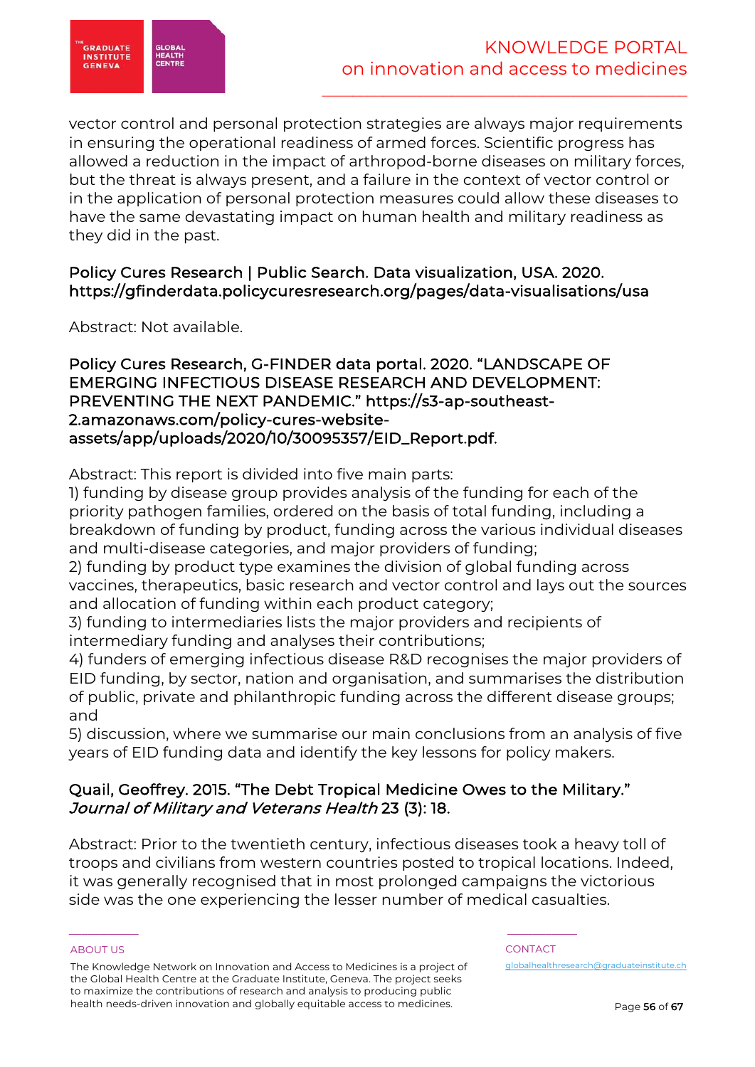vector control and personal protection strategies are always major requirements in ensuring the operational readiness of armed forces. Scientific progress has allowed a reduction in the impact of arthropod-borne diseases on military forces, but the threat is always present, and a failure in the context of vector control or in the application of personal protection measures could allow these diseases to have the same devastating impact on human health and military readiness as they did in the past.

**Policy Cures Research | Public Search. Data visualization, USA. 2020. https://gfinderdata.policycuresresearch.org/pages/data-visualisations/usa**

Abstract: Not available.

**Policy Cures Research, G-FINDER data portal. 2020. "LANDSCAPE OF EMERGING INFECTIOUS DISEASE RESEARCH AND DEVELOPMENT: PREVENTING THE NEXT PANDEMIC." https://s3-ap-southeast-2.amazonaws.com/policy-cures-website-assets/app/uploads/2020/10/30095357/EID_Report.pdf.**

Abstract: This report is divided into five main parts:
1) funding by disease group provides analysis of the funding for each of the priority pathogen families, ordered on the basis of total funding, including a breakdown of funding by product, funding across the various individual diseases and multi-disease categories, and major providers of funding;
2) funding by product type examines the division of global funding across vaccines, therapeutics, basic research and vector control and lays out the sources and allocation of funding within each product category;
3) funding to intermediaries lists the major providers and recipients of intermediary funding and analyses their contributions;
4) funders of emerging infectious disease R&D recognises the major providers of EID funding, by sector, nation and organisation, and summarises the distribution of public, private and philanthropic funding across the different disease groups; and
5) discussion, where we summarise our main conclusions from an analysis of five years of EID funding data and identify the key lessons for policy makers.

**Quail, Geoffrey. 2015. "The Debt Tropical Medicine Owes to the Military." *Journal of Military and Veterans Health* 23 (3): 18.**

Abstract: Prior to the twentieth century, infectious diseases took a heavy toll of troops and civilians from western countries posted to tropical locations. Indeed, it was generally recognised that in most prolonged campaigns the victorious side was the one experiencing the lesser number of medical casualties.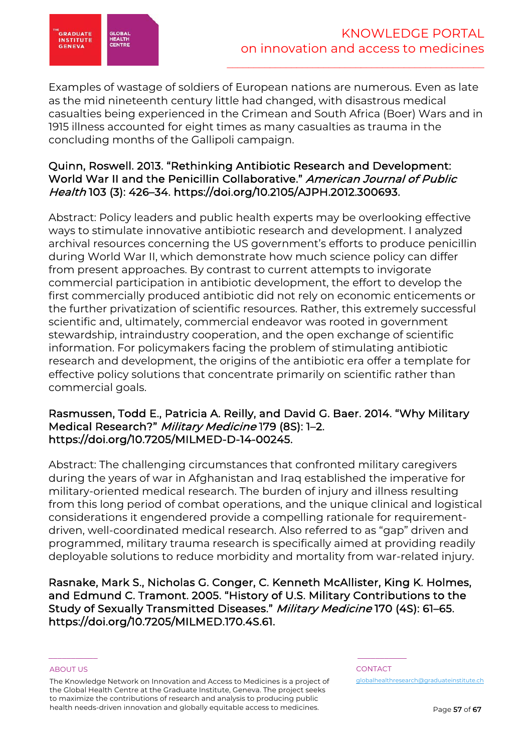Examples of wastage of soldiers of European nations are numerous. Even as late as the mid nineteenth century little had changed, with disastrous medical casualties being experienced in the Crimean and South Africa (Boer) Wars and in 1915 illness accounted for eight times as many casualties as trauma in the concluding months of the Gallipoli campaign.

**Quinn, Roswell. 2013. "Rethinking Antibiotic Research and Development: World War II and the Penicillin Collaborative." *American Journal of Public Health* 103 (3): 426–34. https://doi.org/10.2105/AJPH.2012.300693.**

Abstract: Policy leaders and public health experts may be overlooking effective ways to stimulate innovative antibiotic research and development. I analyzed archival resources concerning the US government's efforts to produce penicillin during World War II, which demonstrate how much science policy can differ from present approaches. By contrast to current attempts to invigorate commercial participation in antibiotic development, the effort to develop the first commercially produced antibiotic did not rely on economic enticements or the further privatization of scientific resources. Rather, this extremely successful scientific and, ultimately, commercial endeavor was rooted in government stewardship, intraindustry cooperation, and the open exchange of scientific information. For policymakers facing the problem of stimulating antibiotic research and development, the origins of the antibiotic era offer a template for effective policy solutions that concentrate primarily on scientific rather than commercial goals.

**Rasmussen, Todd E., Patricia A. Reilly, and David G. Baer. 2014. "Why Military Medical Research?" *Military Medicine* 179 (8S): 1–2. https://doi.org/10.7205/MILMED-D-14-00245.**

Abstract: The challenging circumstances that confronted military caregivers during the years of war in Afghanistan and Iraq established the imperative for military-oriented medical research. The burden of injury and illness resulting from this long period of combat operations, and the unique clinical and logistical considerations it engendered provide a compelling rationale for requirement-driven, well-coordinated medical research. Also referred to as "gap" driven and programmed, military trauma research is specifically aimed at providing readily deployable solutions to reduce morbidity and mortality from war-related injury.

**Rasnake, Mark S., Nicholas G. Conger, C. Kenneth McAllister, King K. Holmes, and Edmund C. Tramont. 2005. "History of U.S. Military Contributions to the Study of Sexually Transmitted Diseases." *Military Medicine* 170 (4S): 61–65. https://doi.org/10.7205/MILMED.170.4S.61.**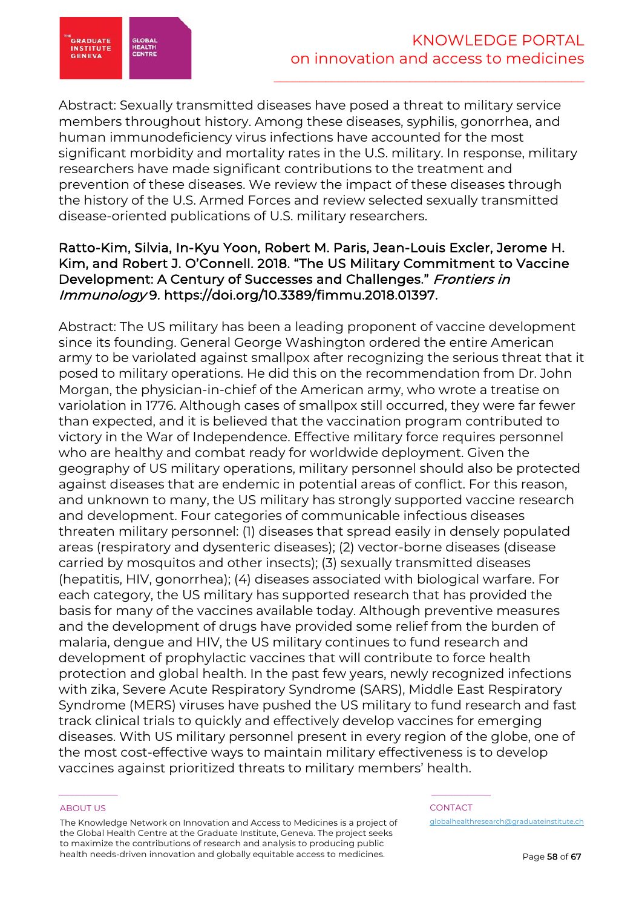Abstract: Sexually transmitted diseases have posed a threat to military service members throughout history. Among these diseases, syphilis, gonorrhea, and human immunodeficiency virus infections have accounted for the most significant morbidity and mortality rates in the U.S. military. In response, military researchers have made significant contributions to the treatment and prevention of these diseases. We review the impact of these diseases through the history of the U.S. Armed Forces and review selected sexually transmitted disease-oriented publications of U.S. military researchers.

**Ratto-Kim, Silvia, In-Kyu Yoon, Robert M. Paris, Jean-Louis Excler, Jerome H. Kim, and Robert J. O'Connell. 2018. "The US Military Commitment to Vaccine Development: A Century of Successes and Challenges."** ***Frontiers in Immunology*** **9. https://doi.org/10.3389/fimmu.2018.01397.**

Abstract: The US military has been a leading proponent of vaccine development since its founding. General George Washington ordered the entire American army to be variolated against smallpox after recognizing the serious threat that it posed to military operations. He did this on the recommendation from Dr. John Morgan, the physician-in-chief of the American army, who wrote a treatise on variolation in 1776. Although cases of smallpox still occurred, they were far fewer than expected, and it is believed that the vaccination program contributed to victory in the War of Independence. Effective military force requires personnel who are healthy and combat ready for worldwide deployment. Given the geography of US military operations, military personnel should also be protected against diseases that are endemic in potential areas of conflict. For this reason, and unknown to many, the US military has strongly supported vaccine research and development. Four categories of communicable infectious diseases threaten military personnel: (1) diseases that spread easily in densely populated areas (respiratory and dysenteric diseases); (2) vector-borne diseases (disease carried by mosquitos and other insects); (3) sexually transmitted diseases (hepatitis, HIV, gonorrhea); (4) diseases associated with biological warfare. For each category, the US military has supported research that has provided the basis for many of the vaccines available today. Although preventive measures and the development of drugs have provided some relief from the burden of malaria, dengue and HIV, the US military continues to fund research and development of prophylactic vaccines that will contribute to force health protection and global health. In the past few years, newly recognized infections with zika, Severe Acute Respiratory Syndrome (SARS), Middle East Respiratory Syndrome (MERS) viruses have pushed the US military to fund research and fast track clinical trials to quickly and effectively develop vaccines for emerging diseases. With US military personnel present in every region of the globe, one of the most cost-effective ways to maintain military effectiveness is to develop vaccines against prioritized threats to military members' health.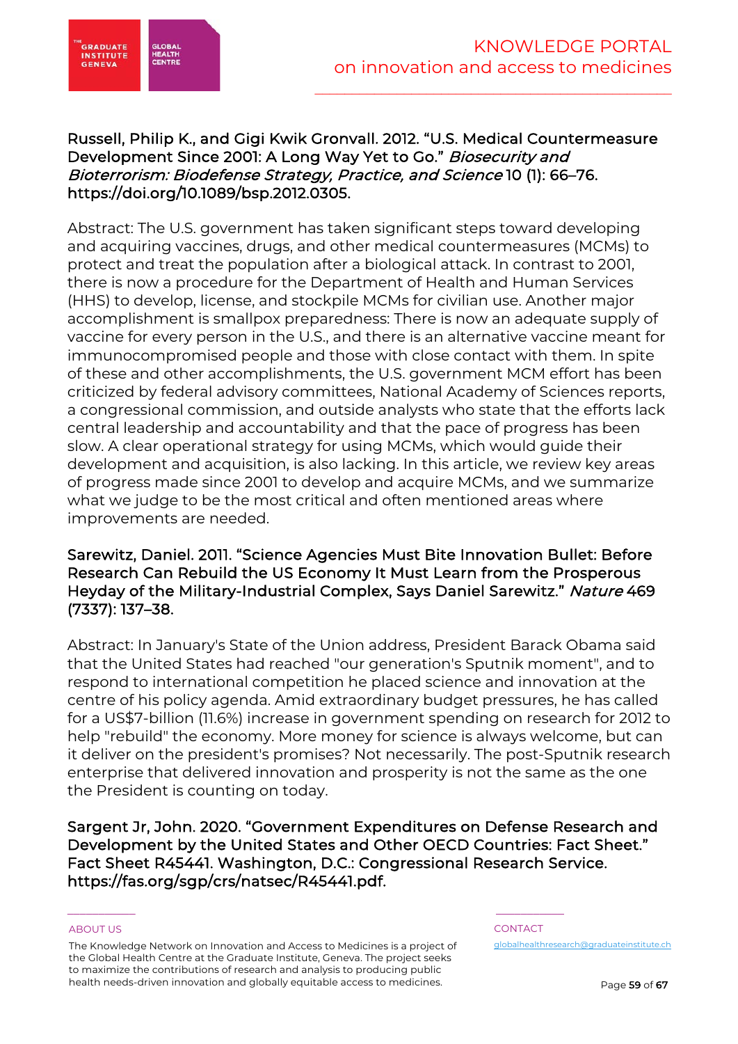**Russell, Philip K., and Gigi Kwik Gronvall. 2012. "U.S. Medical Countermeasure Development Since 2001: A Long Way Yet to Go."** ***Biosecurity and Bioterrorism: Biodefense Strategy, Practice, and Science*** **10 (1): 66–76. https://doi.org/10.1089/bsp.2012.0305.**

Abstract: The U.S. government has taken significant steps toward developing and acquiring vaccines, drugs, and other medical countermeasures (MCMs) to protect and treat the population after a biological attack. In contrast to 2001, there is now a procedure for the Department of Health and Human Services (HHS) to develop, license, and stockpile MCMs for civilian use. Another major accomplishment is smallpox preparedness: There is now an adequate supply of vaccine for every person in the U.S., and there is an alternative vaccine meant for immunocompromised people and those with close contact with them. In spite of these and other accomplishments, the U.S. government MCM effort has been criticized by federal advisory committees, National Academy of Sciences reports, a congressional commission, and outside analysts who state that the efforts lack central leadership and accountability and that the pace of progress has been slow. A clear operational strategy for using MCMs, which would guide their development and acquisition, is also lacking. In this article, we review key areas of progress made since 2001 to develop and acquire MCMs, and we summarize what we judge to be the most critical and often mentioned areas where improvements are needed.

**Sarewitz, Daniel. 2011. "Science Agencies Must Bite Innovation Bullet: Before Research Can Rebuild the US Economy It Must Learn from the Prosperous Heyday of the Military-Industrial Complex, Says Daniel Sarewitz."** ***Nature*** **469 (7337): 137–38.**

Abstract: In January's State of the Union address, President Barack Obama said that the United States had reached "our generation's Sputnik moment", and to respond to international competition he placed science and innovation at the centre of his policy agenda. Amid extraordinary budget pressures, he has called for a US$7-billion (11.6%) increase in government spending on research for 2012 to help "rebuild" the economy. More money for science is always welcome, but can it deliver on the president's promises? Not necessarily. The post-Sputnik research enterprise that delivered innovation and prosperity is not the same as the one the President is counting on today.

**Sargent Jr, John. 2020. "Government Expenditures on Defense Research and Development by the United States and Other OECD Countries: Fact Sheet." Fact Sheet R45441. Washington, D.C.: Congressional Research Service. https://fas.org/sgp/crs/natsec/R45441.pdf.**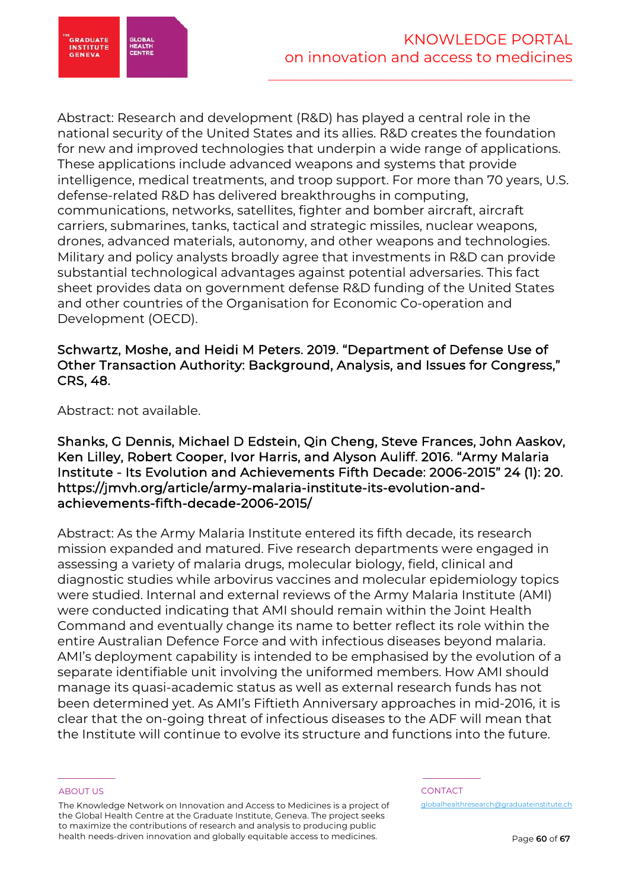Abstract: Research and development (R&D) has played a central role in the national security of the United States and its allies. R&D creates the foundation for new and improved technologies that underpin a wide range of applications. These applications include advanced weapons and systems that provide intelligence, medical treatments, and troop support. For more than 70 years, U.S. defense-related R&D has delivered breakthroughs in computing, communications, networks, satellites, fighter and bomber aircraft, aircraft carriers, submarines, tanks, tactical and strategic missiles, nuclear weapons, drones, advanced materials, autonomy, and other weapons and technologies. Military and policy analysts broadly agree that investments in R&D can provide substantial technological advantages against potential adversaries. This fact sheet provides data on government defense R&D funding of the United States and other countries of the Organisation for Economic Co-operation and Development (OECD).

**Schwartz, Moshe, and Heidi M Peters. 2019. "Department of Defense Use of Other Transaction Authority: Background, Analysis, and Issues for Congress," CRS, 48.**

Abstract: not available.

**Shanks, G Dennis, Michael D Edstein, Qin Cheng, Steve Frances, John Aaskov, Ken Lilley, Robert Cooper, Ivor Harris, and Alyson Auliff. 2016. "Army Malaria Institute - Its Evolution and Achievements Fifth Decade: 2006-2015" 24 (1): 20. https://jmvh.org/article/army-malaria-institute-its-evolution-and-achievements-fifth-decade-2006-2015/**

Abstract: As the Army Malaria Institute entered its fifth decade, its research mission expanded and matured. Five research departments were engaged in assessing a variety of malaria drugs, molecular biology, field, clinical and diagnostic studies while arbovirus vaccines and molecular epidemiology topics were studied. Internal and external reviews of the Army Malaria Institute (AMI) were conducted indicating that AMI should remain within the Joint Health Command and eventually change its name to better reflect its role within the entire Australian Defence Force and with infectious diseases beyond malaria. AMI's deployment capability is intended to be emphasised by the evolution of a separate identifiable unit involving the uniformed members. How AMI should manage its quasi-academic status as well as external research funds has not been determined yet. As AMI's Fiftieth Anniversary approaches in mid-2016, it is clear that the on-going threat of infectious diseases to the ADF will mean that the Institute will continue to evolve its structure and functions into the future.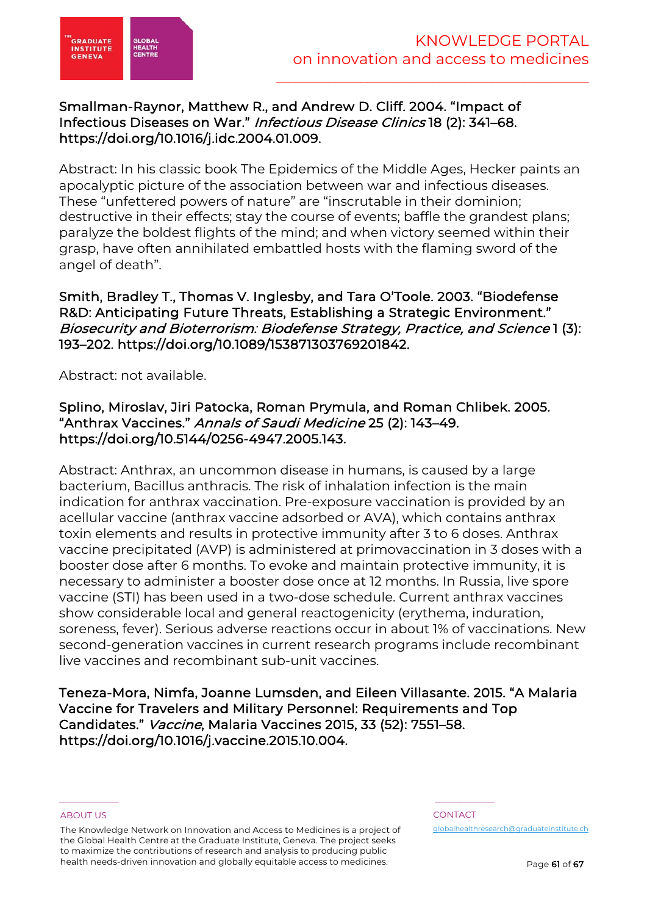**Smallman-Raynor, Matthew R., and Andrew D. Cliff. 2004. "Impact of Infectious Diseases on War."** ***Infectious Disease Clinics*** **18 (2): 341–68. https://doi.org/10.1016/j.idc.2004.01.009.**

Abstract: In his classic book The Epidemics of the Middle Ages, Hecker paints an apocalyptic picture of the association between war and infectious diseases. These "unfettered powers of nature" are "inscrutable in their dominion; destructive in their effects; stay the course of events; baffle the grandest plans; paralyze the boldest flights of the mind; and when victory seemed within their grasp, have often annihilated embattled hosts with the flaming sword of the angel of death".

**Smith, Bradley T., Thomas V. Inglesby, and Tara O'Toole. 2003. "Biodefense R&D: Anticipating Future Threats, Establishing a Strategic Environment."** ***Biosecurity and Bioterrorism: Biodefense Strategy, Practice, and Science*** **1 (3): 193–202. https://doi.org/10.1089/153871303769201842.**

Abstract: not available.

**Splino, Miroslav, Jiri Patocka, Roman Prymula, and Roman Chlibek. 2005. "Anthrax Vaccines."** ***Annals of Saudi Medicine*** **25 (2): 143–49. https://doi.org/10.5144/0256-4947.2005.143.**

Abstract: Anthrax, an uncommon disease in humans, is caused by a large bacterium, Bacillus anthracis. The risk of inhalation infection is the main indication for anthrax vaccination. Pre-exposure vaccination is provided by an acellular vaccine (anthrax vaccine adsorbed or AVA), which contains anthrax toxin elements and results in protective immunity after 3 to 6 doses. Anthrax vaccine precipitated (AVP) is administered at primovaccination in 3 doses with a booster dose after 6 months. To evoke and maintain protective immunity, it is necessary to administer a booster dose once at 12 months. In Russia, live spore vaccine (STI) has been used in a two-dose schedule. Current anthrax vaccines show considerable local and general reactogenicity (erythema, induration, soreness, fever). Serious adverse reactions occur in about 1% of vaccinations. New second-generation vaccines in current research programs include recombinant live vaccines and recombinant sub-unit vaccines.

**Teneza-Mora, Nimfa, Joanne Lumsden, and Eileen Villasante. 2015. "A Malaria Vaccine for Travelers and Military Personnel: Requirements and Top Candidates."** ***Vaccine*****, Malaria Vaccines 2015, 33 (52): 7551–58. https://doi.org/10.1016/j.vaccine.2015.10.004.**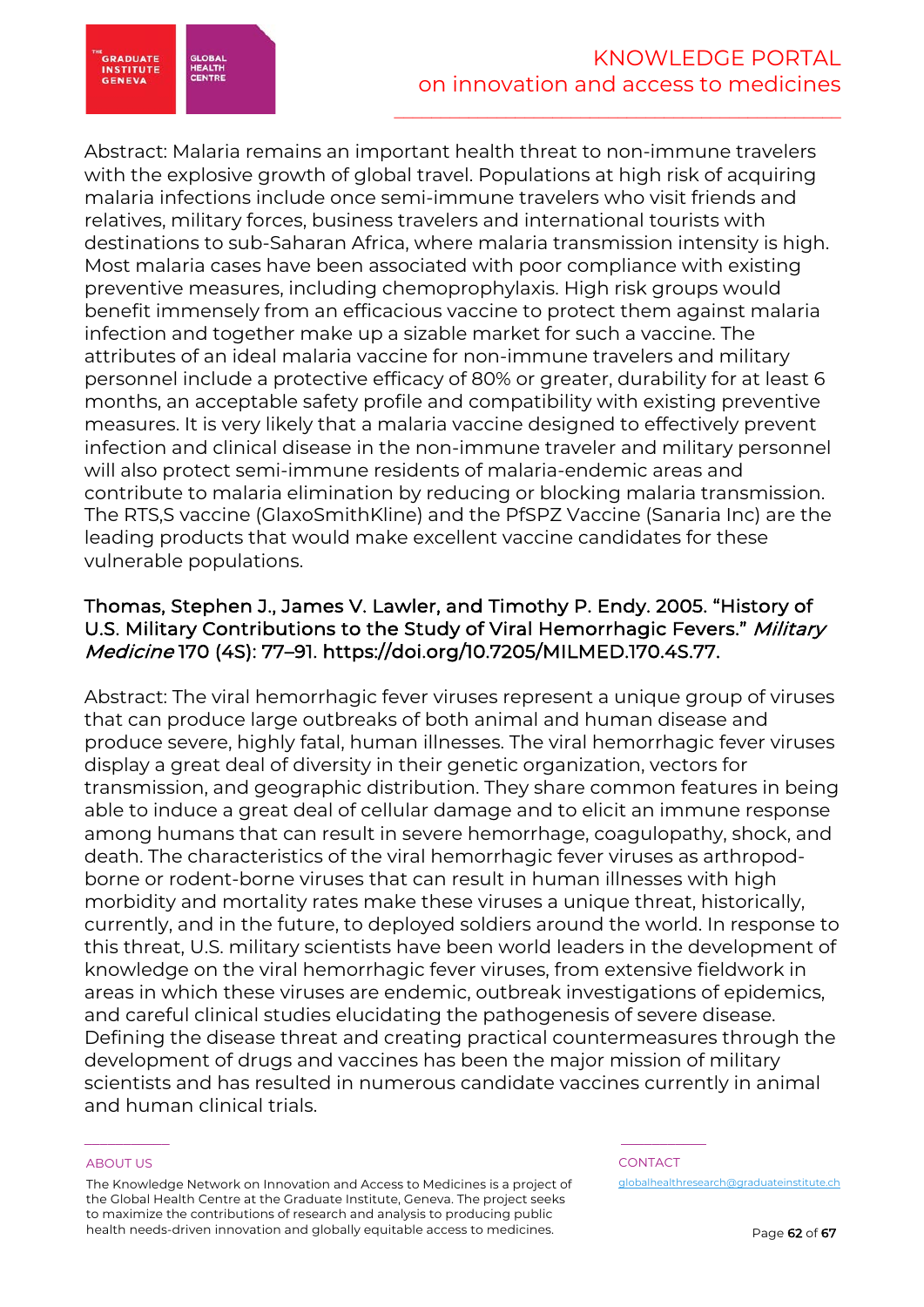Abstract: Malaria remains an important health threat to non-immune travelers with the explosive growth of global travel. Populations at high risk of acquiring malaria infections include once semi-immune travelers who visit friends and relatives, military forces, business travelers and international tourists with destinations to sub-Saharan Africa, where malaria transmission intensity is high. Most malaria cases have been associated with poor compliance with existing preventive measures, including chemoprophylaxis. High risk groups would benefit immensely from an efficacious vaccine to protect them against malaria infection and together make up a sizable market for such a vaccine. The attributes of an ideal malaria vaccine for non-immune travelers and military personnel include a protective efficacy of 80% or greater, durability for at least 6 months, an acceptable safety profile and compatibility with existing preventive measures. It is very likely that a malaria vaccine designed to effectively prevent infection and clinical disease in the non-immune traveler and military personnel will also protect semi-immune residents of malaria-endemic areas and contribute to malaria elimination by reducing or blocking malaria transmission. The RTS,S vaccine (GlaxoSmithKline) and the PfSPZ Vaccine (Sanaria Inc) are the leading products that would make excellent vaccine candidates for these vulnerable populations.

**Thomas, Stephen J., James V. Lawler, and Timothy P. Endy. 2005. "History of U.S. Military Contributions to the Study of Viral Hemorrhagic Fevers." *Military Medicine* 170 (4S): 77–91. https://doi.org/10.7205/MILMED.170.4S.77.**

Abstract: The viral hemorrhagic fever viruses represent a unique group of viruses that can produce large outbreaks of both animal and human disease and produce severe, highly fatal, human illnesses. The viral hemorrhagic fever viruses display a great deal of diversity in their genetic organization, vectors for transmission, and geographic distribution. They share common features in being able to induce a great deal of cellular damage and to elicit an immune response among humans that can result in severe hemorrhage, coagulopathy, shock, and death. The characteristics of the viral hemorrhagic fever viruses as arthropod-borne or rodent-borne viruses that can result in human illnesses with high morbidity and mortality rates make these viruses a unique threat, historically, currently, and in the future, to deployed soldiers around the world. In response to this threat, U.S. military scientists have been world leaders in the development of knowledge on the viral hemorrhagic fever viruses, from extensive fieldwork in areas in which these viruses are endemic, outbreak investigations of epidemics, and careful clinical studies elucidating the pathogenesis of severe disease. Defining the disease threat and creating practical countermeasures through the development of drugs and vaccines has been the major mission of military scientists and has resulted in numerous candidate vaccines currently in animal and human clinical trials.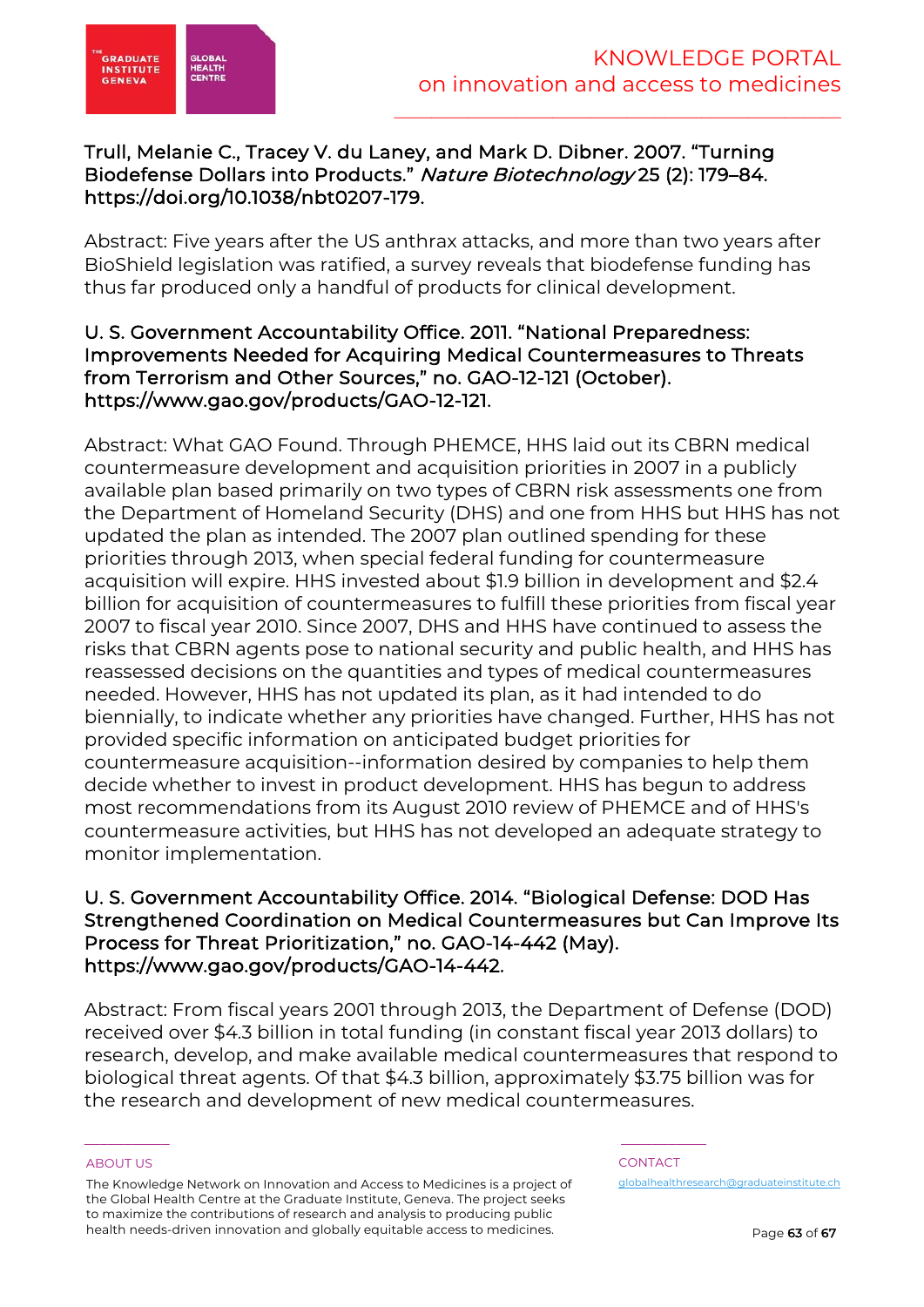**Trull, Melanie C., Tracey V. du Laney, and Mark D. Dibner. 2007. "Turning Biodefense Dollars into Products." *Nature Biotechnology* 25 (2): 179–84. https://doi.org/10.1038/nbt0207-179.**

Abstract: Five years after the US anthrax attacks, and more than two years after BioShield legislation was ratified, a survey reveals that biodefense funding has thus far produced only a handful of products for clinical development.

**U. S. Government Accountability Office. 2011. "National Preparedness: Improvements Needed for Acquiring Medical Countermeasures to Threats from Terrorism and Other Sources," no. GAO-12-121 (October). https://www.gao.gov/products/GAO-12-121.**

Abstract: What GAO Found. Through PHEMCE, HHS laid out its CBRN medical countermeasure development and acquisition priorities in 2007 in a publicly available plan based primarily on two types of CBRN risk assessments one from the Department of Homeland Security (DHS) and one from HHS but HHS has not updated the plan as intended. The 2007 plan outlined spending for these priorities through 2013, when special federal funding for countermeasure acquisition will expire. HHS invested about $1.9 billion in development and $2.4 billion for acquisition of countermeasures to fulfill these priorities from fiscal year 2007 to fiscal year 2010. Since 2007, DHS and HHS have continued to assess the risks that CBRN agents pose to national security and public health, and HHS has reassessed decisions on the quantities and types of medical countermeasures needed. However, HHS has not updated its plan, as it had intended to do biennially, to indicate whether any priorities have changed. Further, HHS has not provided specific information on anticipated budget priorities for countermeasure acquisition--information desired by companies to help them decide whether to invest in product development. HHS has begun to address most recommendations from its August 2010 review of PHEMCE and of HHS's countermeasure activities, but HHS has not developed an adequate strategy to monitor implementation.

**U. S. Government Accountability Office. 2014. "Biological Defense: DOD Has Strengthened Coordination on Medical Countermeasures but Can Improve Its Process for Threat Prioritization," no. GAO-14-442 (May). https://www.gao.gov/products/GAO-14-442.**

Abstract: From fiscal years 2001 through 2013, the Department of Defense (DOD) received over $4.3 billion in total funding (in constant fiscal year 2013 dollars) to research, develop, and make available medical countermeasures that respond to biological threat agents. Of that $4.3 billion, approximately $3.75 billion was for the research and development of new medical countermeasures.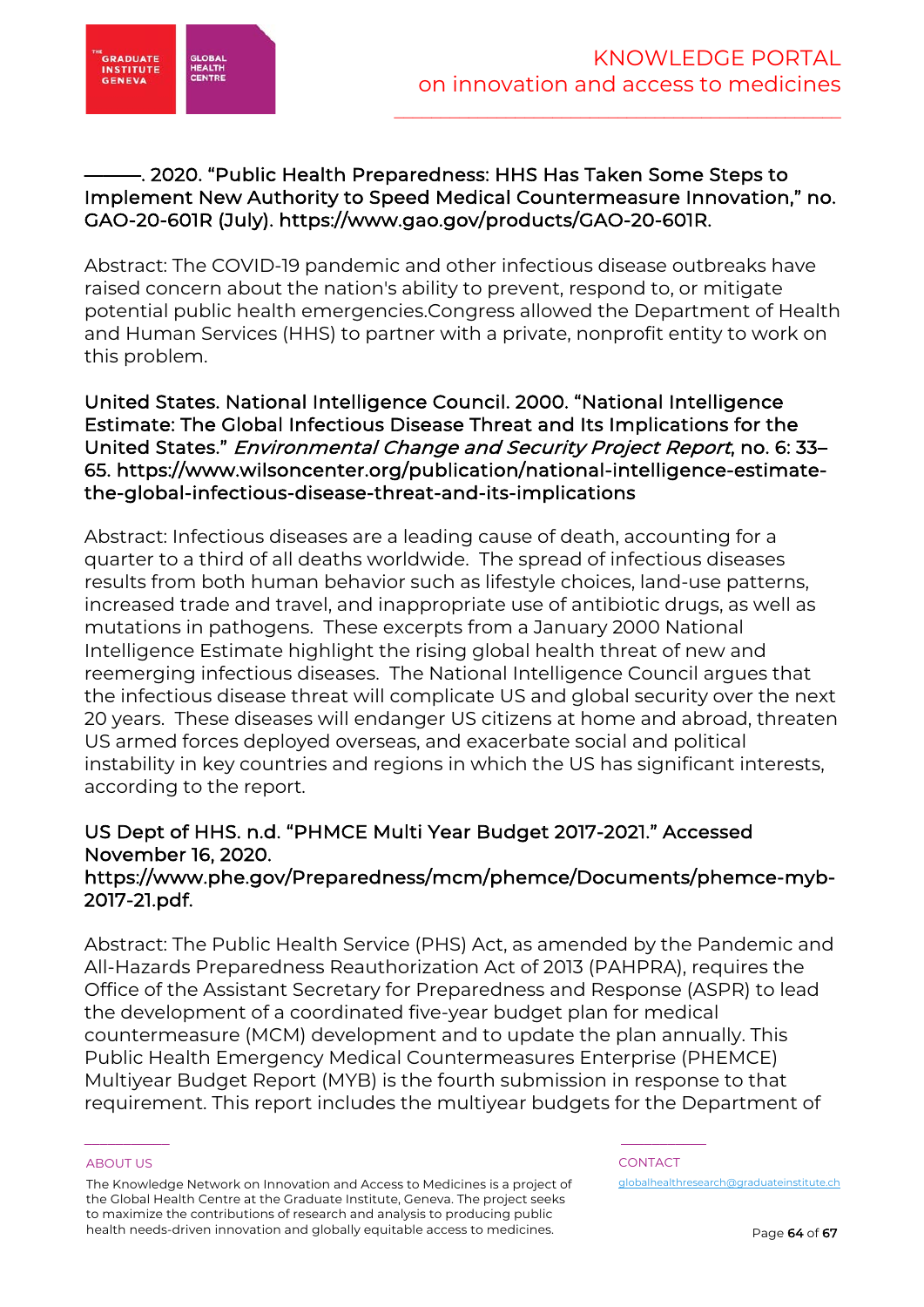**———. 2020. "Public Health Preparedness: HHS Has Taken Some Steps to Implement New Authority to Speed Medical Countermeasure Innovation," no. GAO-20-601R (July). https://www.gao.gov/products/GAO-20-601R.**

Abstract: The COVID-19 pandemic and other infectious disease outbreaks have raised concern about the nation's ability to prevent, respond to, or mitigate potential public health emergencies.Congress allowed the Department of Health and Human Services (HHS) to partner with a private, nonprofit entity to work on this problem.

**United States. National Intelligence Council. 2000. "National Intelligence Estimate: The Global Infectious Disease Threat and Its Implications for the United States."** ***Environmental Change and Security Project Report*****, no. 6: 33–65. https://www.wilsoncenter.org/publication/national-intelligence-estimate-the-global-infectious-disease-threat-and-its-implications**

Abstract: Infectious diseases are a leading cause of death, accounting for a quarter to a third of all deaths worldwide. The spread of infectious diseases results from both human behavior such as lifestyle choices, land-use patterns, increased trade and travel, and inappropriate use of antibiotic drugs, as well as mutations in pathogens. These excerpts from a January 2000 National Intelligence Estimate highlight the rising global health threat of new and reemerging infectious diseases. The National Intelligence Council argues that the infectious disease threat will complicate US and global security over the next 20 years. These diseases will endanger US citizens at home and abroad, threaten US armed forces deployed overseas, and exacerbate social and political instability in key countries and regions in which the US has significant interests, according to the report.

**US Dept of HHS. n.d. "PHMCE Multi Year Budget 2017-2021." Accessed November 16, 2020. https://www.phe.gov/Preparedness/mcm/phemce/Documents/phemce-myb-2017-21.pdf.**

Abstract: The Public Health Service (PHS) Act, as amended by the Pandemic and All-Hazards Preparedness Reauthorization Act of 2013 (PAHPRA), requires the Office of the Assistant Secretary for Preparedness and Response (ASPR) to lead the development of a coordinated five-year budget plan for medical countermeasure (MCM) development and to update the plan annually. This Public Health Emergency Medical Countermeasures Enterprise (PHEMCE) Multiyear Budget Report (MYB) is the fourth submission in response to that requirement. This report includes the multiyear budgets for the Department of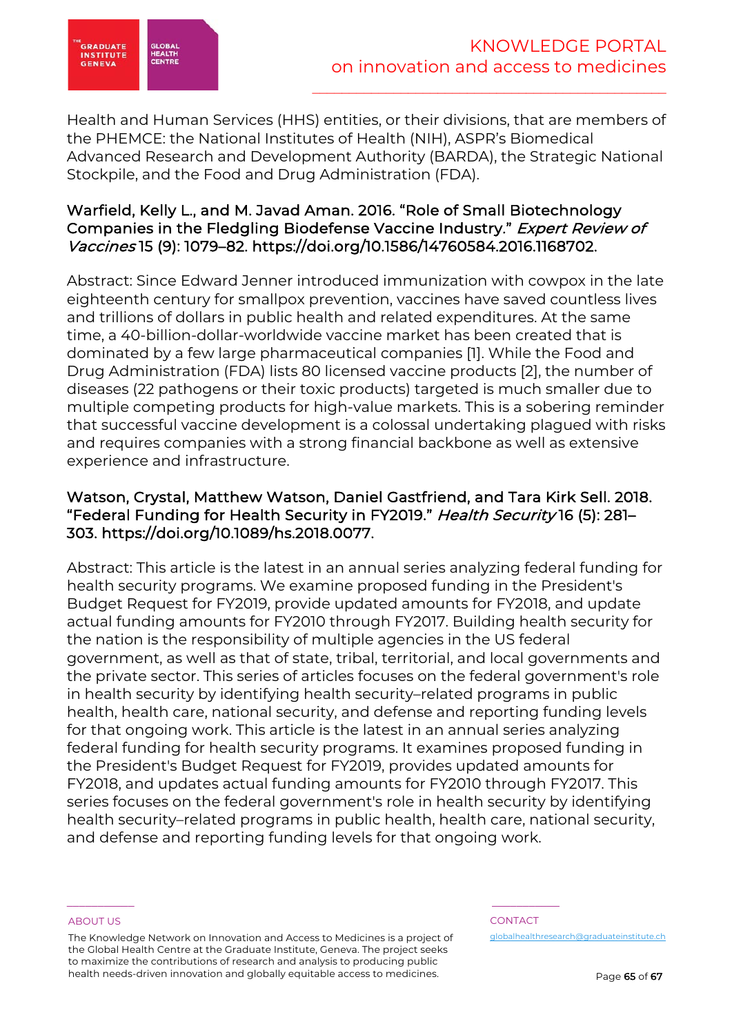Health and Human Services (HHS) entities, or their divisions, that are members of the PHEMCE: the National Institutes of Health (NIH), ASPR's Biomedical Advanced Research and Development Authority (BARDA), the Strategic National Stockpile, and the Food and Drug Administration (FDA).

### Warfield, Kelly L., and M. Javad Aman. 2016. "Role of Small Biotechnology Companies in the Fledgling Biodefense Vaccine Industry." *Expert Review of Vaccines* 15 (9): 1079–82. https://doi.org/10.1586/14760584.2016.1168702.

Abstract: Since Edward Jenner introduced immunization with cowpox in the late eighteenth century for smallpox prevention, vaccines have saved countless lives and trillions of dollars in public health and related expenditures. At the same time, a 40-billion-dollar-worldwide vaccine market has been created that is dominated by a few large pharmaceutical companies [1]. While the Food and Drug Administration (FDA) lists 80 licensed vaccine products [2], the number of diseases (22 pathogens or their toxic products) targeted is much smaller due to multiple competing products for high-value markets. This is a sobering reminder that successful vaccine development is a colossal undertaking plagued with risks and requires companies with a strong financial backbone as well as extensive experience and infrastructure.

### Watson, Crystal, Matthew Watson, Daniel Gastfriend, and Tara Kirk Sell. 2018. "Federal Funding for Health Security in FY2019." *Health Security* 16 (5): 281–303. https://doi.org/10.1089/hs.2018.0077.

Abstract: This article is the latest in an annual series analyzing federal funding for health security programs. We examine proposed funding in the President's Budget Request for FY2019, provide updated amounts for FY2018, and update actual funding amounts for FY2010 through FY2017. Building health security for the nation is the responsibility of multiple agencies in the US federal government, as well as that of state, tribal, territorial, and local governments and the private sector. This series of articles focuses on the federal government's role in health security by identifying health security–related programs in public health, health care, national security, and defense and reporting funding levels for that ongoing work. This article is the latest in an annual series analyzing federal funding for health security programs. It examines proposed funding in the President's Budget Request for FY2019, provides updated amounts for FY2018, and updates actual funding amounts for FY2010 through FY2017. This series focuses on the federal government's role in health security by identifying health security–related programs in public health, health care, national security, and defense and reporting funding levels for that ongoing work.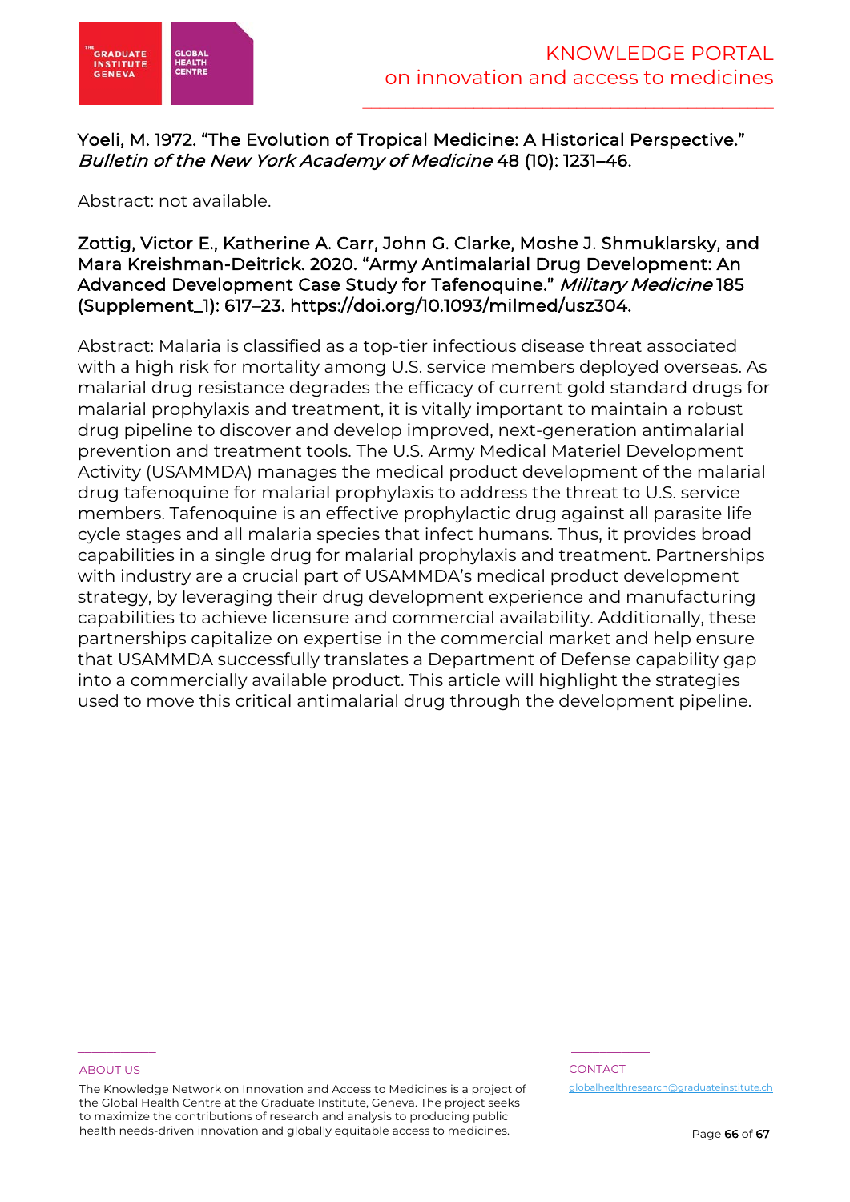Yoeli, M. 1972. "The Evolution of Tropical Medicine: A Historical Perspective." *Bulletin of the New York Academy of Medicine* 48 (10): 1231–46.

Abstract: not available.

Zottig, Victor E., Katherine A. Carr, John G. Clarke, Moshe J. Shmuklarsky, and Mara Kreishman-Deitrick. 2020. "Army Antimalarial Drug Development: An Advanced Development Case Study for Tafenoquine." *Military Medicine* 185 (Supplement_1): 617–23. https://doi.org/10.1093/milmed/usz304.

Abstract: Malaria is classified as a top-tier infectious disease threat associated with a high risk for mortality among U.S. service members deployed overseas. As malarial drug resistance degrades the efficacy of current gold standard drugs for malarial prophylaxis and treatment, it is vitally important to maintain a robust drug pipeline to discover and develop improved, next-generation antimalarial prevention and treatment tools. The U.S. Army Medical Materiel Development Activity (USAMMDA) manages the medical product development of the malarial drug tafenoquine for malarial prophylaxis to address the threat to U.S. service members. Tafenoquine is an effective prophylactic drug against all parasite life cycle stages and all malaria species that infect humans. Thus, it provides broad capabilities in a single drug for malarial prophylaxis and treatment. Partnerships with industry are a crucial part of USAMMDA's medical product development strategy, by leveraging their drug development experience and manufacturing capabilities to achieve licensure and commercial availability. Additionally, these partnerships capitalize on expertise in the commercial market and help ensure that USAMMDA successfully translates a Department of Defense capability gap into a commercially available product. This article will highlight the strategies used to move this critical antimalarial drug through the development pipeline.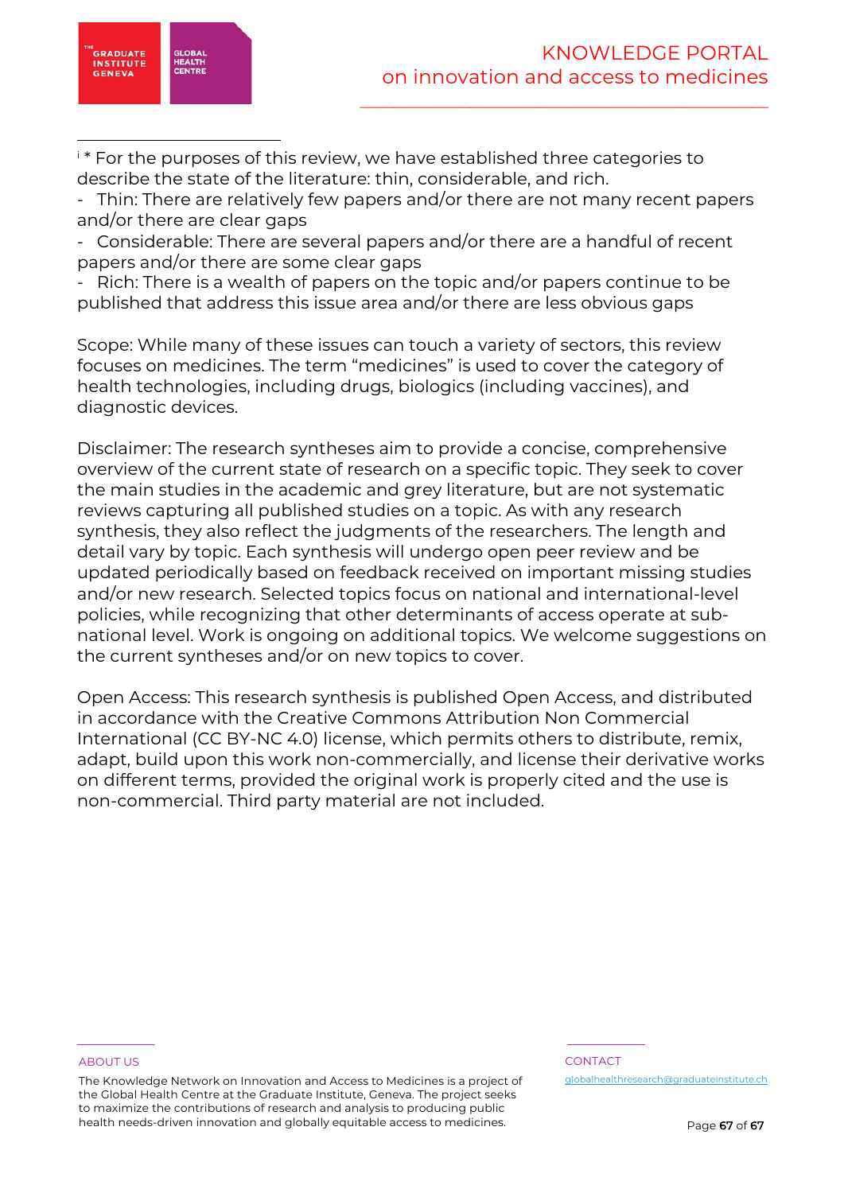[i] * For the purposes of this review, we have established three categories to describe the state of the literature: thin, considerable, and rich.

- Thin: There are relatively few papers and/or there are not many recent papers and/or there are clear gaps
- Considerable: There are several papers and/or there are a handful of recent papers and/or there are some clear gaps
- Rich: There is a wealth of papers on the topic and/or papers continue to be published that address this issue area and/or there are less obvious gaps

Scope: While many of these issues can touch a variety of sectors, this review focuses on medicines. The term "medicines" is used to cover the category of health technologies, including drugs, biologics (including vaccines), and diagnostic devices.

Disclaimer: The research syntheses aim to provide a concise, comprehensive overview of the current state of research on a specific topic. They seek to cover the main studies in the academic and grey literature, but are not systematic reviews capturing all published studies on a topic. As with any research synthesis, they also reflect the judgments of the researchers. The length and detail vary by topic. Each synthesis will undergo open peer review and be updated periodically based on feedback received on important missing studies and/or new research. Selected topics focus on national and international-level policies, while recognizing that other determinants of access operate at sub-national level. Work is ongoing on additional topics. We welcome suggestions on the current syntheses and/or on new topics to cover.

Open Access: This research synthesis is published Open Access, and distributed in accordance with the Creative Commons Attribution Non Commercial International (CC BY-NC 4.0) license, which permits others to distribute, remix, adapt, build upon this work non-commercially, and license their derivative works on different terms, provided the original work is properly cited and the use is non-commercial. Third party material are not included.